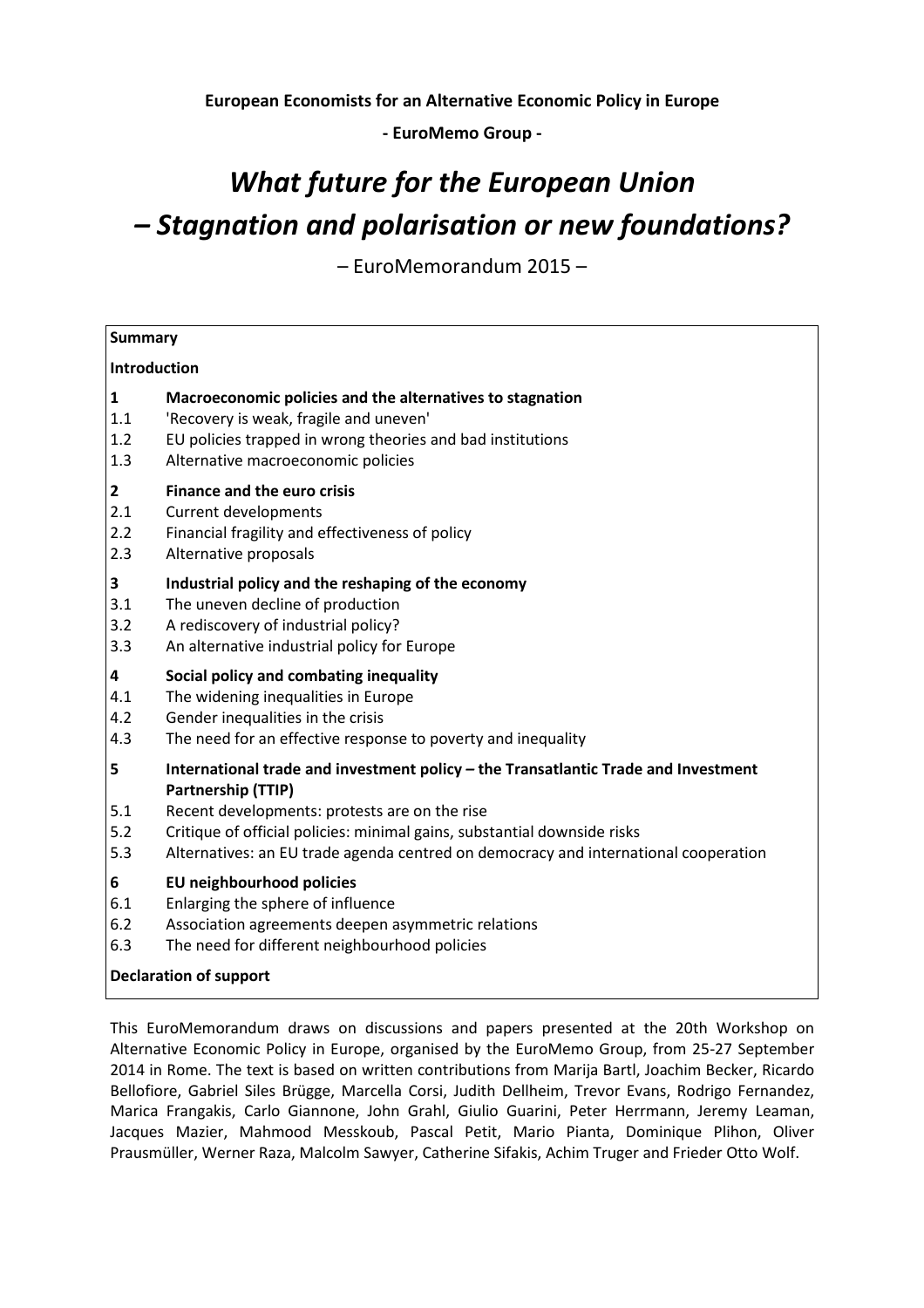**European Economists for an Alternative Economic Policy in Europe**

**- EuroMemo Group -**

# *What future for the European Union – Stagnation and polarisation or new foundations?*

– EuroMemorandum 2015 –

**Summary**

**Introduction**

**1 Macroeconomic policies and the alternatives to stagnation**

1.1 'Recovery is weak, fragile and uneven'
1.2 EU policies trapped in wrong theories and bad institutions
1.3 Alternative macroeconomic policies

**2 Finance and the euro crisis**

2.1 Current developments
2.2 Financial fragility and effectiveness of policy
2.3 Alternative proposals

**3 Industrial policy and the reshaping of the economy**

3.1 The uneven decline of production
3.2 A rediscovery of industrial policy?
3.3 An alternative industrial policy for Europe

**4 Social policy and combating inequality**

4.1 The widening inequalities in Europe
4.2 Gender inequalities in the crisis
4.3 The need for an effective response to poverty and inequality

**5 International trade and investment policy – the Transatlantic Trade and Investment Partnership (TTIP)**

5.1 Recent developments: protests are on the rise
5.2 Critique of official policies: minimal gains, substantial downside risks
5.3 Alternatives: an EU trade agenda centred on democracy and international cooperation

**6 EU neighbourhood policies**

6.1 Enlarging the sphere of influence
6.2 Association agreements deepen asymmetric relations
6.3 The need for different neighbourhood policies

**Declaration of support**

This EuroMemorandum draws on discussions and papers presented at the 20th Workshop on Alternative Economic Policy in Europe, organised by the EuroMemo Group, from 25-27 September 2014 in Rome. The text is based on written contributions from Marija Bartl, Joachim Becker, Ricardo Bellofiore, Gabriel Siles Brügge, Marcella Corsi, Judith Dellheim, Trevor Evans, Rodrigo Fernandez, Marica Frangakis, Carlo Giannone, John Grahl, Giulio Guarini, Peter Herrmann, Jeremy Leaman, Jacques Mazier, Mahmood Messkoub, Pascal Petit, Mario Pianta, Dominique Plihon, Oliver Prausmüller, Werner Raza, Malcolm Sawyer, Catherine Sifakis, Achim Truger and Frieder Otto Wolf.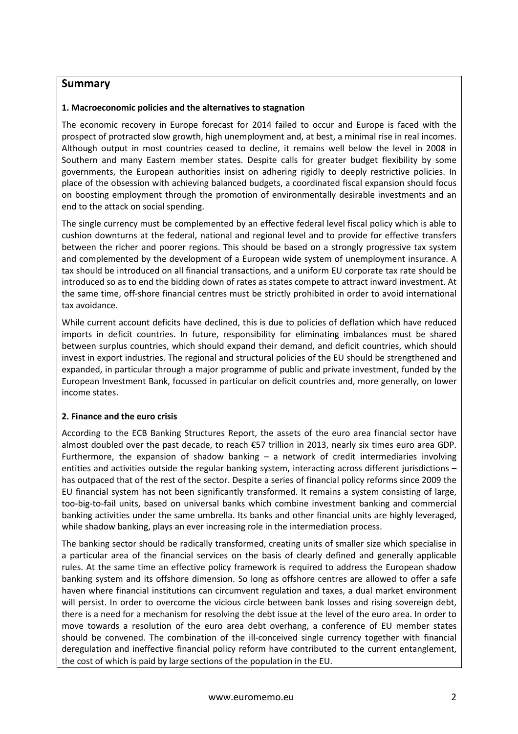## Summary

### 1. Macroeconomic policies and the alternatives to stagnation

The economic recovery in Europe forecast for 2014 failed to occur and Europe is faced with the prospect of protracted slow growth, high unemployment and, at best, a minimal rise in real incomes. Although output in most countries ceased to decline, it remains well below the level in 2008 in Southern and many Eastern member states. Despite calls for greater budget flexibility by some governments, the European authorities insist on adhering rigidly to deeply restrictive policies. In place of the obsession with achieving balanced budgets, a coordinated fiscal expansion should focus on boosting employment through the promotion of environmentally desirable investments and an end to the attack on social spending.

The single currency must be complemented by an effective federal level fiscal policy which is able to cushion downturns at the federal, national and regional level and to provide for effective transfers between the richer and poorer regions. This should be based on a strongly progressive tax system and complemented by the development of a European wide system of unemployment insurance. A tax should be introduced on all financial transactions, and a uniform EU corporate tax rate should be introduced so as to end the bidding down of rates as states compete to attract inward investment. At the same time, off-shore financial centres must be strictly prohibited in order to avoid international tax avoidance.

While current account deficits have declined, this is due to policies of deflation which have reduced imports in deficit countries. In future, responsibility for eliminating imbalances must be shared between surplus countries, which should expand their demand, and deficit countries, which should invest in export industries. The regional and structural policies of the EU should be strengthened and expanded, in particular through a major programme of public and private investment, funded by the European Investment Bank, focussed in particular on deficit countries and, more generally, on lower income states.

### 2. Finance and the euro crisis

According to the ECB Banking Structures Report, the assets of the euro area financial sector have almost doubled over the past decade, to reach €57 trillion in 2013, nearly six times euro area GDP. Furthermore, the expansion of shadow banking – a network of credit intermediaries involving entities and activities outside the regular banking system, interacting across different jurisdictions – has outpaced that of the rest of the sector. Despite a series of financial policy reforms since 2009 the EU financial system has not been significantly transformed. It remains a system consisting of large, too-big-to-fail units, based on universal banks which combine investment banking and commercial banking activities under the same umbrella. Its banks and other financial units are highly leveraged, while shadow banking, plays an ever increasing role in the intermediation process.

The banking sector should be radically transformed, creating units of smaller size which specialise in a particular area of the financial services on the basis of clearly defined and generally applicable rules. At the same time an effective policy framework is required to address the European shadow banking system and its offshore dimension. So long as offshore centres are allowed to offer a safe haven where financial institutions can circumvent regulation and taxes, a dual market environment will persist. In order to overcome the vicious circle between bank losses and rising sovereign debt, there is a need for a mechanism for resolving the debt issue at the level of the euro area. In order to move towards a resolution of the euro area debt overhang, a conference of EU member states should be convened. The combination of the ill-conceived single currency together with financial deregulation and ineffective financial policy reform have contributed to the current entanglement, the cost of which is paid by large sections of the population in the EU.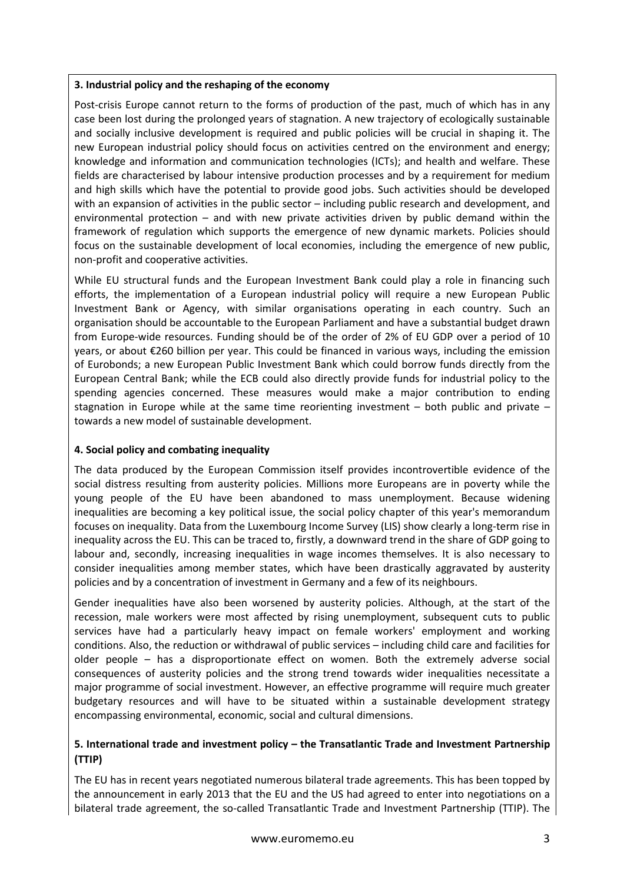**3. Industrial policy and the reshaping of the economy**

Post-crisis Europe cannot return to the forms of production of the past, much of which has in any case been lost during the prolonged years of stagnation. A new trajectory of ecologically sustainable and socially inclusive development is required and public policies will be crucial in shaping it. The new European industrial policy should focus on activities centred on the environment and energy; knowledge and information and communication technologies (ICTs); and health and welfare. These fields are characterised by labour intensive production processes and by a requirement for medium and high skills which have the potential to provide good jobs. Such activities should be developed with an expansion of activities in the public sector – including public research and development, and environmental protection – and with new private activities driven by public demand within the framework of regulation which supports the emergence of new dynamic markets. Policies should focus on the sustainable development of local economies, including the emergence of new public, non-profit and cooperative activities.

While EU structural funds and the European Investment Bank could play a role in financing such efforts, the implementation of a European industrial policy will require a new European Public Investment Bank or Agency, with similar organisations operating in each country. Such an organisation should be accountable to the European Parliament and have a substantial budget drawn from Europe-wide resources. Funding should be of the order of 2% of EU GDP over a period of 10 years, or about €260 billion per year. This could be financed in various ways, including the emission of Eurobonds; a new European Public Investment Bank which could borrow funds directly from the European Central Bank; while the ECB could also directly provide funds for industrial policy to the spending agencies concerned. These measures would make a major contribution to ending stagnation in Europe while at the same time reorienting investment – both public and private – towards a new model of sustainable development.

**4. Social policy and combating inequality**

The data produced by the European Commission itself provides incontrovertible evidence of the social distress resulting from austerity policies. Millions more Europeans are in poverty while the young people of the EU have been abandoned to mass unemployment. Because widening inequalities are becoming a key political issue, the social policy chapter of this year's memorandum focuses on inequality. Data from the Luxembourg Income Survey (LIS) show clearly a long-term rise in inequality across the EU. This can be traced to, firstly, a downward trend in the share of GDP going to labour and, secondly, increasing inequalities in wage incomes themselves. It is also necessary to consider inequalities among member states, which have been drastically aggravated by austerity policies and by a concentration of investment in Germany and a few of its neighbours.

Gender inequalities have also been worsened by austerity policies. Although, at the start of the recession, male workers were most affected by rising unemployment, subsequent cuts to public services have had a particularly heavy impact on female workers' employment and working conditions. Also, the reduction or withdrawal of public services – including child care and facilities for older people – has a disproportionate effect on women. Both the extremely adverse social consequences of austerity policies and the strong trend towards wider inequalities necessitate a major programme of social investment. However, an effective programme will require much greater budgetary resources and will have to be situated within a sustainable development strategy encompassing environmental, economic, social and cultural dimensions.

**5. International trade and investment policy – the Transatlantic Trade and Investment Partnership (TTIP)**

The EU has in recent years negotiated numerous bilateral trade agreements. This has been topped by the announcement in early 2013 that the EU and the US had agreed to enter into negotiations on a bilateral trade agreement, the so-called Transatlantic Trade and Investment Partnership (TTIP). The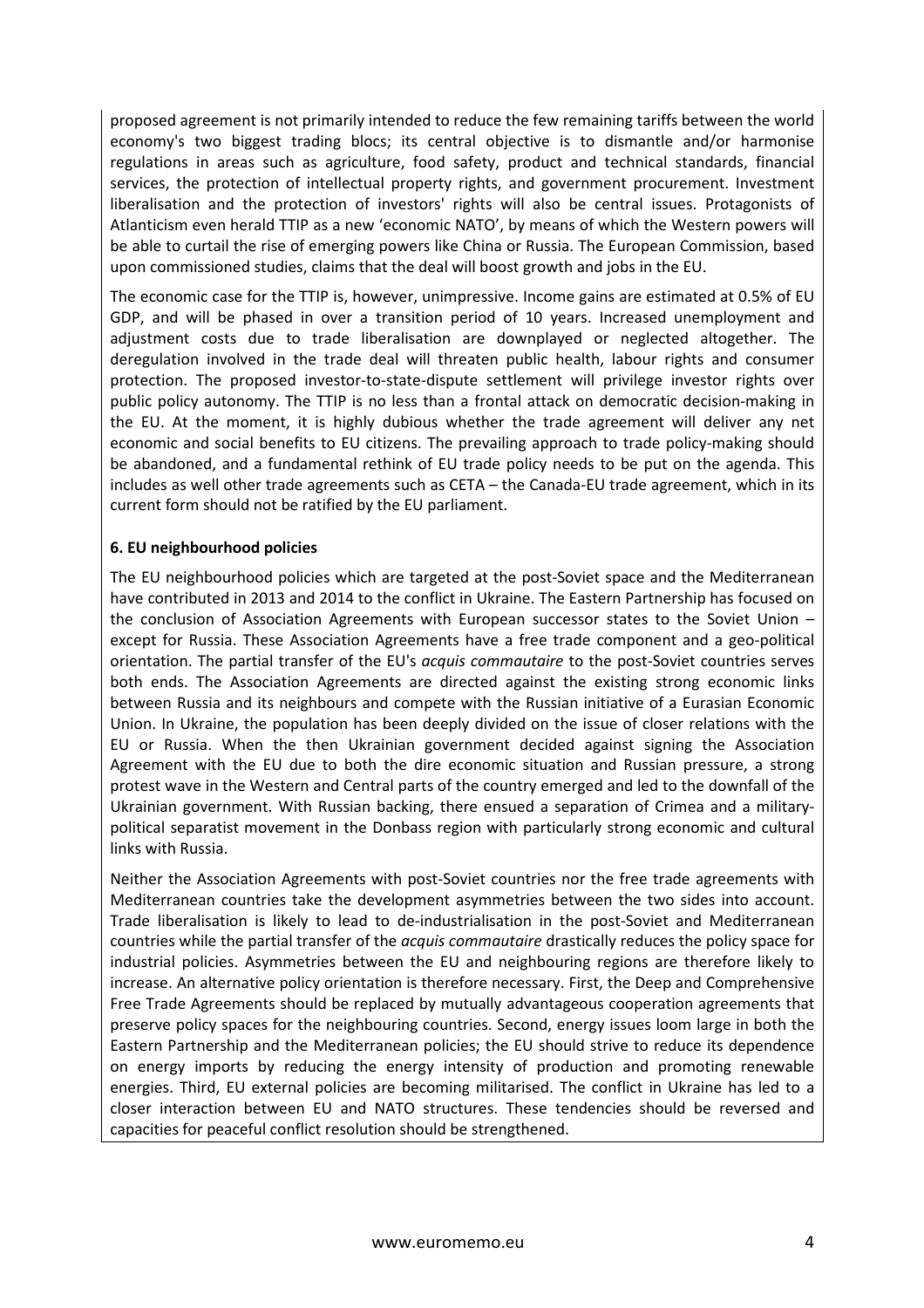proposed agreement is not primarily intended to reduce the few remaining tariffs between the world economy's two biggest trading blocs; its central objective is to dismantle and/or harmonise regulations in areas such as agriculture, food safety, product and technical standards, financial services, the protection of intellectual property rights, and government procurement. Investment liberalisation and the protection of investors' rights will also be central issues. Protagonists of Atlanticism even herald TTIP as a new 'economic NATO', by means of which the Western powers will be able to curtail the rise of emerging powers like China or Russia. The European Commission, based upon commissioned studies, claims that the deal will boost growth and jobs in the EU.

The economic case for the TTIP is, however, unimpressive. Income gains are estimated at 0.5% of EU GDP, and will be phased in over a transition period of 10 years. Increased unemployment and adjustment costs due to trade liberalisation are downplayed or neglected altogether. The deregulation involved in the trade deal will threaten public health, labour rights and consumer protection. The proposed investor-to-state-dispute settlement will privilege investor rights over public policy autonomy. The TTIP is no less than a frontal attack on democratic decision-making in the EU. At the moment, it is highly dubious whether the trade agreement will deliver any net economic and social benefits to EU citizens. The prevailing approach to trade policy-making should be abandoned, and a fundamental rethink of EU trade policy needs to be put on the agenda. This includes as well other trade agreements such as CETA – the Canada-EU trade agreement, which in its current form should not be ratified by the EU parliament.

**6. EU neighbourhood policies**

The EU neighbourhood policies which are targeted at the post-Soviet space and the Mediterranean have contributed in 2013 and 2014 to the conflict in Ukraine. The Eastern Partnership has focused on the conclusion of Association Agreements with European successor states to the Soviet Union – except for Russia. These Association Agreements have a free trade component and a geo-political orientation. The partial transfer of the EU's *acquis commautaire* to the post-Soviet countries serves both ends. The Association Agreements are directed against the existing strong economic links between Russia and its neighbours and compete with the Russian initiative of a Eurasian Economic Union. In Ukraine, the population has been deeply divided on the issue of closer relations with the EU or Russia. When the then Ukrainian government decided against signing the Association Agreement with the EU due to both the dire economic situation and Russian pressure, a strong protest wave in the Western and Central parts of the country emerged and led to the downfall of the Ukrainian government. With Russian backing, there ensued a separation of Crimea and a military-political separatist movement in the Donbass region with particularly strong economic and cultural links with Russia.

Neither the Association Agreements with post-Soviet countries nor the free trade agreements with Mediterranean countries take the development asymmetries between the two sides into account. Trade liberalisation is likely to lead to de-industrialisation in the post-Soviet and Mediterranean countries while the partial transfer of the *acquis commautaire* drastically reduces the policy space for industrial policies. Asymmetries between the EU and neighbouring regions are therefore likely to increase. An alternative policy orientation is therefore necessary. First, the Deep and Comprehensive Free Trade Agreements should be replaced by mutually advantageous cooperation agreements that preserve policy spaces for the neighbouring countries. Second, energy issues loom large in both the Eastern Partnership and the Mediterranean policies; the EU should strive to reduce its dependence on energy imports by reducing the energy intensity of production and promoting renewable energies. Third, EU external policies are becoming militarised. The conflict in Ukraine has led to a closer interaction between EU and NATO structures. These tendencies should be reversed and capacities for peaceful conflict resolution should be strengthened.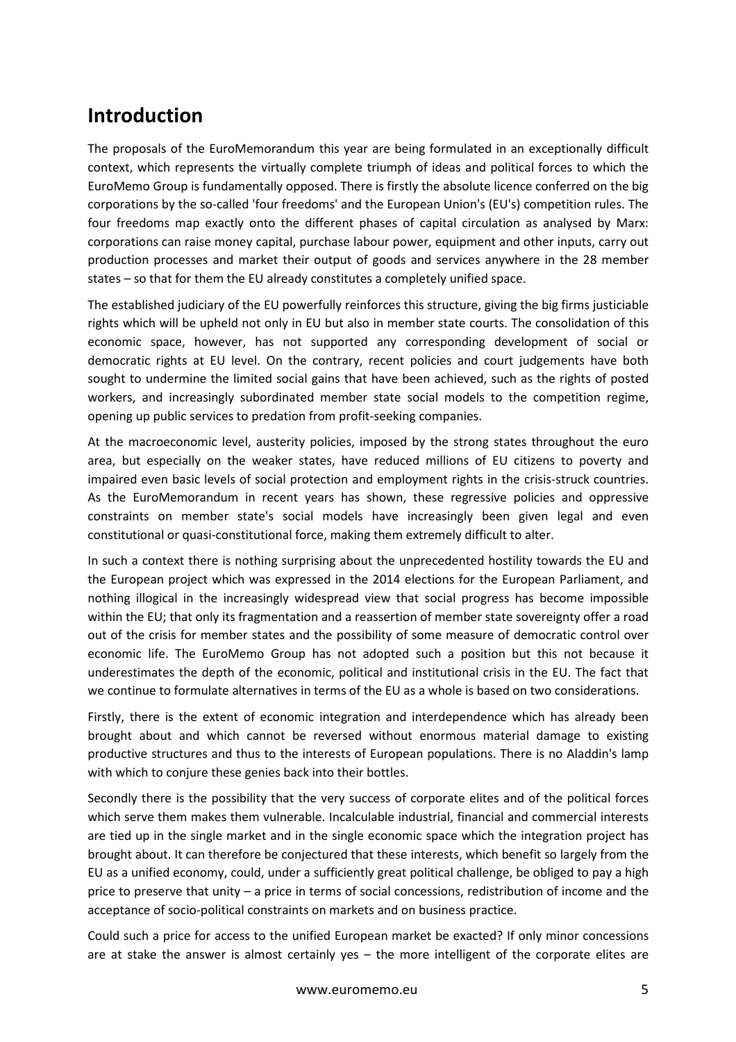# Introduction

The proposals of the EuroMemorandum this year are being formulated in an exceptionally difficult context, which represents the virtually complete triumph of ideas and political forces to which the EuroMemo Group is fundamentally opposed. There is firstly the absolute licence conferred on the big corporations by the so-called 'four freedoms' and the European Union's (EU's) competition rules. The four freedoms map exactly onto the different phases of capital circulation as analysed by Marx: corporations can raise money capital, purchase labour power, equipment and other inputs, carry out production processes and market their output of goods and services anywhere in the 28 member states – so that for them the EU already constitutes a completely unified space.

The established judiciary of the EU powerfully reinforces this structure, giving the big firms justiciable rights which will be upheld not only in EU but also in member state courts. The consolidation of this economic space, however, has not supported any corresponding development of social or democratic rights at EU level. On the contrary, recent policies and court judgements have both sought to undermine the limited social gains that have been achieved, such as the rights of posted workers, and increasingly subordinated member state social models to the competition regime, opening up public services to predation from profit-seeking companies.

At the macroeconomic level, austerity policies, imposed by the strong states throughout the euro area, but especially on the weaker states, have reduced millions of EU citizens to poverty and impaired even basic levels of social protection and employment rights in the crisis-struck countries. As the EuroMemorandum in recent years has shown, these regressive policies and oppressive constraints on member state's social models have increasingly been given legal and even constitutional or quasi-constitutional force, making them extremely difficult to alter.

In such a context there is nothing surprising about the unprecedented hostility towards the EU and the European project which was expressed in the 2014 elections for the European Parliament, and nothing illogical in the increasingly widespread view that social progress has become impossible within the EU; that only its fragmentation and a reassertion of member state sovereignty offer a road out of the crisis for member states and the possibility of some measure of democratic control over economic life. The EuroMemo Group has not adopted such a position but this not because it underestimates the depth of the economic, political and institutional crisis in the EU. The fact that we continue to formulate alternatives in terms of the EU as a whole is based on two considerations.

Firstly, there is the extent of economic integration and interdependence which has already been brought about and which cannot be reversed without enormous material damage to existing productive structures and thus to the interests of European populations. There is no Aladdin's lamp with which to conjure these genies back into their bottles.

Secondly there is the possibility that the very success of corporate elites and of the political forces which serve them makes them vulnerable. Incalculable industrial, financial and commercial interests are tied up in the single market and in the single economic space which the integration project has brought about. It can therefore be conjectured that these interests, which benefit so largely from the EU as a unified economy, could, under a sufficiently great political challenge, be obliged to pay a high price to preserve that unity – a price in terms of social concessions, redistribution of income and the acceptance of socio-political constraints on markets and on business practice.

Could such a price for access to the unified European market be exacted? If only minor concessions are at stake the answer is almost certainly yes – the more intelligent of the corporate elites are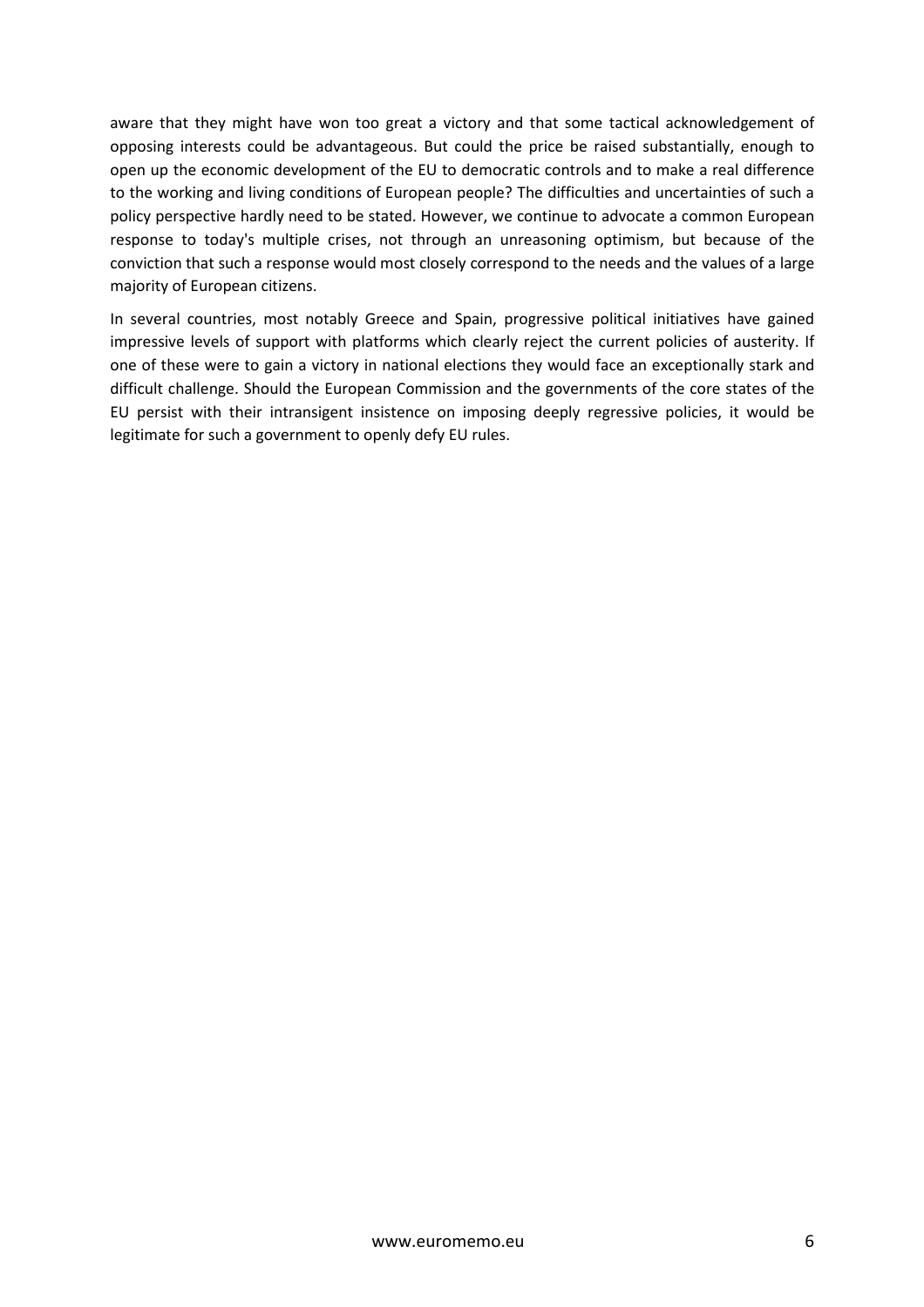aware that they might have won too great a victory and that some tactical acknowledgement of opposing interests could be advantageous. But could the price be raised substantially, enough to open up the economic development of the EU to democratic controls and to make a real difference to the working and living conditions of European people? The difficulties and uncertainties of such a policy perspective hardly need to be stated. However, we continue to advocate a common European response to today's multiple crises, not through an unreasoning optimism, but because of the conviction that such a response would most closely correspond to the needs and the values of a large majority of European citizens.

In several countries, most notably Greece and Spain, progressive political initiatives have gained impressive levels of support with platforms which clearly reject the current policies of austerity. If one of these were to gain a victory in national elections they would face an exceptionally stark and difficult challenge. Should the European Commission and the governments of the core states of the EU persist with their intransigent insistence on imposing deeply regressive policies, it would be legitimate for such a government to openly defy EU rules.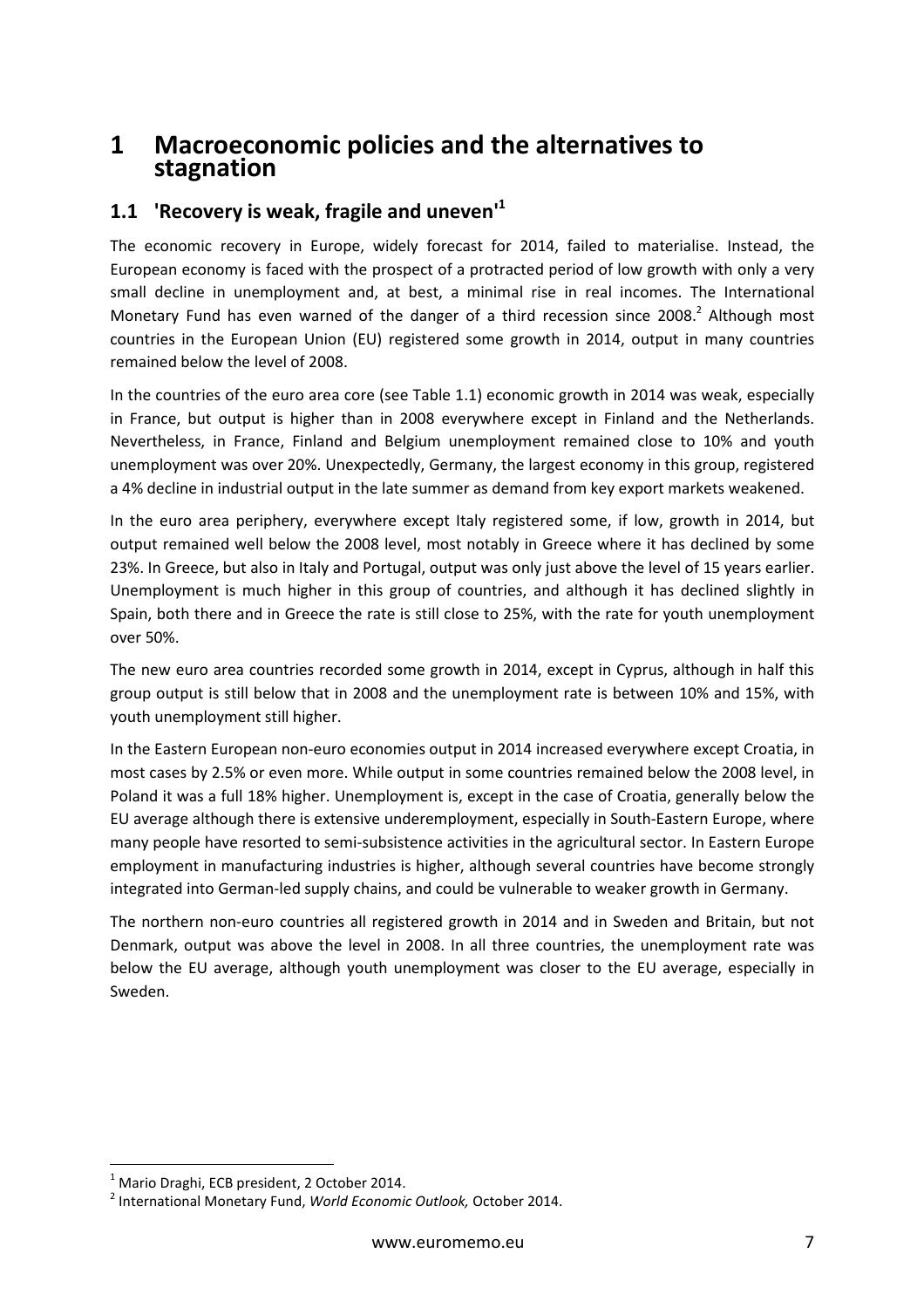# 1 Macroeconomic policies and the alternatives to stagnation

## 1.1 'Recovery is weak, fragile and uneven'[1]

The economic recovery in Europe, widely forecast for 2014, failed to materialise. Instead, the European economy is faced with the prospect of a protracted period of low growth with only a very small decline in unemployment and, at best, a minimal rise in real incomes. The International Monetary Fund has even warned of the danger of a third recession since 2008.[2] Although most countries in the European Union (EU) registered some growth in 2014, output in many countries remained below the level of 2008.

In the countries of the euro area core (see Table 1.1) economic growth in 2014 was weak, especially in France, but output is higher than in 2008 everywhere except in Finland and the Netherlands. Nevertheless, in France, Finland and Belgium unemployment remained close to 10% and youth unemployment was over 20%. Unexpectedly, Germany, the largest economy in this group, registered a 4% decline in industrial output in the late summer as demand from key export markets weakened.

In the euro area periphery, everywhere except Italy registered some, if low, growth in 2014, but output remained well below the 2008 level, most notably in Greece where it has declined by some 23%. In Greece, but also in Italy and Portugal, output was only just above the level of 15 years earlier. Unemployment is much higher in this group of countries, and although it has declined slightly in Spain, both there and in Greece the rate is still close to 25%, with the rate for youth unemployment over 50%.

The new euro area countries recorded some growth in 2014, except in Cyprus, although in half this group output is still below that in 2008 and the unemployment rate is between 10% and 15%, with youth unemployment still higher.

In the Eastern European non-euro economies output in 2014 increased everywhere except Croatia, in most cases by 2.5% or even more. While output in some countries remained below the 2008 level, in Poland it was a full 18% higher. Unemployment is, except in the case of Croatia, generally below the EU average although there is extensive underemployment, especially in South-Eastern Europe, where many people have resorted to semi-subsistence activities in the agricultural sector. In Eastern Europe employment in manufacturing industries is higher, although several countries have become strongly integrated into German-led supply chains, and could be vulnerable to weaker growth in Germany.

The northern non-euro countries all registered growth in 2014 and in Sweden and Britain, but not Denmark, output was above the level in 2008. In all three countries, the unemployment rate was below the EU average, although youth unemployment was closer to the EU average, especially in Sweden.

---

[1] Mario Draghi, ECB president, 2 October 2014.

[2] International Monetary Fund, *World Economic Outlook,* October 2014.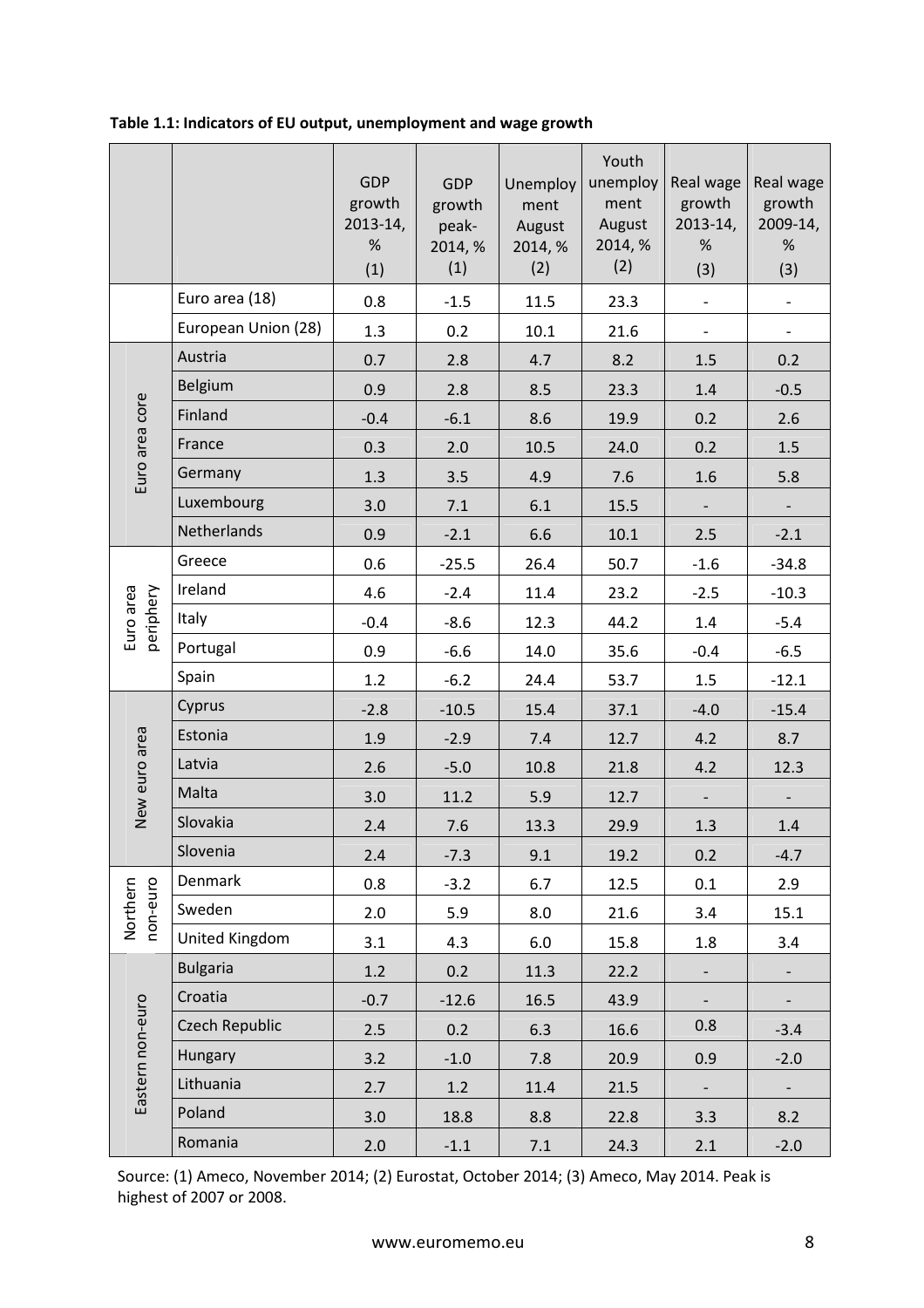**Table 1.1: Indicators of EU output, unemployment and wage growth**

| | | GDP growth 2013-14, % (1) | GDP growth peak-2014, % (1) | Unemployment August 2014, % (2) | Youth unemployment August 2014, % (2) | Real wage growth 2013-14, % (3) | Real wage growth 2009-14, % (3) |
|---|---|---|---|---|---|---|---|
| | Euro area (18) | 0.8 | -1.5 | 11.5 | 23.3 | - | - |
| | European Union (28) | 1.3 | 0.2 | 10.1 | 21.6 | - | - |
| Euro area core | Austria | 0.7 | 2.8 | 4.7 | 8.2 | 1.5 | 0.2 |
| | Belgium | 0.9 | 2.8 | 8.5 | 23.3 | 1.4 | -0.5 |
| | Finland | -0.4 | -6.1 | 8.6 | 19.9 | 0.2 | 2.6 |
| | France | 0.3 | 2.0 | 10.5 | 24.0 | 0.2 | 1.5 |
| | Germany | 1.3 | 3.5 | 4.9 | 7.6 | 1.6 | 5.8 |
| | Luxembourg | 3.0 | 7.1 | 6.1 | 15.5 | - | - |
| | Netherlands | 0.9 | -2.1 | 6.6 | 10.1 | 2.5 | -2.1 |
| Euro area periphery | Greece | 0.6 | -25.5 | 26.4 | 50.7 | -1.6 | -34.8 |
| | Ireland | 4.6 | -2.4 | 11.4 | 23.2 | -2.5 | -10.3 |
| | Italy | -0.4 | -8.6 | 12.3 | 44.2 | 1.4 | -5.4 |
| | Portugal | 0.9 | -6.6 | 14.0 | 35.6 | -0.4 | -6.5 |
| | Spain | 1.2 | -6.2 | 24.4 | 53.7 | 1.5 | -12.1 |
| New euro area | Cyprus | -2.8 | -10.5 | 15.4 | 37.1 | -4.0 | -15.4 |
| | Estonia | 1.9 | -2.9 | 7.4 | 12.7 | 4.2 | 8.7 |
| | Latvia | 2.6 | -5.0 | 10.8 | 21.8 | 4.2 | 12.3 |
| | Malta | 3.0 | 11.2 | 5.9 | 12.7 | - | - |
| | Slovakia | 2.4 | 7.6 | 13.3 | 29.9 | 1.3 | 1.4 |
| | Slovenia | 2.4 | -7.3 | 9.1 | 19.2 | 0.2 | -4.7 |
| Northern non-euro | Denmark | 0.8 | -3.2 | 6.7 | 12.5 | 0.1 | 2.9 |
| | Sweden | 2.0 | 5.9 | 8.0 | 21.6 | 3.4 | 15.1 |
| | United Kingdom | 3.1 | 4.3 | 6.0 | 15.8 | 1.8 | 3.4 |
| Eastern non-euro | Bulgaria | 1.2 | 0.2 | 11.3 | 22.2 | - | - |
| | Croatia | -0.7 | -12.6 | 16.5 | 43.9 | - | - |
| | Czech Republic | 2.5 | 0.2 | 6.3 | 16.6 | 0.8 | -3.4 |
| | Hungary | 3.2 | -1.0 | 7.8 | 20.9 | 0.9 | -2.0 |
| | Lithuania | 2.7 | 1.2 | 11.4 | 21.5 | - | - |
| | Poland | 3.0 | 18.8 | 8.8 | 22.8 | 3.3 | 8.2 |
| | Romania | 2.0 | -1.1 | 7.1 | 24.3 | 2.1 | -2.0 |

Source: (1) Ameco, November 2014; (2) Eurostat, October 2014; (3) Ameco, May 2014. Peak is highest of 2007 or 2008.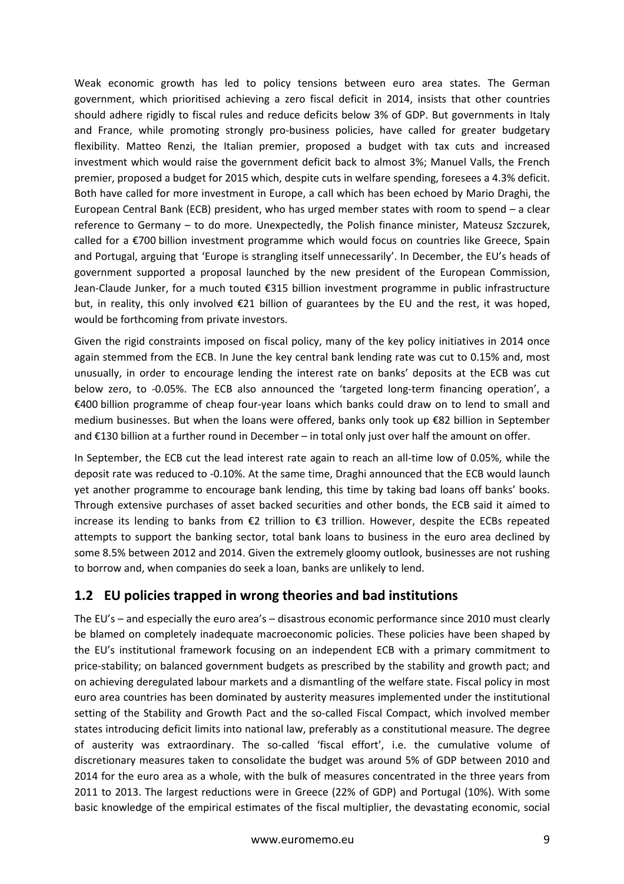Weak economic growth has led to policy tensions between euro area states. The German government, which prioritised achieving a zero fiscal deficit in 2014, insists that other countries should adhere rigidly to fiscal rules and reduce deficits below 3% of GDP. But governments in Italy and France, while promoting strongly pro-business policies, have called for greater budgetary flexibility. Matteo Renzi, the Italian premier, proposed a budget with tax cuts and increased investment which would raise the government deficit back to almost 3%; Manuel Valls, the French premier, proposed a budget for 2015 which, despite cuts in welfare spending, foresees a 4.3% deficit. Both have called for more investment in Europe, a call which has been echoed by Mario Draghi, the European Central Bank (ECB) president, who has urged member states with room to spend – a clear reference to Germany – to do more. Unexpectedly, the Polish finance minister, Mateusz Szczurek, called for a €700 billion investment programme which would focus on countries like Greece, Spain and Portugal, arguing that 'Europe is strangling itself unnecessarily'. In December, the EU's heads of government supported a proposal launched by the new president of the European Commission, Jean-Claude Junker, for a much touted €315 billion investment programme in public infrastructure but, in reality, this only involved €21 billion of guarantees by the EU and the rest, it was hoped, would be forthcoming from private investors.

Given the rigid constraints imposed on fiscal policy, many of the key policy initiatives in 2014 once again stemmed from the ECB. In June the key central bank lending rate was cut to 0.15% and, most unusually, in order to encourage lending the interest rate on banks' deposits at the ECB was cut below zero, to -0.05%. The ECB also announced the 'targeted long-term financing operation', a €400 billion programme of cheap four-year loans which banks could draw on to lend to small and medium businesses. But when the loans were offered, banks only took up €82 billion in September and €130 billion at a further round in December – in total only just over half the amount on offer.

In September, the ECB cut the lead interest rate again to reach an all-time low of 0.05%, while the deposit rate was reduced to -0.10%. At the same time, Draghi announced that the ECB would launch yet another programme to encourage bank lending, this time by taking bad loans off banks' books. Through extensive purchases of asset backed securities and other bonds, the ECB said it aimed to increase its lending to banks from €2 trillion to €3 trillion. However, despite the ECBs repeated attempts to support the banking sector, total bank loans to business in the euro area declined by some 8.5% between 2012 and 2014. Given the extremely gloomy outlook, businesses are not rushing to borrow and, when companies do seek a loan, banks are unlikely to lend.

## 1.2 EU policies trapped in wrong theories and bad institutions

The EU's – and especially the euro area's – disastrous economic performance since 2010 must clearly be blamed on completely inadequate macroeconomic policies. These policies have been shaped by the EU's institutional framework focusing on an independent ECB with a primary commitment to price-stability; on balanced government budgets as prescribed by the stability and growth pact; and on achieving deregulated labour markets and a dismantling of the welfare state. Fiscal policy in most euro area countries has been dominated by austerity measures implemented under the institutional setting of the Stability and Growth Pact and the so-called Fiscal Compact, which involved member states introducing deficit limits into national law, preferably as a constitutional measure. The degree of austerity was extraordinary. The so-called 'fiscal effort', i.e. the cumulative volume of discretionary measures taken to consolidate the budget was around 5% of GDP between 2010 and 2014 for the euro area as a whole, with the bulk of measures concentrated in the three years from 2011 to 2013. The largest reductions were in Greece (22% of GDP) and Portugal (10%). With some basic knowledge of the empirical estimates of the fiscal multiplier, the devastating economic, social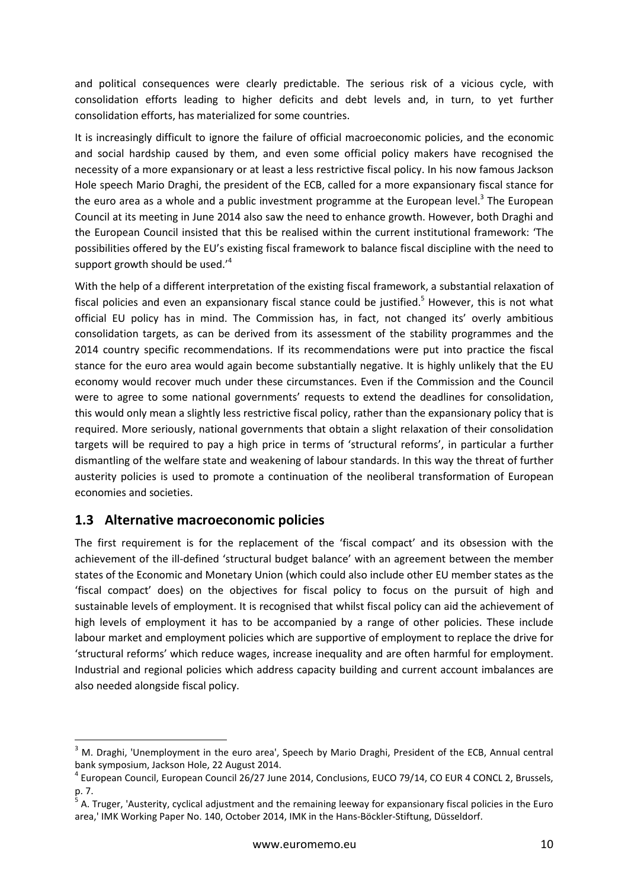and political consequences were clearly predictable. The serious risk of a vicious cycle, with consolidation efforts leading to higher deficits and debt levels and, in turn, to yet further consolidation efforts, has materialized for some countries.

It is increasingly difficult to ignore the failure of official macroeconomic policies, and the economic and social hardship caused by them, and even some official policy makers have recognised the necessity of a more expansionary or at least a less restrictive fiscal policy. In his now famous Jackson Hole speech Mario Draghi, the president of the ECB, called for a more expansionary fiscal stance for the euro area as a whole and a public investment programme at the European level.[3] The European Council at its meeting in June 2014 also saw the need to enhance growth. However, both Draghi and the European Council insisted that this be realised within the current institutional framework: 'The possibilities offered by the EU's existing fiscal framework to balance fiscal discipline with the need to support growth should be used.'[4]

With the help of a different interpretation of the existing fiscal framework, a substantial relaxation of fiscal policies and even an expansionary fiscal stance could be justified.[5] However, this is not what official EU policy has in mind. The Commission has, in fact, not changed its' overly ambitious consolidation targets, as can be derived from its assessment of the stability programmes and the 2014 country specific recommendations. If its recommendations were put into practice the fiscal stance for the euro area would again become substantially negative. It is highly unlikely that the EU economy would recover much under these circumstances. Even if the Commission and the Council were to agree to some national governments' requests to extend the deadlines for consolidation, this would only mean a slightly less restrictive fiscal policy, rather than the expansionary policy that is required. More seriously, national governments that obtain a slight relaxation of their consolidation targets will be required to pay a high price in terms of 'structural reforms', in particular a further dismantling of the welfare state and weakening of labour standards. In this way the threat of further austerity policies is used to promote a continuation of the neoliberal transformation of European economies and societies.

## 1.3 Alternative macroeconomic policies

The first requirement is for the replacement of the 'fiscal compact' and its obsession with the achievement of the ill-defined 'structural budget balance' with an agreement between the member states of the Economic and Monetary Union (which could also include other EU member states as the 'fiscal compact' does) on the objectives for fiscal policy to focus on the pursuit of high and sustainable levels of employment. It is recognised that whilst fiscal policy can aid the achievement of high levels of employment it has to be accompanied by a range of other policies. These include labour market and employment policies which are supportive of employment to replace the drive for 'structural reforms' which reduce wages, increase inequality and are often harmful for employment. Industrial and regional policies which address capacity building and current account imbalances are also needed alongside fiscal policy.

---

[3] M. Draghi, 'Unemployment in the euro area', Speech by Mario Draghi, President of the ECB, Annual central bank symposium, Jackson Hole, 22 August 2014.

[4] European Council, European Council 26/27 June 2014, Conclusions, EUCO 79/14, CO EUR 4 CONCL 2, Brussels, p. 7.

[5] A. Truger, 'Austerity, cyclical adjustment and the remaining leeway for expansionary fiscal policies in the Euro area,' IMK Working Paper No. 140, October 2014, IMK in the Hans-Böckler-Stiftung, Düsseldorf.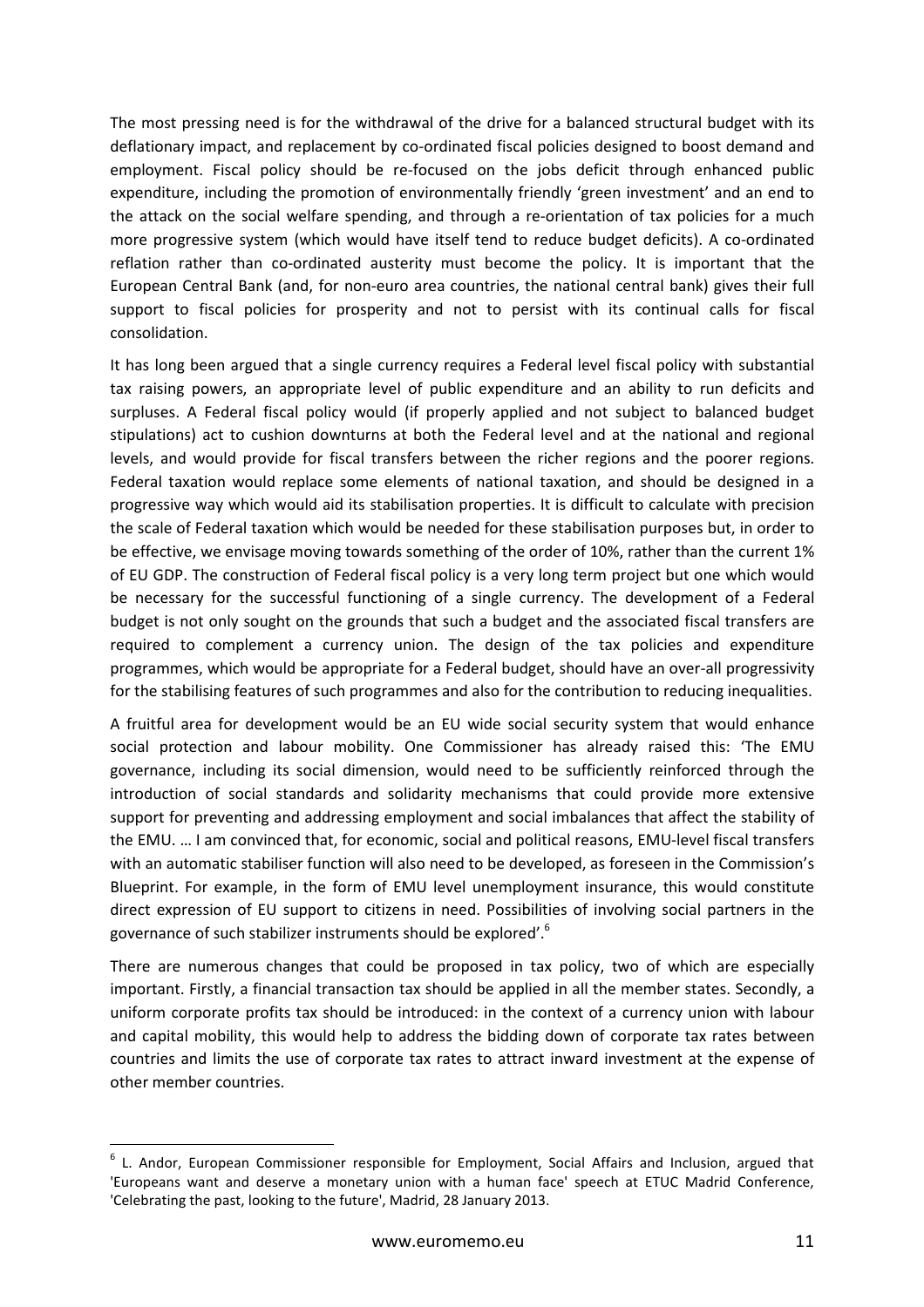The most pressing need is for the withdrawal of the drive for a balanced structural budget with its deflationary impact, and replacement by co-ordinated fiscal policies designed to boost demand and employment. Fiscal policy should be re-focused on the jobs deficit through enhanced public expenditure, including the promotion of environmentally friendly 'green investment' and an end to the attack on the social welfare spending, and through a re-orientation of tax policies for a much more progressive system (which would have itself tend to reduce budget deficits). A co-ordinated reflation rather than co-ordinated austerity must become the policy. It is important that the European Central Bank (and, for non-euro area countries, the national central bank) gives their full support to fiscal policies for prosperity and not to persist with its continual calls for fiscal consolidation.

It has long been argued that a single currency requires a Federal level fiscal policy with substantial tax raising powers, an appropriate level of public expenditure and an ability to run deficits and surpluses. A Federal fiscal policy would (if properly applied and not subject to balanced budget stipulations) act to cushion downturns at both the Federal level and at the national and regional levels, and would provide for fiscal transfers between the richer regions and the poorer regions. Federal taxation would replace some elements of national taxation, and should be designed in a progressive way which would aid its stabilisation properties. It is difficult to calculate with precision the scale of Federal taxation which would be needed for these stabilisation purposes but, in order to be effective, we envisage moving towards something of the order of 10%, rather than the current 1% of EU GDP. The construction of Federal fiscal policy is a very long term project but one which would be necessary for the successful functioning of a single currency. The development of a Federal budget is not only sought on the grounds that such a budget and the associated fiscal transfers are required to complement a currency union. The design of the tax policies and expenditure programmes, which would be appropriate for a Federal budget, should have an over-all progressivity for the stabilising features of such programmes and also for the contribution to reducing inequalities.

A fruitful area for development would be an EU wide social security system that would enhance social protection and labour mobility. One Commissioner has already raised this: 'The EMU governance, including its social dimension, would need to be sufficiently reinforced through the introduction of social standards and solidarity mechanisms that could provide more extensive support for preventing and addressing employment and social imbalances that affect the stability of the EMU. … I am convinced that, for economic, social and political reasons, EMU-level fiscal transfers with an automatic stabiliser function will also need to be developed, as foreseen in the Commission's Blueprint. For example, in the form of EMU level unemployment insurance, this would constitute direct expression of EU support to citizens in need. Possibilities of involving social partners in the governance of such stabilizer instruments should be explored'.[6]

There are numerous changes that could be proposed in tax policy, two of which are especially important. Firstly, a financial transaction tax should be applied in all the member states. Secondly, a uniform corporate profits tax should be introduced: in the context of a currency union with labour and capital mobility, this would help to address the bidding down of corporate tax rates between countries and limits the use of corporate tax rates to attract inward investment at the expense of other member countries.

---

[6] L. Andor, European Commissioner responsible for Employment, Social Affairs and Inclusion, argued that 'Europeans want and deserve a monetary union with a human face' speech at ETUC Madrid Conference, 'Celebrating the past, looking to the future', Madrid, 28 January 2013.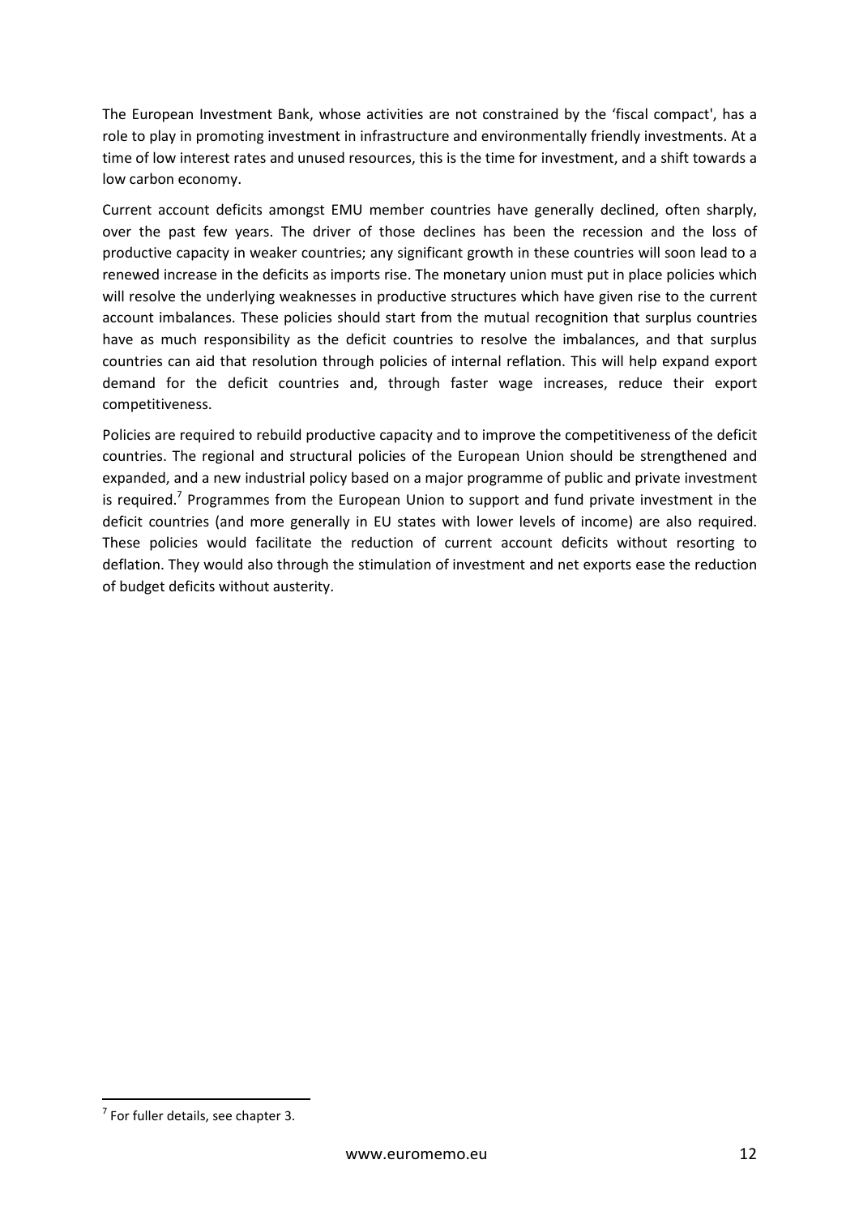The European Investment Bank, whose activities are not constrained by the 'fiscal compact', has a role to play in promoting investment in infrastructure and environmentally friendly investments. At a time of low interest rates and unused resources, this is the time for investment, and a shift towards a low carbon economy.

Current account deficits amongst EMU member countries have generally declined, often sharply, over the past few years. The driver of those declines has been the recession and the loss of productive capacity in weaker countries; any significant growth in these countries will soon lead to a renewed increase in the deficits as imports rise. The monetary union must put in place policies which will resolve the underlying weaknesses in productive structures which have given rise to the current account imbalances. These policies should start from the mutual recognition that surplus countries have as much responsibility as the deficit countries to resolve the imbalances, and that surplus countries can aid that resolution through policies of internal reflation. This will help expand export demand for the deficit countries and, through faster wage increases, reduce their export competitiveness.

Policies are required to rebuild productive capacity and to improve the competitiveness of the deficit countries. The regional and structural policies of the European Union should be strengthened and expanded, and a new industrial policy based on a major programme of public and private investment is required.[7] Programmes from the European Union to support and fund private investment in the deficit countries (and more generally in EU states with lower levels of income) are also required. These policies would facilitate the reduction of current account deficits without resorting to deflation. They would also through the stimulation of investment and net exports ease the reduction of budget deficits without austerity.

[7] For fuller details, see chapter 3.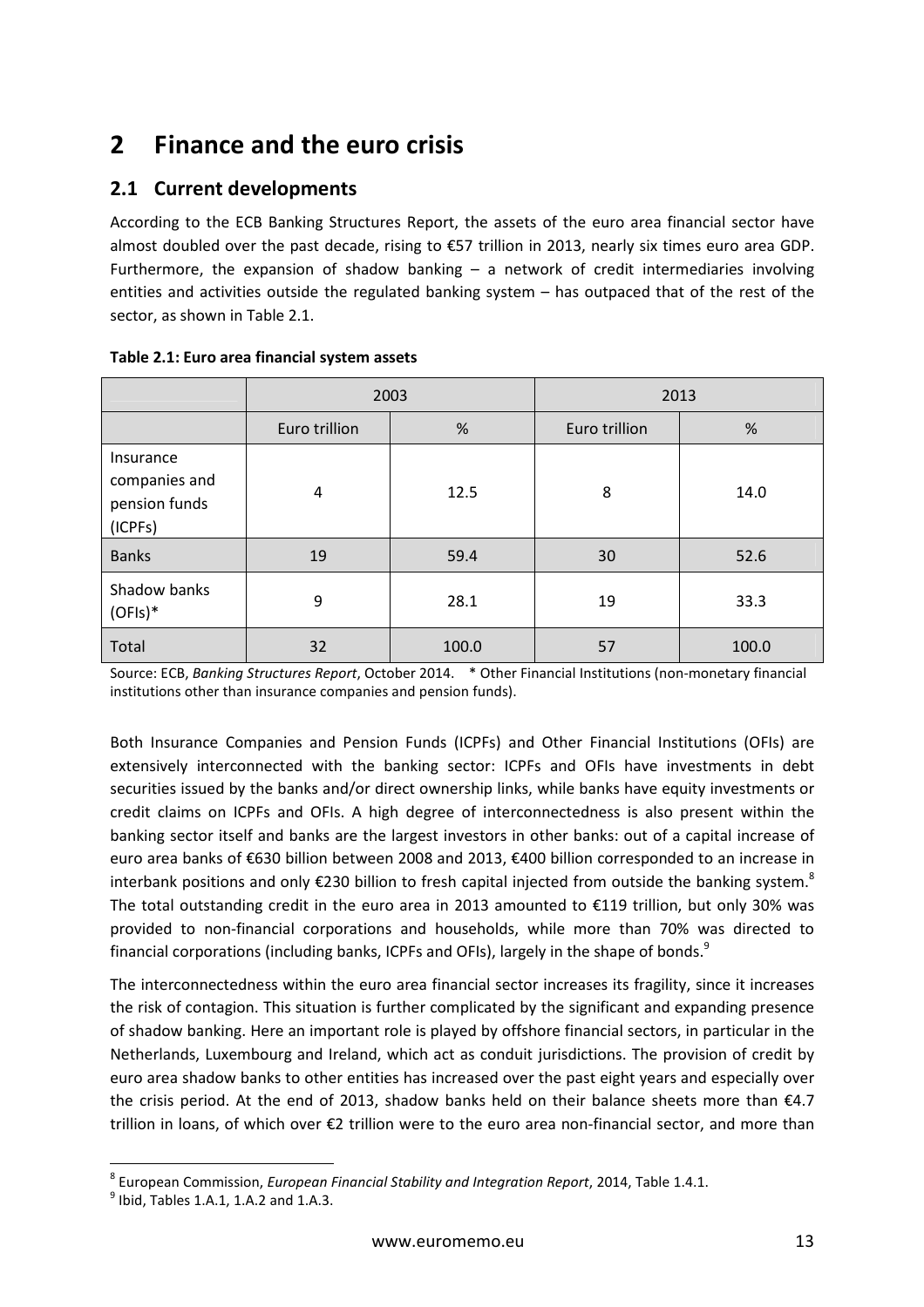# 2 Finance and the euro crisis

## 2.1 Current developments

According to the ECB Banking Structures Report, the assets of the euro area financial sector have almost doubled over the past decade, rising to €57 trillion in 2013, nearly six times euro area GDP. Furthermore, the expansion of shadow banking – a network of credit intermediaries involving entities and activities outside the regulated banking system – has outpaced that of the rest of the sector, as shown in Table 2.1.

**Table 2.1: Euro area financial system assets**

| | 2003 | | 2013 | |
|---|---|---|---|---|
| | Euro trillion | % | Euro trillion | % |
| Insurance companies and pension funds (ICPFs) | 4 | 12.5 | 8 | 14.0 |
| Banks | 19 | 59.4 | 30 | 52.6 |
| Shadow banks (OFIs)* | 9 | 28.1 | 19 | 33.3 |
| Total | 32 | 100.0 | 57 | 100.0 |

Source: ECB, *Banking Structures Report*, October 2014. * Other Financial Institutions (non-monetary financial institutions other than insurance companies and pension funds).

Both Insurance Companies and Pension Funds (ICPFs) and Other Financial Institutions (OFIs) are extensively interconnected with the banking sector: ICPFs and OFIs have investments in debt securities issued by the banks and/or direct ownership links, while banks have equity investments or credit claims on ICPFs and OFIs. A high degree of interconnectedness is also present within the banking sector itself and banks are the largest investors in other banks: out of a capital increase of euro area banks of €630 billion between 2008 and 2013, €400 billion corresponded to an increase in interbank positions and only €230 billion to fresh capital injected from outside the banking system.[8] The total outstanding credit in the euro area in 2013 amounted to €119 trillion, but only 30% was provided to non-financial corporations and households, while more than 70% was directed to financial corporations (including banks, ICPFs and OFIs), largely in the shape of bonds.[9]

The interconnectedness within the euro area financial sector increases its fragility, since it increases the risk of contagion. This situation is further complicated by the significant and expanding presence of shadow banking. Here an important role is played by offshore financial sectors, in particular in the Netherlands, Luxembourg and Ireland, which act as conduit jurisdictions. The provision of credit by euro area shadow banks to other entities has increased over the past eight years and especially over the crisis period. At the end of 2013, shadow banks held on their balance sheets more than €4.7 trillion in loans, of which over €2 trillion were to the euro area non-financial sector, and more than

[8] European Commission, *European Financial Stability and Integration Report*, 2014, Table 1.4.1.

[9] Ibid, Tables 1.A.1, 1.A.2 and 1.A.3.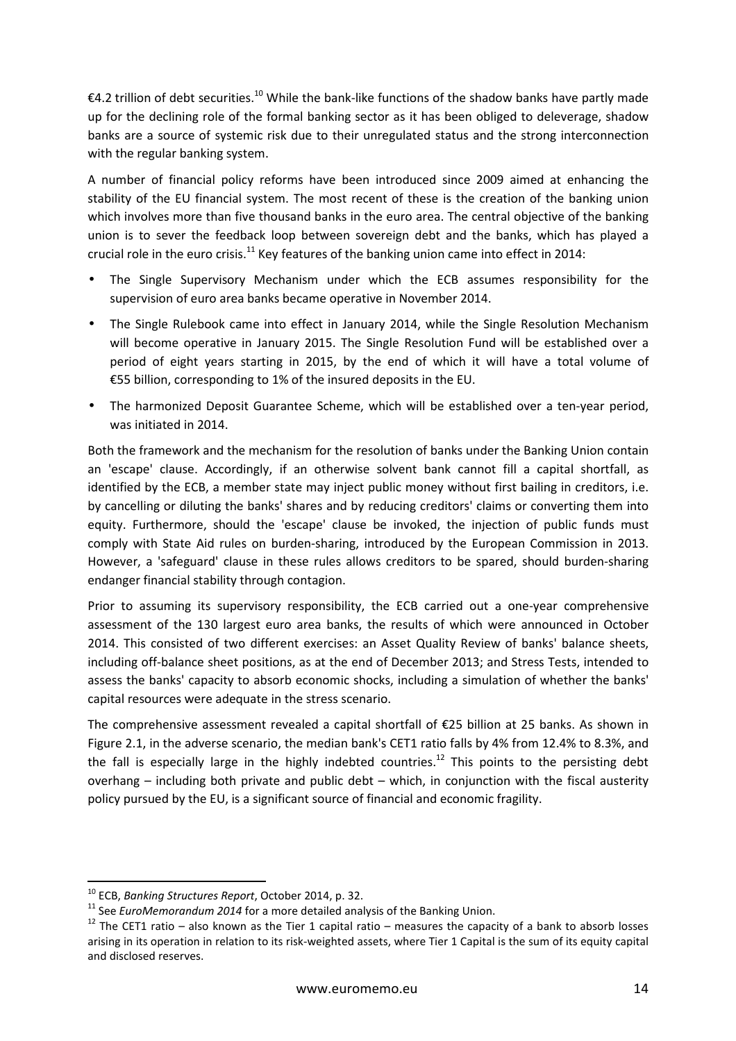€4.2 trillion of debt securities.[10] While the bank-like functions of the shadow banks have partly made up for the declining role of the formal banking sector as it has been obliged to deleverage, shadow banks are a source of systemic risk due to their unregulated status and the strong interconnection with the regular banking system.

A number of financial policy reforms have been introduced since 2009 aimed at enhancing the stability of the EU financial system. The most recent of these is the creation of the banking union which involves more than five thousand banks in the euro area. The central objective of the banking union is to sever the feedback loop between sovereign debt and the banks, which has played a crucial role in the euro crisis.[11] Key features of the banking union came into effect in 2014:

- The Single Supervisory Mechanism under which the ECB assumes responsibility for the supervision of euro area banks became operative in November 2014.
- The Single Rulebook came into effect in January 2014, while the Single Resolution Mechanism will become operative in January 2015. The Single Resolution Fund will be established over a period of eight years starting in 2015, by the end of which it will have a total volume of €55 billion, corresponding to 1% of the insured deposits in the EU.
- The harmonized Deposit Guarantee Scheme, which will be established over a ten-year period, was initiated in 2014.

Both the framework and the mechanism for the resolution of banks under the Banking Union contain an 'escape' clause. Accordingly, if an otherwise solvent bank cannot fill a capital shortfall, as identified by the ECB, a member state may inject public money without first bailing in creditors, i.e. by cancelling or diluting the banks' shares and by reducing creditors' claims or converting them into equity. Furthermore, should the 'escape' clause be invoked, the injection of public funds must comply with State Aid rules on burden-sharing, introduced by the European Commission in 2013. However, a 'safeguard' clause in these rules allows creditors to be spared, should burden-sharing endanger financial stability through contagion.

Prior to assuming its supervisory responsibility, the ECB carried out a one-year comprehensive assessment of the 130 largest euro area banks, the results of which were announced in October 2014. This consisted of two different exercises: an Asset Quality Review of banks' balance sheets, including off-balance sheet positions, as at the end of December 2013; and Stress Tests, intended to assess the banks' capacity to absorb economic shocks, including a simulation of whether the banks' capital resources were adequate in the stress scenario.

The comprehensive assessment revealed a capital shortfall of €25 billion at 25 banks. As shown in Figure 2.1, in the adverse scenario, the median bank's CET1 ratio falls by 4% from 12.4% to 8.3%, and the fall is especially large in the highly indebted countries.[12] This points to the persisting debt overhang – including both private and public debt – which, in conjunction with the fiscal austerity policy pursued by the EU, is a significant source of financial and economic fragility.

---

[10] ECB, *Banking Structures Report*, October 2014, p. 32.

[11] See *EuroMemorandum 2014* for a more detailed analysis of the Banking Union.

[12] The CET1 ratio – also known as the Tier 1 capital ratio – measures the capacity of a bank to absorb losses arising in its operation in relation to its risk-weighted assets, where Tier 1 Capital is the sum of its equity capital and disclosed reserves.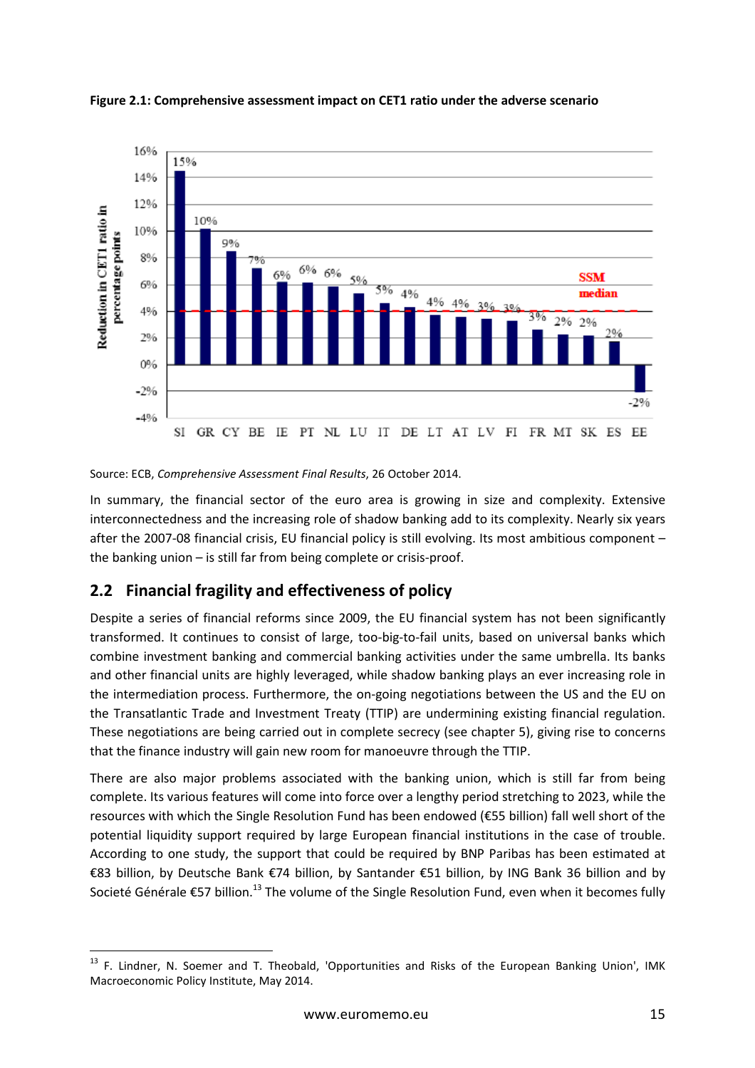**Figure 2.1: Comprehensive assessment impact on CET1 ratio under the adverse scenario**

Source: ECB, *Comprehensive Assessment Final Results*, 26 October 2014.

In summary, the financial sector of the euro area is growing in size and complexity. Extensive interconnectedness and the increasing role of shadow banking add to its complexity. Nearly six years after the 2007-08 financial crisis, EU financial policy is still evolving. Its most ambitious component – the banking union – is still far from being complete or crisis-proof.

## 2.2 Financial fragility and effectiveness of policy

Despite a series of financial reforms since 2009, the EU financial system has not been significantly transformed. It continues to consist of large, too-big-to-fail units, based on universal banks which combine investment banking and commercial banking activities under the same umbrella. Its banks and other financial units are highly leveraged, while shadow banking plays an ever increasing role in the intermediation process. Furthermore, the on-going negotiations between the US and the EU on the Transatlantic Trade and Investment Treaty (TTIP) are undermining existing financial regulation. These negotiations are being carried out in complete secrecy (see chapter 5), giving rise to concerns that the finance industry will gain new room for manoeuvre through the TTIP.

There are also major problems associated with the banking union, which is still far from being complete. Its various features will come into force over a lengthy period stretching to 2023, while the resources with which the Single Resolution Fund has been endowed (€55 billion) fall well short of the potential liquidity support required by large European financial institutions in the case of trouble. According to one study, the support that could be required by BNP Paribas has been estimated at €83 billion, by Deutsche Bank €74 billion, by Santander €51 billion, by ING Bank 36 billion and by Societé Générale €57 billion.[13] The volume of the Single Resolution Fund, even when it becomes fully

[13] F. Lindner, N. Soemer and T. Theobald, 'Opportunities and Risks of the European Banking Union', IMK Macroeconomic Policy Institute, May 2014.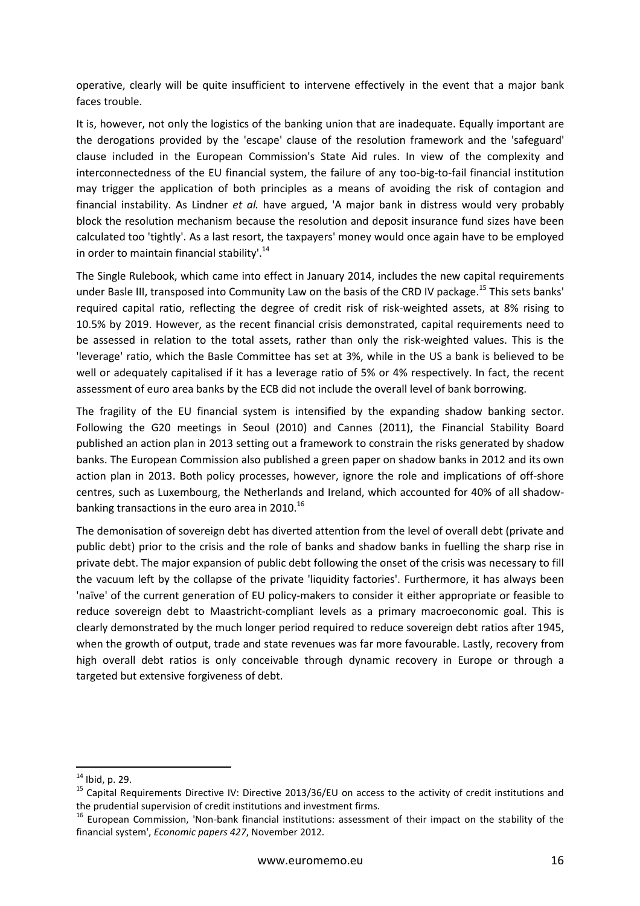operative, clearly will be quite insufficient to intervene effectively in the event that a major bank faces trouble.

It is, however, not only the logistics of the banking union that are inadequate. Equally important are the derogations provided by the 'escape' clause of the resolution framework and the 'safeguard' clause included in the European Commission's State Aid rules. In view of the complexity and interconnectedness of the EU financial system, the failure of any too-big-to-fail financial institution may trigger the application of both principles as a means of avoiding the risk of contagion and financial instability. As Lindner *et al.* have argued, 'A major bank in distress would very probably block the resolution mechanism because the resolution and deposit insurance fund sizes have been calculated too 'tightly'. As a last resort, the taxpayers' money would once again have to be employed in order to maintain financial stability'.[14]

The Single Rulebook, which came into effect in January 2014, includes the new capital requirements under Basle III, transposed into Community Law on the basis of the CRD IV package.[15] This sets banks' required capital ratio, reflecting the degree of credit risk of risk-weighted assets, at 8% rising to 10.5% by 2019. However, as the recent financial crisis demonstrated, capital requirements need to be assessed in relation to the total assets, rather than only the risk-weighted values. This is the 'leverage' ratio, which the Basle Committee has set at 3%, while in the US a bank is believed to be well or adequately capitalised if it has a leverage ratio of 5% or 4% respectively. In fact, the recent assessment of euro area banks by the ECB did not include the overall level of bank borrowing.

The fragility of the EU financial system is intensified by the expanding shadow banking sector. Following the G20 meetings in Seoul (2010) and Cannes (2011), the Financial Stability Board published an action plan in 2013 setting out a framework to constrain the risks generated by shadow banks. The European Commission also published a green paper on shadow banks in 2012 and its own action plan in 2013. Both policy processes, however, ignore the role and implications of off-shore centres, such as Luxembourg, the Netherlands and Ireland, which accounted for 40% of all shadow-banking transactions in the euro area in 2010.[16]

The demonisation of sovereign debt has diverted attention from the level of overall debt (private and public debt) prior to the crisis and the role of banks and shadow banks in fuelling the sharp rise in private debt. The major expansion of public debt following the onset of the crisis was necessary to fill the vacuum left by the collapse of the private 'liquidity factories'. Furthermore, it has always been 'naïve' of the current generation of EU policy-makers to consider it either appropriate or feasible to reduce sovereign debt to Maastricht-compliant levels as a primary macroeconomic goal. This is clearly demonstrated by the much longer period required to reduce sovereign debt ratios after 1945, when the growth of output, trade and state revenues was far more favourable. Lastly, recovery from high overall debt ratios is only conceivable through dynamic recovery in Europe or through a targeted but extensive forgiveness of debt.

---

[14] Ibid, p. 29.

[15] Capital Requirements Directive IV: Directive 2013/36/EU on access to the activity of credit institutions and the prudential supervision of credit institutions and investment firms.

[16] European Commission, 'Non-bank financial institutions: assessment of their impact on the stability of the financial system', *Economic papers 427*, November 2012.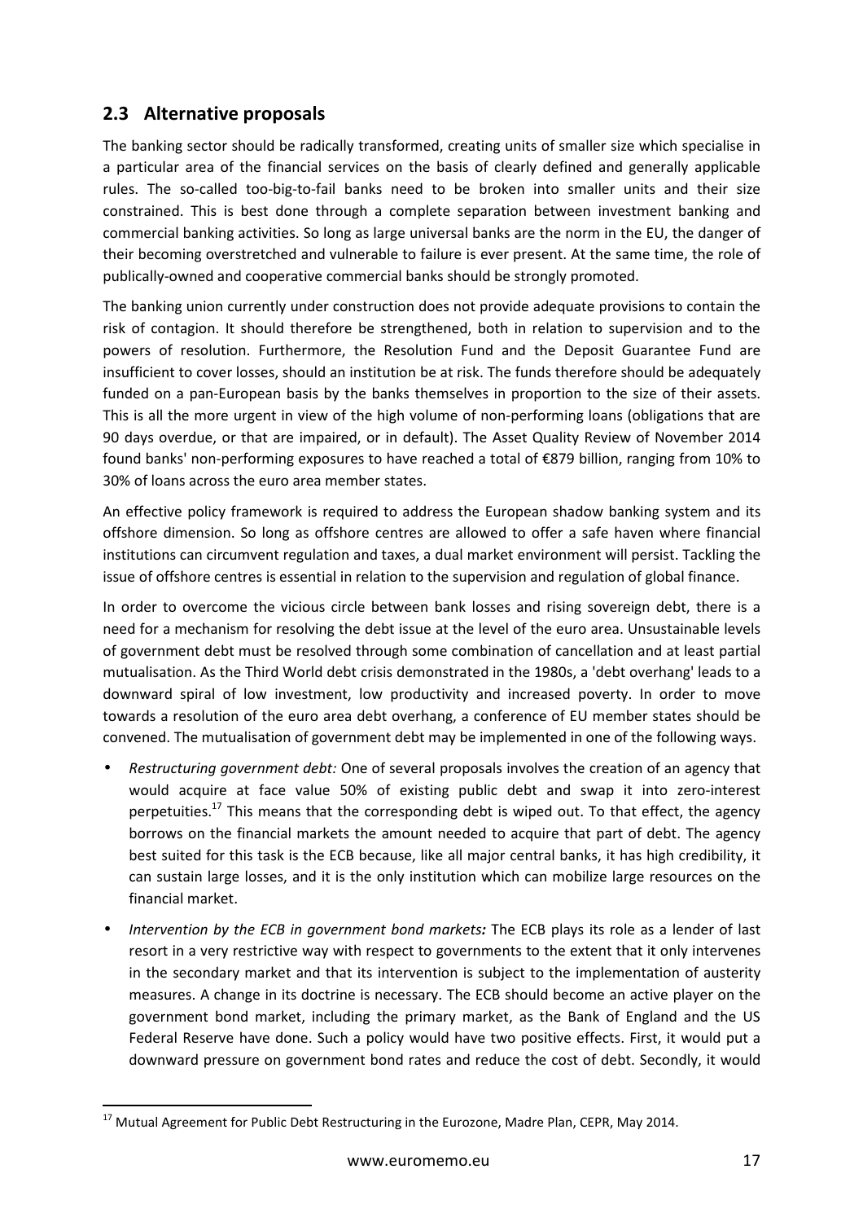## 2.3 Alternative proposals

The banking sector should be radically transformed, creating units of smaller size which specialise in a particular area of the financial services on the basis of clearly defined and generally applicable rules. The so-called too-big-to-fail banks need to be broken into smaller units and their size constrained. This is best done through a complete separation between investment banking and commercial banking activities. So long as large universal banks are the norm in the EU, the danger of their becoming overstretched and vulnerable to failure is ever present. At the same time, the role of publically-owned and cooperative commercial banks should be strongly promoted.

The banking union currently under construction does not provide adequate provisions to contain the risk of contagion. It should therefore be strengthened, both in relation to supervision and to the powers of resolution. Furthermore, the Resolution Fund and the Deposit Guarantee Fund are insufficient to cover losses, should an institution be at risk. The funds therefore should be adequately funded on a pan-European basis by the banks themselves in proportion to the size of their assets. This is all the more urgent in view of the high volume of non-performing loans (obligations that are 90 days overdue, or that are impaired, or in default). The Asset Quality Review of November 2014 found banks' non-performing exposures to have reached a total of €879 billion, ranging from 10% to 30% of loans across the euro area member states.

An effective policy framework is required to address the European shadow banking system and its offshore dimension. So long as offshore centres are allowed to offer a safe haven where financial institutions can circumvent regulation and taxes, a dual market environment will persist. Tackling the issue of offshore centres is essential in relation to the supervision and regulation of global finance.

In order to overcome the vicious circle between bank losses and rising sovereign debt, there is a need for a mechanism for resolving the debt issue at the level of the euro area. Unsustainable levels of government debt must be resolved through some combination of cancellation and at least partial mutualisation. As the Third World debt crisis demonstrated in the 1980s, a 'debt overhang' leads to a downward spiral of low investment, low productivity and increased poverty. In order to move towards a resolution of the euro area debt overhang, a conference of EU member states should be convened. The mutualisation of government debt may be implemented in one of the following ways.

- *Restructuring government debt:* One of several proposals involves the creation of an agency that would acquire at face value 50% of existing public debt and swap it into zero-interest perpetuities.[17] This means that the corresponding debt is wiped out. To that effect, the agency borrows on the financial markets the amount needed to acquire that part of debt. The agency best suited for this task is the ECB because, like all major central banks, it has high credibility, it can sustain large losses, and it is the only institution which can mobilize large resources on the financial market.
- *Intervention by the ECB in government bond markets:* The ECB plays its role as a lender of last resort in a very restrictive way with respect to governments to the extent that it only intervenes in the secondary market and that its intervention is subject to the implementation of austerity measures. A change in its doctrine is necessary. The ECB should become an active player on the government bond market, including the primary market, as the Bank of England and the US Federal Reserve have done. Such a policy would have two positive effects. First, it would put a downward pressure on government bond rates and reduce the cost of debt. Secondly, it would

[17] Mutual Agreement for Public Debt Restructuring in the Eurozone, Madre Plan, CEPR, May 2014.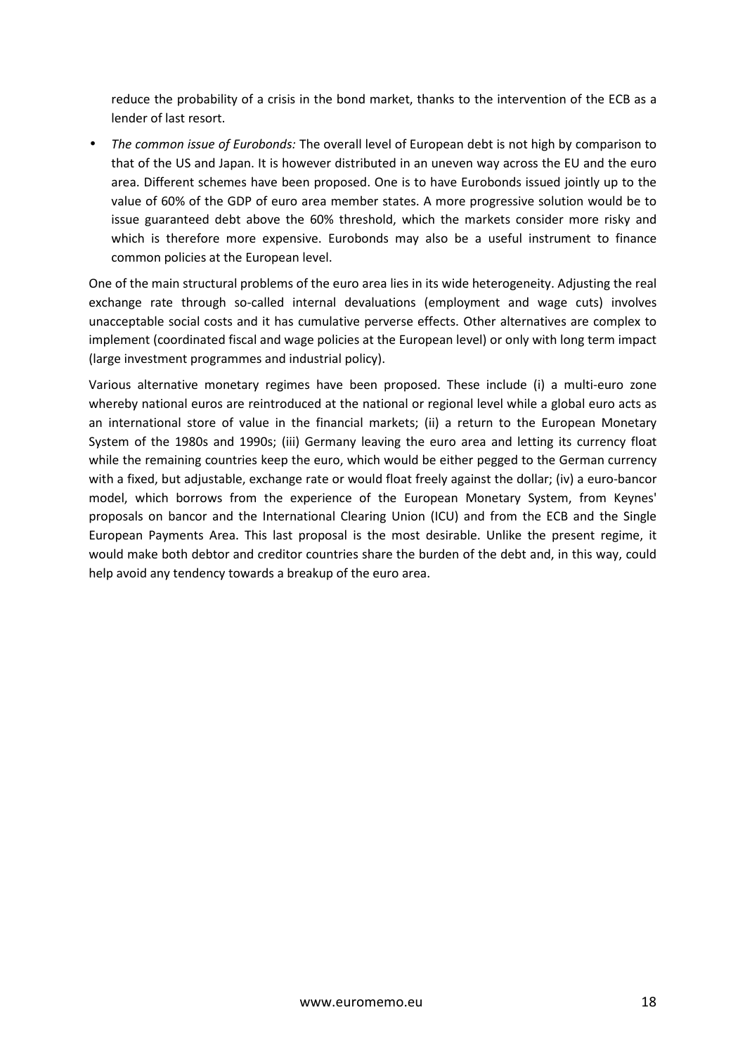reduce the probability of a crisis in the bond market, thanks to the intervention of the ECB as a lender of last resort.

- *The common issue of Eurobonds:* The overall level of European debt is not high by comparison to that of the US and Japan. It is however distributed in an uneven way across the EU and the euro area. Different schemes have been proposed. One is to have Eurobonds issued jointly up to the value of 60% of the GDP of euro area member states. A more progressive solution would be to issue guaranteed debt above the 60% threshold, which the markets consider more risky and which is therefore more expensive. Eurobonds may also be a useful instrument to finance common policies at the European level.

One of the main structural problems of the euro area lies in its wide heterogeneity. Adjusting the real exchange rate through so-called internal devaluations (employment and wage cuts) involves unacceptable social costs and it has cumulative perverse effects. Other alternatives are complex to implement (coordinated fiscal and wage policies at the European level) or only with long term impact (large investment programmes and industrial policy).

Various alternative monetary regimes have been proposed. These include (i) a multi-euro zone whereby national euros are reintroduced at the national or regional level while a global euro acts as an international store of value in the financial markets; (ii) a return to the European Monetary System of the 1980s and 1990s; (iii) Germany leaving the euro area and letting its currency float while the remaining countries keep the euro, which would be either pegged to the German currency with a fixed, but adjustable, exchange rate or would float freely against the dollar; (iv) a euro-bancor model, which borrows from the experience of the European Monetary System, from Keynes' proposals on bancor and the International Clearing Union (ICU) and from the ECB and the Single European Payments Area. This last proposal is the most desirable. Unlike the present regime, it would make both debtor and creditor countries share the burden of the debt and, in this way, could help avoid any tendency towards a breakup of the euro area.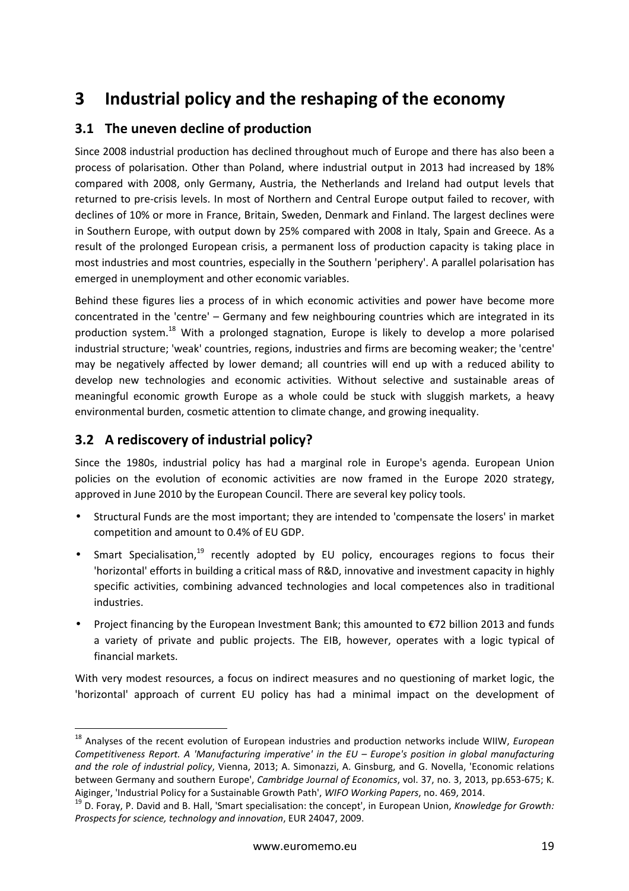# 3 Industrial policy and the reshaping of the economy

## 3.1 The uneven decline of production

Since 2008 industrial production has declined throughout much of Europe and there has also been a process of polarisation. Other than Poland, where industrial output in 2013 had increased by 18% compared with 2008, only Germany, Austria, the Netherlands and Ireland had output levels that returned to pre-crisis levels. In most of Northern and Central Europe output failed to recover, with declines of 10% or more in France, Britain, Sweden, Denmark and Finland. The largest declines were in Southern Europe, with output down by 25% compared with 2008 in Italy, Spain and Greece. As a result of the prolonged European crisis, a permanent loss of production capacity is taking place in most industries and most countries, especially in the Southern 'periphery'. A parallel polarisation has emerged in unemployment and other economic variables.

Behind these figures lies a process of in which economic activities and power have become more concentrated in the 'centre' – Germany and few neighbouring countries which are integrated in its production system.[18] With a prolonged stagnation, Europe is likely to develop a more polarised industrial structure; 'weak' countries, regions, industries and firms are becoming weaker; the 'centre' may be negatively affected by lower demand; all countries will end up with a reduced ability to develop new technologies and economic activities. Without selective and sustainable areas of meaningful economic growth Europe as a whole could be stuck with sluggish markets, a heavy environmental burden, cosmetic attention to climate change, and growing inequality.

## 3.2 A rediscovery of industrial policy?

Since the 1980s, industrial policy has had a marginal role in Europe's agenda. European Union policies on the evolution of economic activities are now framed in the Europe 2020 strategy, approved in June 2010 by the European Council. There are several key policy tools.

- Structural Funds are the most important; they are intended to 'compensate the losers' in market competition and amount to 0.4% of EU GDP.
- Smart Specialisation,[19] recently adopted by EU policy, encourages regions to focus their 'horizontal' efforts in building a critical mass of R&D, innovative and investment capacity in highly specific activities, combining advanced technologies and local competences also in traditional industries.
- Project financing by the European Investment Bank; this amounted to €72 billion 2013 and funds a variety of private and public projects. The EIB, however, operates with a logic typical of financial markets.

With very modest resources, a focus on indirect measures and no questioning of market logic, the 'horizontal' approach of current EU policy has had a minimal impact on the development of

---

[18] Analyses of the recent evolution of European industries and production networks include WIIW, *European Competitiveness Report. A 'Manufacturing imperative' in the EU – Europe's position in global manufacturing and the role of industrial policy*, Vienna, 2013; A. Simonazzi, A. Ginsburg, and G. Novella, 'Economic relations between Germany and southern Europe', *Cambridge Journal of Economics*, vol. 37, no. 3, 2013, pp.653-675; K. Aiginger, 'Industrial Policy for a Sustainable Growth Path', *WIFO Working Papers*, no. 469, 2014.

[19] D. Foray, P. David and B. Hall, 'Smart specialisation: the concept', in European Union, *Knowledge for Growth: Prospects for science, technology and innovation*, EUR 24047, 2009.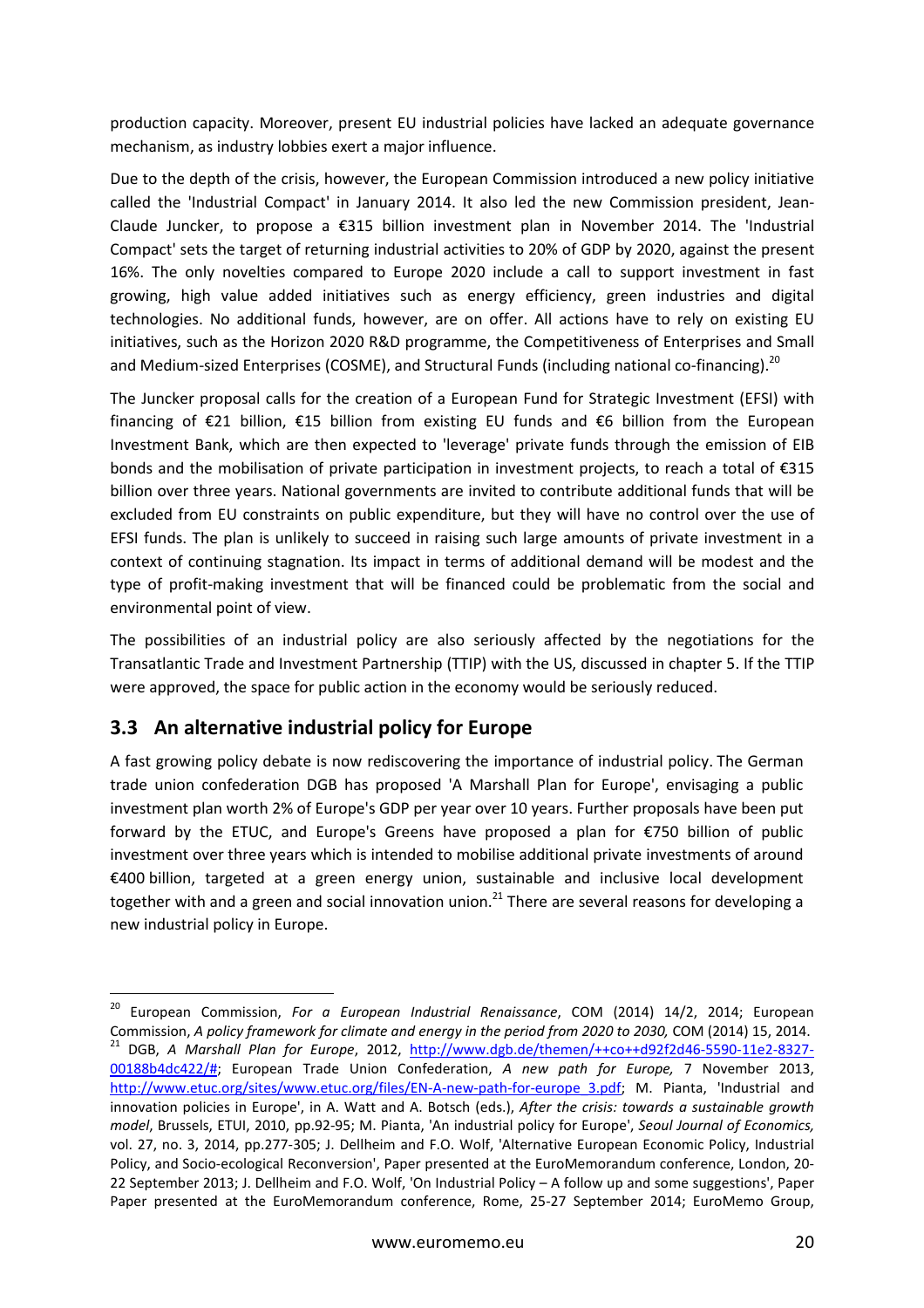production capacity. Moreover, present EU industrial policies have lacked an adequate governance mechanism, as industry lobbies exert a major influence.

Due to the depth of the crisis, however, the European Commission introduced a new policy initiative called the 'Industrial Compact' in January 2014. It also led the new Commission president, Jean-Claude Juncker, to propose a €315 billion investment plan in November 2014. The 'Industrial Compact' sets the target of returning industrial activities to 20% of GDP by 2020, against the present 16%. The only novelties compared to Europe 2020 include a call to support investment in fast growing, high value added initiatives such as energy efficiency, green industries and digital technologies. No additional funds, however, are on offer. All actions have to rely on existing EU initiatives, such as the Horizon 2020 R&D programme, the Competitiveness of Enterprises and Small and Medium-sized Enterprises (COSME), and Structural Funds (including national co-financing).[20]

The Juncker proposal calls for the creation of a European Fund for Strategic Investment (EFSI) with financing of €21 billion, €15 billion from existing EU funds and €6 billion from the European Investment Bank, which are then expected to 'leverage' private funds through the emission of EIB bonds and the mobilisation of private participation in investment projects, to reach a total of €315 billion over three years. National governments are invited to contribute additional funds that will be excluded from EU constraints on public expenditure, but they will have no control over the use of EFSI funds. The plan is unlikely to succeed in raising such large amounts of private investment in a context of continuing stagnation. Its impact in terms of additional demand will be modest and the type of profit-making investment that will be financed could be problematic from the social and environmental point of view.

The possibilities of an industrial policy are also seriously affected by the negotiations for the Transatlantic Trade and Investment Partnership (TTIP) with the US, discussed in chapter 5. If the TTIP were approved, the space for public action in the economy would be seriously reduced.

## 3.3 An alternative industrial policy for Europe

A fast growing policy debate is now rediscovering the importance of industrial policy. The German trade union confederation DGB has proposed 'A Marshall Plan for Europe', envisaging a public investment plan worth 2% of Europe's GDP per year over 10 years. Further proposals have been put forward by the ETUC, and Europe's Greens have proposed a plan for €750 billion of public investment over three years which is intended to mobilise additional private investments of around €400 billion, targeted at a green energy union, sustainable and inclusive local development together with and a green and social innovation union.[21] There are several reasons for developing a new industrial policy in Europe.

---

[20] European Commission, *For a European Industrial Renaissance*, COM (2014) 14/2, 2014; European Commission, *A policy framework for climate and energy in the period from 2020 to 2030,* COM (2014) 15, 2014.

[21] DGB, *A Marshall Plan for Europe*, 2012, http://www.dgb.de/themen/++co++d92f2d46-5590-11e2-8327-00188b4dc422/#; European Trade Union Confederation, *A new path for Europe,* 7 November 2013, http://www.etuc.org/sites/www.etuc.org/files/EN-A-new-path-for-europe_3.pdf; M. Pianta, 'Industrial and innovation policies in Europe', in A. Watt and A. Botsch (eds.), *After the crisis: towards a sustainable growth model*, Brussels, ETUI, 2010, pp.92-95; M. Pianta, 'An industrial policy for Europe', *Seoul Journal of Economics,* vol. 27, no. 3, 2014, pp.277-305; J. Dellheim and F.O. Wolf, 'Alternative European Economic Policy, Industrial Policy, and Socio-ecological Reconversion', Paper presented at the EuroMemorandum conference, London, 20-22 September 2013; J. Dellheim and F.O. Wolf, 'On Industrial Policy – A follow up and some suggestions', Paper Paper presented at the EuroMemorandum conference, Rome, 25-27 September 2014; EuroMemo Group,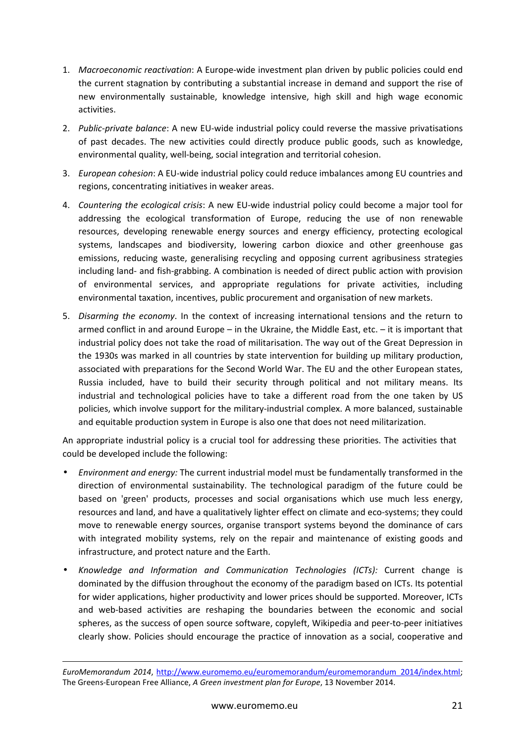1. *Macroeconomic reactivation*: A Europe-wide investment plan driven by public policies could end the current stagnation by contributing a substantial increase in demand and support the rise of new environmentally sustainable, knowledge intensive, high skill and high wage economic activities.

2. *Public-private balance*: A new EU-wide industrial policy could reverse the massive privatisations of past decades. The new activities could directly produce public goods, such as knowledge, environmental quality, well-being, social integration and territorial cohesion.

3. *European cohesion*: A EU-wide industrial policy could reduce imbalances among EU countries and regions, concentrating initiatives in weaker areas.

4. *Countering the ecological crisis*: A new EU-wide industrial policy could become a major tool for addressing the ecological transformation of Europe, reducing the use of non renewable resources, developing renewable energy sources and energy efficiency, protecting ecological systems, landscapes and biodiversity, lowering carbon dioxice and other greenhouse gas emissions, reducing waste, generalising recycling and opposing current agribusiness strategies including land- and fish-grabbing. A combination is needed of direct public action with provision of environmental services, and appropriate regulations for private activities, including environmental taxation, incentives, public procurement and organisation of new markets.

5. *Disarming the economy*. In the context of increasing international tensions and the return to armed conflict in and around Europe – in the Ukraine, the Middle East, etc. – it is important that industrial policy does not take the road of militarisation. The way out of the Great Depression in the 1930s was marked in all countries by state intervention for building up military production, associated with preparations for the Second World War. The EU and the other European states, Russia included, have to build their security through political and not military means. Its industrial and technological policies have to take a different road from the one taken by US policies, which involve support for the military-industrial complex. A more balanced, sustainable and equitable production system in Europe is also one that does not need militarization.

An appropriate industrial policy is a crucial tool for addressing these priorities. The activities that could be developed include the following:

- *Environment and energy:* The current industrial model must be fundamentally transformed in the direction of environmental sustainability. The technological paradigm of the future could be based on 'green' products, processes and social organisations which use much less energy, resources and land, and have a qualitatively lighter effect on climate and eco-systems; they could move to renewable energy sources, organise transport systems beyond the dominance of cars with integrated mobility systems, rely on the repair and maintenance of existing goods and infrastructure, and protect nature and the Earth.

- *Knowledge and Information and Communication Technologies (ICTs):* Current change is dominated by the diffusion throughout the economy of the paradigm based on ICTs. Its potential for wider applications, higher productivity and lower prices should be supported. Moreover, ICTs and web-based activities are reshaping the boundaries between the economic and social spheres, as the success of open source software, copyleft, Wikipedia and peer-to-peer initiatives clearly show. Policies should encourage the practice of innovation as a social, cooperative and

---

*EuroMemorandum 2014*, http://www.euromemo.eu/euromemorandum/euromemorandum_2014/index.html; The Greens-European Free Alliance, *A Green investment plan for Europe*, 13 November 2014.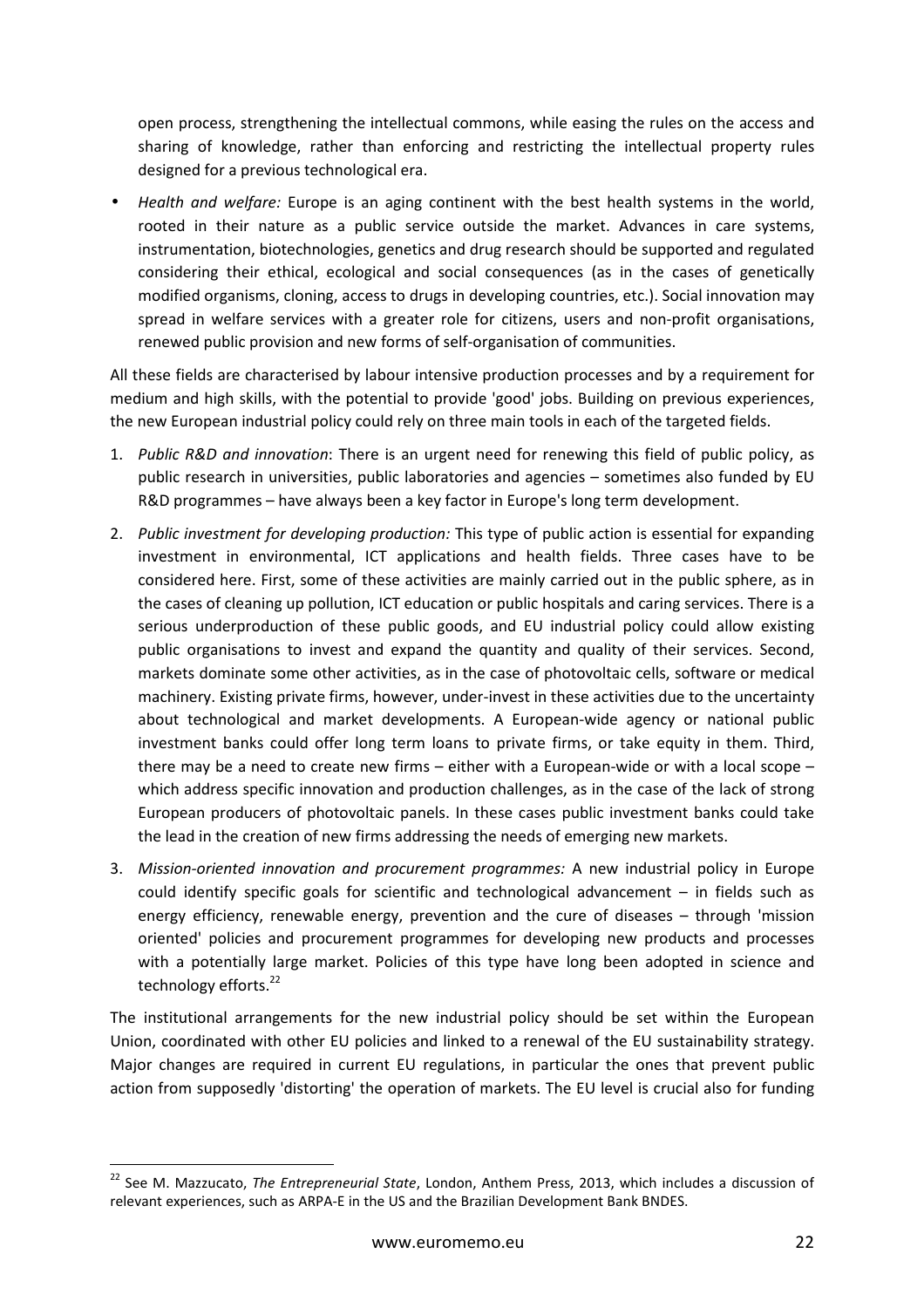open process, strengthening the intellectual commons, while easing the rules on the access and sharing of knowledge, rather than enforcing and restricting the intellectual property rules designed for a previous technological era.

- *Health and welfare:* Europe is an aging continent with the best health systems in the world, rooted in their nature as a public service outside the market. Advances in care systems, instrumentation, biotechnologies, genetics and drug research should be supported and regulated considering their ethical, ecological and social consequences (as in the cases of genetically modified organisms, cloning, access to drugs in developing countries, etc.). Social innovation may spread in welfare services with a greater role for citizens, users and non-profit organisations, renewed public provision and new forms of self-organisation of communities.

All these fields are characterised by labour intensive production processes and by a requirement for medium and high skills, with the potential to provide 'good' jobs. Building on previous experiences, the new European industrial policy could rely on three main tools in each of the targeted fields.

1. *Public R&D and innovation*: There is an urgent need for renewing this field of public policy, as public research in universities, public laboratories and agencies – sometimes also funded by EU R&D programmes – have always been a key factor in Europe's long term development.
2. *Public investment for developing production:* This type of public action is essential for expanding investment in environmental, ICT applications and health fields. Three cases have to be considered here. First, some of these activities are mainly carried out in the public sphere, as in the cases of cleaning up pollution, ICT education or public hospitals and caring services. There is a serious underproduction of these public goods, and EU industrial policy could allow existing public organisations to invest and expand the quantity and quality of their services. Second, markets dominate some other activities, as in the case of photovoltaic cells, software or medical machinery. Existing private firms, however, under-invest in these activities due to the uncertainty about technological and market developments. A European-wide agency or national public investment banks could offer long term loans to private firms, or take equity in them. Third, there may be a need to create new firms – either with a European-wide or with a local scope – which address specific innovation and production challenges, as in the case of the lack of strong European producers of photovoltaic panels. In these cases public investment banks could take the lead in the creation of new firms addressing the needs of emerging new markets.
3. *Mission-oriented innovation and procurement programmes:* A new industrial policy in Europe could identify specific goals for scientific and technological advancement – in fields such as energy efficiency, renewable energy, prevention and the cure of diseases – through 'mission oriented' policies and procurement programmes for developing new products and processes with a potentially large market. Policies of this type have long been adopted in science and technology efforts.[22]

The institutional arrangements for the new industrial policy should be set within the European Union, coordinated with other EU policies and linked to a renewal of the EU sustainability strategy. Major changes are required in current EU regulations, in particular the ones that prevent public action from supposedly 'distorting' the operation of markets. The EU level is crucial also for funding

[22] See M. Mazzucato, *The Entrepreneurial State*, London, Anthem Press, 2013, which includes a discussion of relevant experiences, such as ARPA-E in the US and the Brazilian Development Bank BNDES.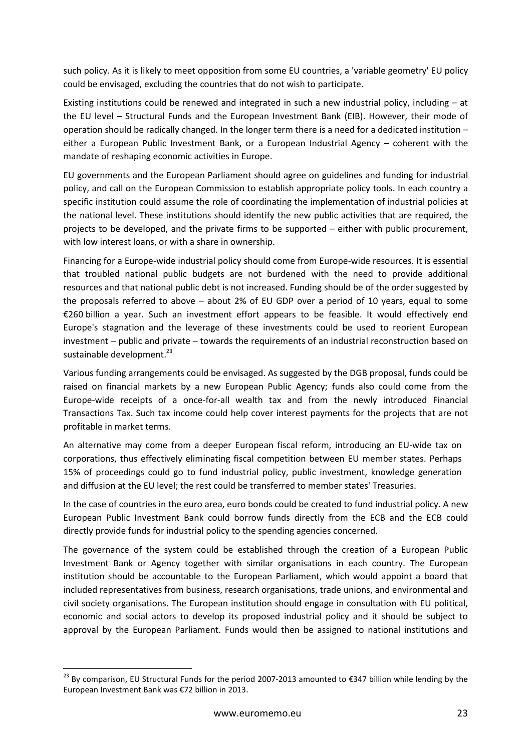such policy. As it is likely to meet opposition from some EU countries, a 'variable geometry' EU policy could be envisaged, excluding the countries that do not wish to participate.

Existing institutions could be renewed and integrated in such a new industrial policy, including – at the EU level – Structural Funds and the European Investment Bank (EIB). However, their mode of operation should be radically changed. In the longer term there is a need for a dedicated institution – either a European Public Investment Bank, or a European Industrial Agency – coherent with the mandate of reshaping economic activities in Europe.

EU governments and the European Parliament should agree on guidelines and funding for industrial policy, and call on the European Commission to establish appropriate policy tools. In each country a specific institution could assume the role of coordinating the implementation of industrial policies at the national level. These institutions should identify the new public activities that are required, the projects to be developed, and the private firms to be supported – either with public procurement, with low interest loans, or with a share in ownership.

Financing for a Europe-wide industrial policy should come from Europe-wide resources. It is essential that troubled national public budgets are not burdened with the need to provide additional resources and that national public debt is not increased. Funding should be of the order suggested by the proposals referred to above – about 2% of EU GDP over a period of 10 years, equal to some €260 billion a year. Such an investment effort appears to be feasible. It would effectively end Europe's stagnation and the leverage of these investments could be used to reorient European investment – public and private – towards the requirements of an industrial reconstruction based on sustainable development.[23]

Various funding arrangements could be envisaged. As suggested by the DGB proposal, funds could be raised on financial markets by a new European Public Agency; funds also could come from the Europe-wide receipts of a once-for-all wealth tax and from the newly introduced Financial Transactions Tax. Such tax income could help cover interest payments for the projects that are not profitable in market terms.

An alternative may come from a deeper European fiscal reform, introducing an EU-wide tax on corporations, thus effectively eliminating fiscal competition between EU member states. Perhaps 15% of proceedings could go to fund industrial policy, public investment, knowledge generation and diffusion at the EU level; the rest could be transferred to member states' Treasuries.

In the case of countries in the euro area, euro bonds could be created to fund industrial policy. A new European Public Investment Bank could borrow funds directly from the ECB and the ECB could directly provide funds for industrial policy to the spending agencies concerned.

The governance of the system could be established through the creation of a European Public Investment Bank or Agency together with similar organisations in each country. The European institution should be accountable to the European Parliament, which would appoint a board that included representatives from business, research organisations, trade unions, and environmental and civil society organisations. The European institution should engage in consultation with EU political, economic and social actors to develop its proposed industrial policy and it should be subject to approval by the European Parliament. Funds would then be assigned to national institutions and

[23] By comparison, EU Structural Funds for the period 2007-2013 amounted to €347 billion while lending by the European Investment Bank was €72 billion in 2013.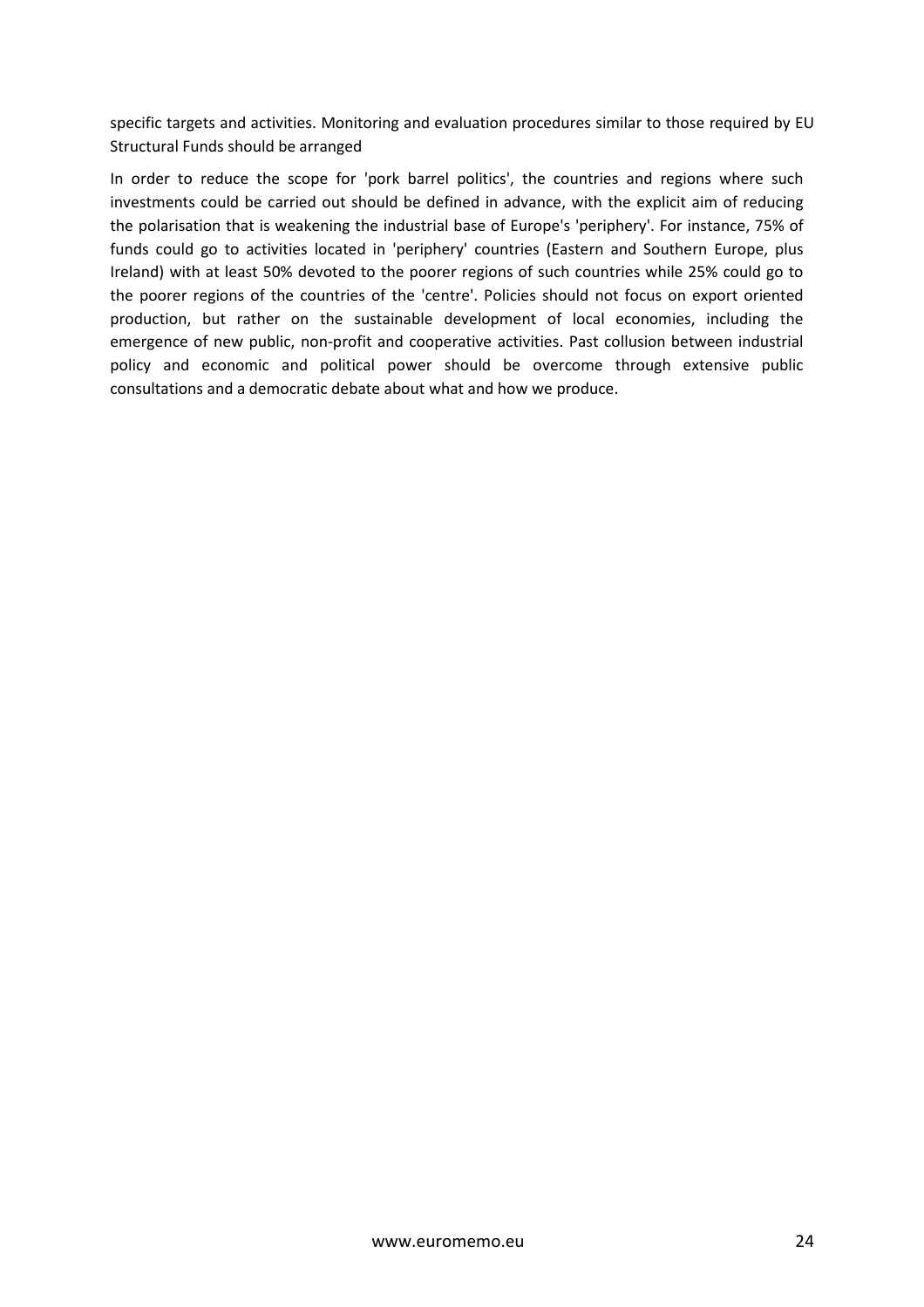specific targets and activities. Monitoring and evaluation procedures similar to those required by EU Structural Funds should be arranged

In order to reduce the scope for 'pork barrel politics', the countries and regions where such investments could be carried out should be defined in advance, with the explicit aim of reducing the polarisation that is weakening the industrial base of Europe's 'periphery'. For instance, 75% of funds could go to activities located in 'periphery' countries (Eastern and Southern Europe, plus Ireland) with at least 50% devoted to the poorer regions of such countries while 25% could go to the poorer regions of the countries of the 'centre'. Policies should not focus on export oriented production, but rather on the sustainable development of local economies, including the emergence of new public, non-profit and cooperative activities. Past collusion between industrial policy and economic and political power should be overcome through extensive public consultations and a democratic debate about what and how we produce.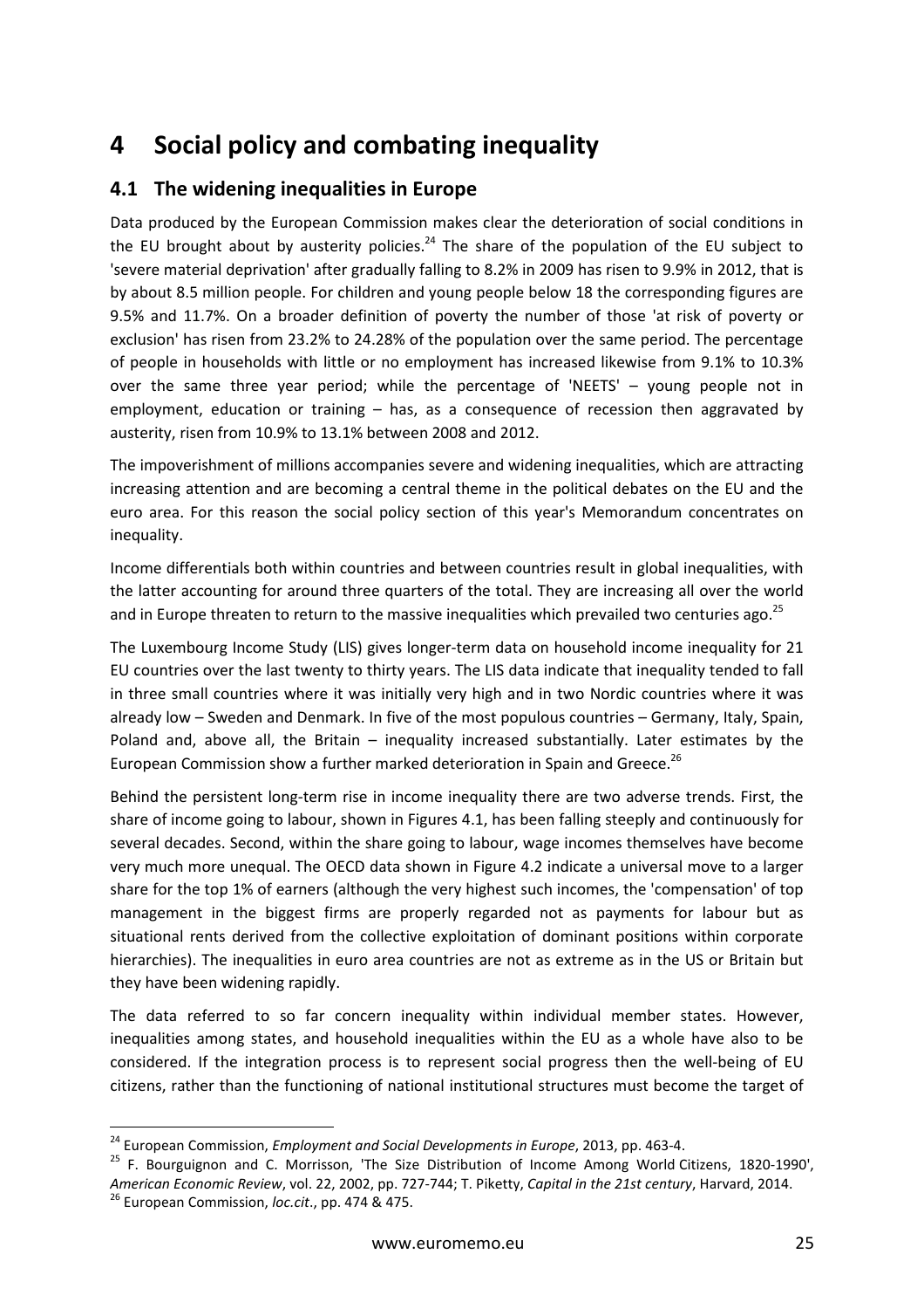# 4 Social policy and combating inequality

## 4.1 The widening inequalities in Europe

Data produced by the European Commission makes clear the deterioration of social conditions in the EU brought about by austerity policies.[24] The share of the population of the EU subject to 'severe material deprivation' after gradually falling to 8.2% in 2009 has risen to 9.9% in 2012, that is by about 8.5 million people. For children and young people below 18 the corresponding figures are 9.5% and 11.7%. On a broader definition of poverty the number of those 'at risk of poverty or exclusion' has risen from 23.2% to 24.28% of the population over the same period. The percentage of people in households with little or no employment has increased likewise from 9.1% to 10.3% over the same three year period; while the percentage of 'NEETS' – young people not in employment, education or training – has, as a consequence of recession then aggravated by austerity, risen from 10.9% to 13.1% between 2008 and 2012.

The impoverishment of millions accompanies severe and widening inequalities, which are attracting increasing attention and are becoming a central theme in the political debates on the EU and the euro area. For this reason the social policy section of this year's Memorandum concentrates on inequality.

Income differentials both within countries and between countries result in global inequalities, with the latter accounting for around three quarters of the total. They are increasing all over the world and in Europe threaten to return to the massive inequalities which prevailed two centuries ago.[25]

The Luxembourg Income Study (LIS) gives longer-term data on household income inequality for 21 EU countries over the last twenty to thirty years. The LIS data indicate that inequality tended to fall in three small countries where it was initially very high and in two Nordic countries where it was already low – Sweden and Denmark. In five of the most populous countries – Germany, Italy, Spain, Poland and, above all, the Britain – inequality increased substantially. Later estimates by the European Commission show a further marked deterioration in Spain and Greece.[26]

Behind the persistent long-term rise in income inequality there are two adverse trends. First, the share of income going to labour, shown in Figures 4.1, has been falling steeply and continuously for several decades. Second, within the share going to labour, wage incomes themselves have become very much more unequal. The OECD data shown in Figure 4.2 indicate a universal move to a larger share for the top 1% of earners (although the very highest such incomes, the 'compensation' of top management in the biggest firms are properly regarded not as payments for labour but as situational rents derived from the collective exploitation of dominant positions within corporate hierarchies). The inequalities in euro area countries are not as extreme as in the US or Britain but they have been widening rapidly.

The data referred to so far concern inequality within individual member states. However, inequalities among states, and household inequalities within the EU as a whole have also to be considered. If the integration process is to represent social progress then the well-being of EU citizens, rather than the functioning of national institutional structures must become the target of

---

[24] European Commission, *Employment and Social Developments in Europe*, 2013, pp. 463-4.

[25] F. Bourguignon and C. Morrisson, 'The Size Distribution of Income Among World Citizens, 1820-1990', *American Economic Review*, vol. 22, 2002, pp. 727-744; T. Piketty, *Capital in the 21st century*, Harvard, 2014.

[26] European Commission, *loc.cit*., pp. 474 & 475.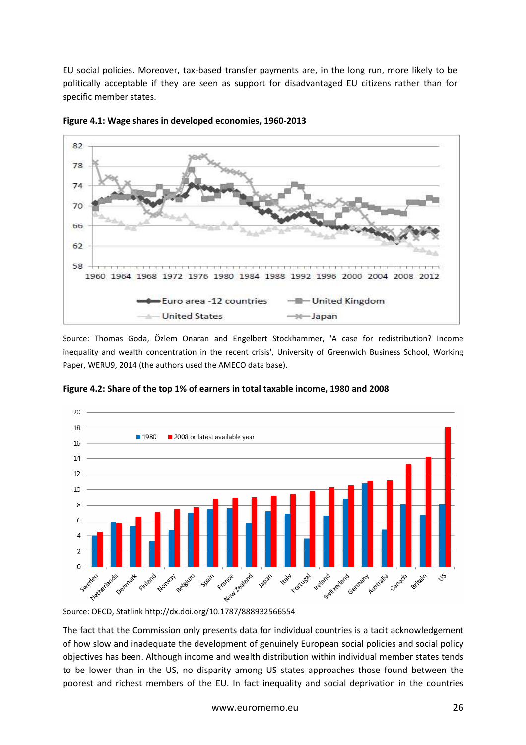EU social policies. Moreover, tax-based transfer payments are, in the long run, more likely to be politically acceptable if they are seen as support for disadvantaged EU citizens rather than for specific member states.

**Figure 4.1: Wage shares in developed economies, 1960-2013**

Source: Thomas Goda, Özlem Onaran and Engelbert Stockhammer, 'A case for redistribution? Income inequality and wealth concentration in the recent crisis', University of Greenwich Business School, Working Paper, WERU9, 2014 (the authors used the AMECO data base).

**Figure 4.2: Share of the top 1% of earners in total taxable income, 1980 and 2008**

Source: OECD, Statlink http://dx.doi.org/10.1787/888932566554

The fact that the Commission only presents data for individual countries is a tacit acknowledgement of how slow and inadequate the development of genuinely European social policies and social policy objectives has been. Although income and wealth distribution within individual member states tends to be lower than in the US, no disparity among US states approaches those found between the poorest and richest members of the EU. In fact inequality and social deprivation in the countries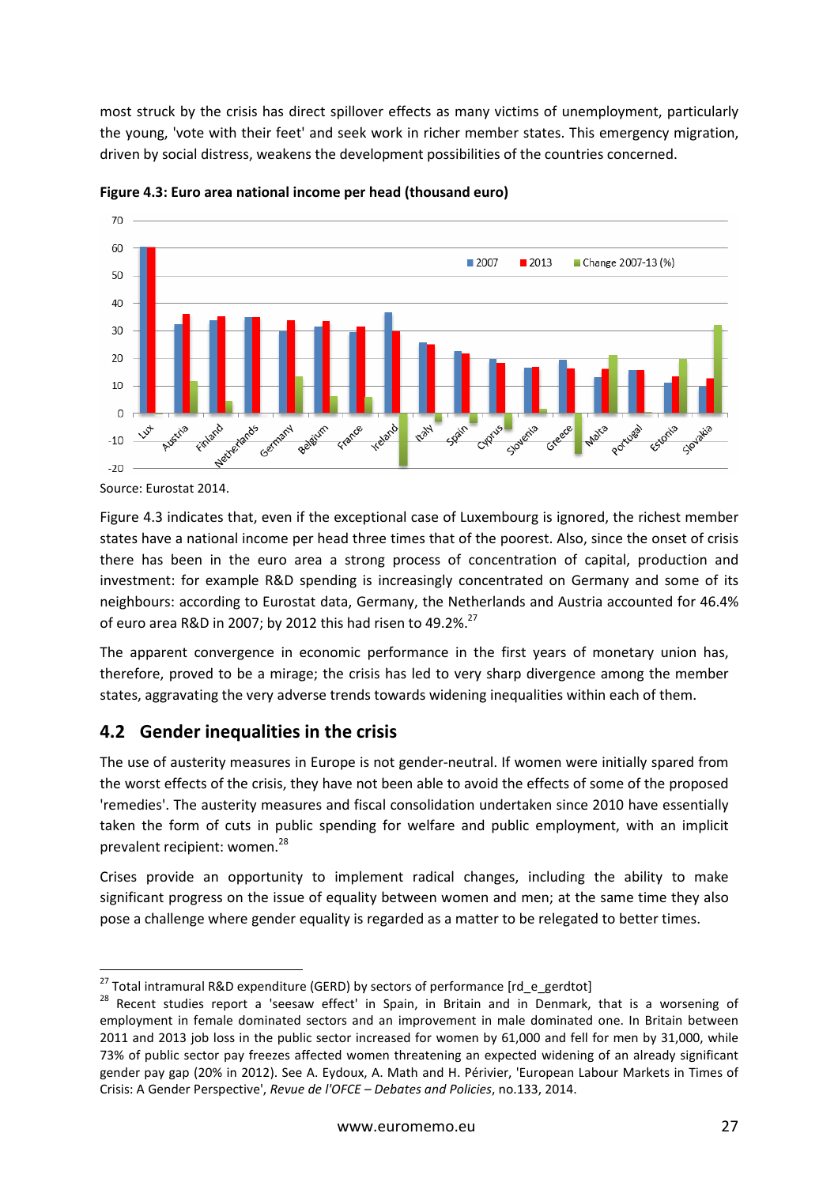most struck by the crisis has direct spillover effects as many victims of unemployment, particularly the young, 'vote with their feet' and seek work in richer member states. This emergency migration, driven by social distress, weakens the development possibilities of the countries concerned.

**Figure 4.3: Euro area national income per head (thousand euro)**

Source: Eurostat 2014.

Figure 4.3 indicates that, even if the exceptional case of Luxembourg is ignored, the richest member states have a national income per head three times that of the poorest. Also, since the onset of crisis there has been in the euro area a strong process of concentration of capital, production and investment: for example R&D spending is increasingly concentrated on Germany and some of its neighbours: according to Eurostat data, Germany, the Netherlands and Austria accounted for 46.4% of euro area R&D in 2007; by 2012 this had risen to 49.2%.[27]

The apparent convergence in economic performance in the first years of monetary union has, therefore, proved to be a mirage; the crisis has led to very sharp divergence among the member states, aggravating the very adverse trends towards widening inequalities within each of them.

## 4.2 Gender inequalities in the crisis

The use of austerity measures in Europe is not gender-neutral. If women were initially spared from the worst effects of the crisis, they have not been able to avoid the effects of some of the proposed 'remedies'. The austerity measures and fiscal consolidation undertaken since 2010 have essentially taken the form of cuts in public spending for welfare and public employment, with an implicit prevalent recipient: women.[28]

Crises provide an opportunity to implement radical changes, including the ability to make significant progress on the issue of equality between women and men; at the same time they also pose a challenge where gender equality is regarded as a matter to be relegated to better times.

---

[27] Total intramural R&D expenditure (GERD) by sectors of performance [rd_e_gerdtot]

[28] Recent studies report a 'seesaw effect' in Spain, in Britain and in Denmark, that is a worsening of employment in female dominated sectors and an improvement in male dominated one. In Britain between 2011 and 2013 job loss in the public sector increased for women by 61,000 and fell for men by 31,000, while 73% of public sector pay freezes affected women threatening an expected widening of an already significant gender pay gap (20% in 2012). See A. Eydoux, A. Math and H. Périvier, 'European Labour Markets in Times of Crisis: A Gender Perspective', *Revue de l'OFCE – Debates and Policies*, no.133, 2014.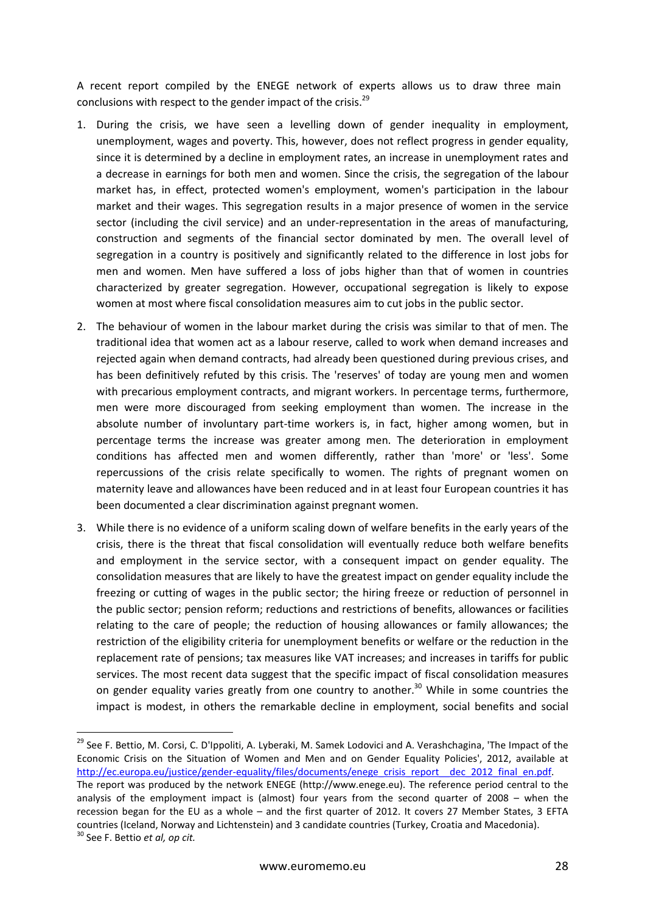A recent report compiled by the ENEGE network of experts allows us to draw three main conclusions with respect to the gender impact of the crisis.[29]

1. During the crisis, we have seen a levelling down of gender inequality in employment, unemployment, wages and poverty. This, however, does not reflect progress in gender equality, since it is determined by a decline in employment rates, an increase in unemployment rates and a decrease in earnings for both men and women. Since the crisis, the segregation of the labour market has, in effect, protected women's employment, women's participation in the labour market and their wages. This segregation results in a major presence of women in the service sector (including the civil service) and an under-representation in the areas of manufacturing, construction and segments of the financial sector dominated by men. The overall level of segregation in a country is positively and significantly related to the difference in lost jobs for men and women. Men have suffered a loss of jobs higher than that of women in countries characterized by greater segregation. However, occupational segregation is likely to expose women at most where fiscal consolidation measures aim to cut jobs in the public sector.
2. The behaviour of women in the labour market during the crisis was similar to that of men. The traditional idea that women act as a labour reserve, called to work when demand increases and rejected again when demand contracts, had already been questioned during previous crises, and has been definitively refuted by this crisis. The 'reserves' of today are young men and women with precarious employment contracts, and migrant workers. In percentage terms, furthermore, men were more discouraged from seeking employment than women. The increase in the absolute number of involuntary part-time workers is, in fact, higher among women, but in percentage terms the increase was greater among men. The deterioration in employment conditions has affected men and women differently, rather than 'more' or 'less'. Some repercussions of the crisis relate specifically to women. The rights of pregnant women on maternity leave and allowances have been reduced and in at least four European countries it has been documented a clear discrimination against pregnant women.
3. While there is no evidence of a uniform scaling down of welfare benefits in the early years of the crisis, there is the threat that fiscal consolidation will eventually reduce both welfare benefits and employment in the service sector, with a consequent impact on gender equality. The consolidation measures that are likely to have the greatest impact on gender equality include the freezing or cutting of wages in the public sector; the hiring freeze or reduction of personnel in the public sector; pension reform; reductions and restrictions of benefits, allowances or facilities relating to the care of people; the reduction of housing allowances or family allowances; the restriction of the eligibility criteria for unemployment benefits or welfare or the reduction in the replacement rate of pensions; tax measures like VAT increases; and increases in tariffs for public services. The most recent data suggest that the specific impact of fiscal consolidation measures on gender equality varies greatly from one country to another.[30] While in some countries the impact is modest, in others the remarkable decline in employment, social benefits and social

---

[29] See F. Bettio, M. Corsi, C. D'Ippoliti, A. Lyberaki, M. Samek Lodovici and A. Verashchagina, 'The Impact of the Economic Crisis on the Situation of Women and Men and on Gender Equality Policies', 2012, available at http://ec.europa.eu/justice/gender-equality/files/documents/enege_crisis_report__dec_2012_final_en.pdf. The report was produced by the network ENEGE (http://www.enege.eu). The reference period central to the analysis of the employment impact is (almost) four years from the second quarter of 2008 – when the recession began for the EU as a whole – and the first quarter of 2012. It covers 27 Member States, 3 EFTA countries (Iceland, Norway and Lichtenstein) and 3 candidate countries (Turkey, Croatia and Macedonia).

[30] See F. Bettio *et al, op cit.*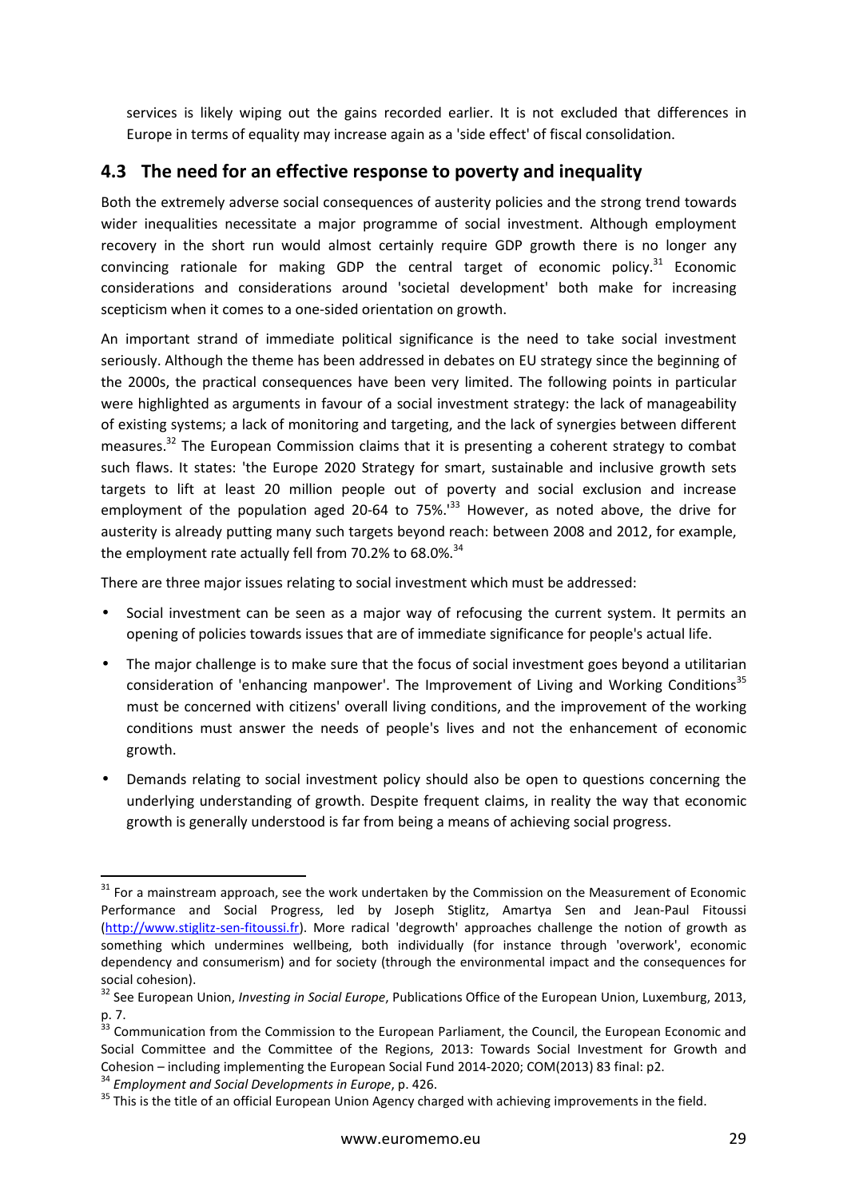services is likely wiping out the gains recorded earlier. It is not excluded that differences in Europe in terms of equality may increase again as a 'side effect' of fiscal consolidation.

## 4.3 The need for an effective response to poverty and inequality

Both the extremely adverse social consequences of austerity policies and the strong trend towards wider inequalities necessitate a major programme of social investment. Although employment recovery in the short run would almost certainly require GDP growth there is no longer any convincing rationale for making GDP the central target of economic policy.[31] Economic considerations and considerations around 'societal development' both make for increasing scepticism when it comes to a one-sided orientation on growth.

An important strand of immediate political significance is the need to take social investment seriously. Although the theme has been addressed in debates on EU strategy since the beginning of the 2000s, the practical consequences have been very limited. The following points in particular were highlighted as arguments in favour of a social investment strategy: the lack of manageability of existing systems; a lack of monitoring and targeting, and the lack of synergies between different measures.[32] The European Commission claims that it is presenting a coherent strategy to combat such flaws. It states: 'the Europe 2020 Strategy for smart, sustainable and inclusive growth sets targets to lift at least 20 million people out of poverty and social exclusion and increase employment of the population aged 20-64 to 75%.'[33] However, as noted above, the drive for austerity is already putting many such targets beyond reach: between 2008 and 2012, for example, the employment rate actually fell from 70.2% to 68.0%.[34]

There are three major issues relating to social investment which must be addressed:

- Social investment can be seen as a major way of refocusing the current system. It permits an opening of policies towards issues that are of immediate significance for people's actual life.
- The major challenge is to make sure that the focus of social investment goes beyond a utilitarian consideration of 'enhancing manpower'. The Improvement of Living and Working Conditions[35] must be concerned with citizens' overall living conditions, and the improvement of the working conditions must answer the needs of people's lives and not the enhancement of economic growth.
- Demands relating to social investment policy should also be open to questions concerning the underlying understanding of growth. Despite frequent claims, in reality the way that economic growth is generally understood is far from being a means of achieving social progress.

---

[31] For a mainstream approach, see the work undertaken by the Commission on the Measurement of Economic Performance and Social Progress, led by Joseph Stiglitz, Amartya Sen and Jean-Paul Fitoussi (http://www.stiglitz-sen-fitoussi.fr). More radical 'degrowth' approaches challenge the notion of growth as something which undermines wellbeing, both individually (for instance through 'overwork', economic dependency and consumerism) and for society (through the environmental impact and the consequences for social cohesion).

[32] See European Union, *Investing in Social Europe*, Publications Office of the European Union, Luxemburg, 2013, p. 7.

[33] Communication from the Commission to the European Parliament, the Council, the European Economic and Social Committee and the Committee of the Regions, 2013: Towards Social Investment for Growth and Cohesion – including implementing the European Social Fund 2014-2020; COM(2013) 83 final: p2.

[34] *Employment and Social Developments in Europe*, p. 426.

[35] This is the title of an official European Union Agency charged with achieving improvements in the field.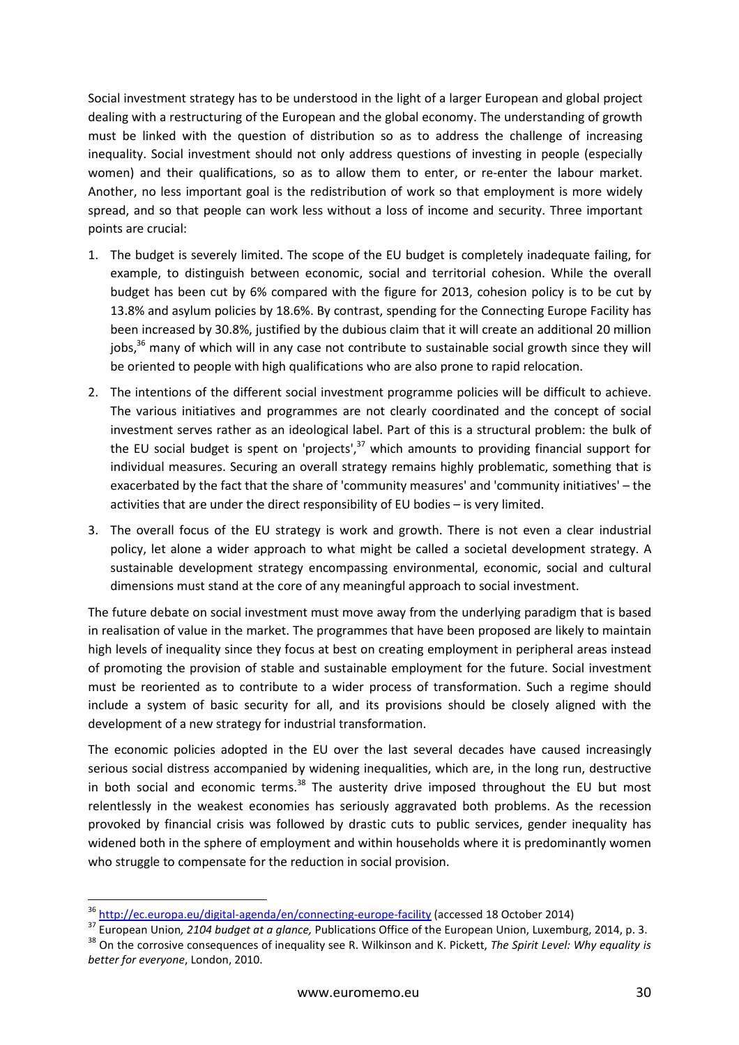Social investment strategy has to be understood in the light of a larger European and global project dealing with a restructuring of the European and the global economy. The understanding of growth must be linked with the question of distribution so as to address the challenge of increasing inequality. Social investment should not only address questions of investing in people (especially women) and their qualifications, so as to allow them to enter, or re-enter the labour market. Another, no less important goal is the redistribution of work so that employment is more widely spread, and so that people can work less without a loss of income and security. Three important points are crucial:

1. The budget is severely limited. The scope of the EU budget is completely inadequate failing, for example, to distinguish between economic, social and territorial cohesion. While the overall budget has been cut by 6% compared with the figure for 2013, cohesion policy is to be cut by 13.8% and asylum policies by 18.6%. By contrast, spending for the Connecting Europe Facility has been increased by 30.8%, justified by the dubious claim that it will create an additional 20 million jobs,[36] many of which will in any case not contribute to sustainable social growth since they will be oriented to people with high qualifications who are also prone to rapid relocation.
2. The intentions of the different social investment programme policies will be difficult to achieve. The various initiatives and programmes are not clearly coordinated and the concept of social investment serves rather as an ideological label. Part of this is a structural problem: the bulk of the EU social budget is spent on 'projects',[37] which amounts to providing financial support for individual measures. Securing an overall strategy remains highly problematic, something that is exacerbated by the fact that the share of 'community measures' and 'community initiatives' – the activities that are under the direct responsibility of EU bodies – is very limited.
3. The overall focus of the EU strategy is work and growth. There is not even a clear industrial policy, let alone a wider approach to what might be called a societal development strategy. A sustainable development strategy encompassing environmental, economic, social and cultural dimensions must stand at the core of any meaningful approach to social investment.

The future debate on social investment must move away from the underlying paradigm that is based in realisation of value in the market. The programmes that have been proposed are likely to maintain high levels of inequality since they focus at best on creating employment in peripheral areas instead of promoting the provision of stable and sustainable employment for the future. Social investment must be reoriented as to contribute to a wider process of transformation. Such a regime should include a system of basic security for all, and its provisions should be closely aligned with the development of a new strategy for industrial transformation.

The economic policies adopted in the EU over the last several decades have caused increasingly serious social distress accompanied by widening inequalities, which are, in the long run, destructive in both social and economic terms.[38] The austerity drive imposed throughout the EU but most relentlessly in the weakest economies has seriously aggravated both problems. As the recession provoked by financial crisis was followed by drastic cuts to public services, gender inequality has widened both in the sphere of employment and within households where it is predominantly women who struggle to compensate for the reduction in social provision.

---

[36] http://ec.europa.eu/digital-agenda/en/connecting-europe-facility (accessed 18 October 2014)

[37] European Union*, 2104 budget at a glance,* Publications Office of the European Union, Luxemburg, 2014, p. 3.

[38] On the corrosive consequences of inequality see R. Wilkinson and K. Pickett, *The Spirit Level: Why equality is better for everyone*, London, 2010.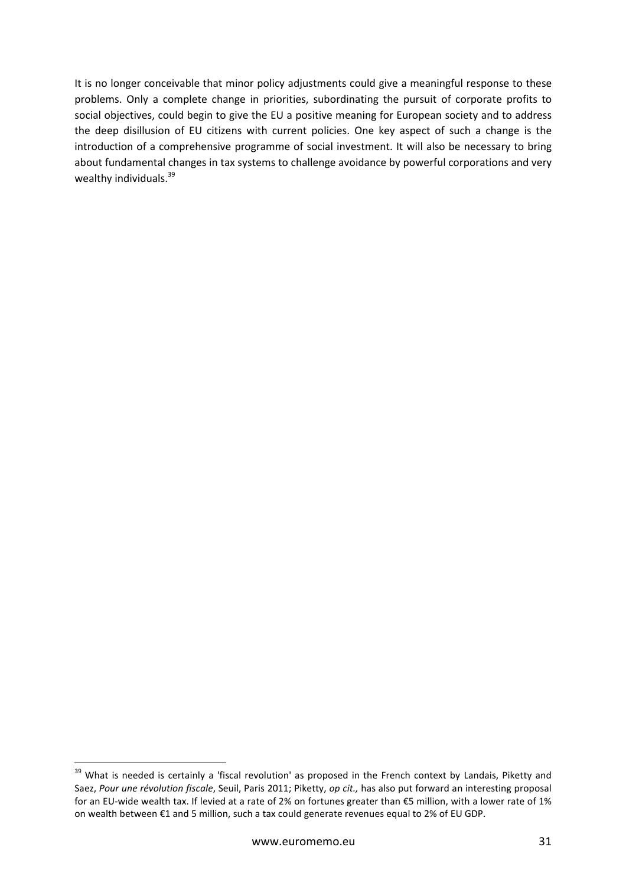It is no longer conceivable that minor policy adjustments could give a meaningful response to these problems. Only a complete change in priorities, subordinating the pursuit of corporate profits to social objectives, could begin to give the EU a positive meaning for European society and to address the deep disillusion of EU citizens with current policies. One key aspect of such a change is the introduction of a comprehensive programme of social investment. It will also be necessary to bring about fundamental changes in tax systems to challenge avoidance by powerful corporations and very wealthy individuals.[39]

---

[39] What is needed is certainly a 'fiscal revolution' as proposed in the French context by Landais, Piketty and Saez, *Pour une révolution fiscale*, Seuil, Paris 2011; Piketty, *op cit.,* has also put forward an interesting proposal for an EU-wide wealth tax. If levied at a rate of 2% on fortunes greater than €5 million, with a lower rate of 1% on wealth between €1 and 5 million, such a tax could generate revenues equal to 2% of EU GDP.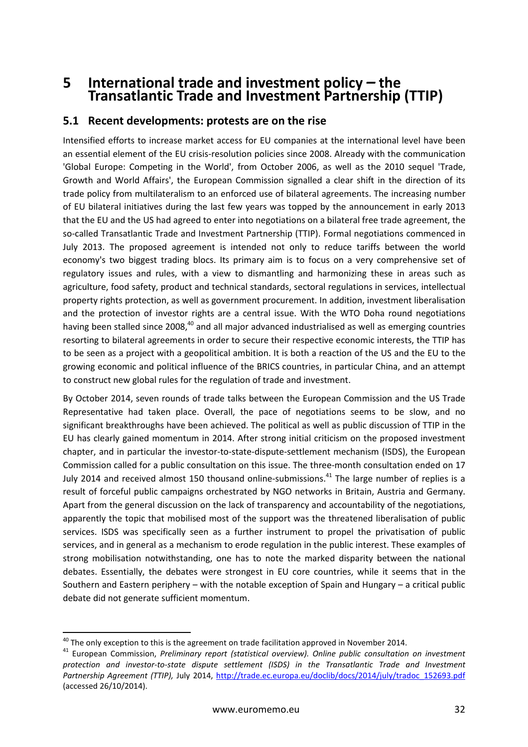# 5 International trade and investment policy – the Transatlantic Trade and Investment Partnership (TTIP)

## 5.1 Recent developments: protests are on the rise

Intensified efforts to increase market access for EU companies at the international level have been an essential element of the EU crisis-resolution policies since 2008. Already with the communication 'Global Europe: Competing in the World', from October 2006, as well as the 2010 sequel 'Trade, Growth and World Affairs', the European Commission signalled a clear shift in the direction of its trade policy from multilateralism to an enforced use of bilateral agreements. The increasing number of EU bilateral initiatives during the last few years was topped by the announcement in early 2013 that the EU and the US had agreed to enter into negotiations on a bilateral free trade agreement, the so-called Transatlantic Trade and Investment Partnership (TTIP). Formal negotiations commenced in July 2013. The proposed agreement is intended not only to reduce tariffs between the world economy's two biggest trading blocs. Its primary aim is to focus on a very comprehensive set of regulatory issues and rules, with a view to dismantling and harmonizing these in areas such as agriculture, food safety, product and technical standards, sectoral regulations in services, intellectual property rights protection, as well as government procurement. In addition, investment liberalisation and the protection of investor rights are a central issue. With the WTO Doha round negotiations having been stalled since 2008,[40] and all major advanced industrialised as well as emerging countries resorting to bilateral agreements in order to secure their respective economic interests, the TTIP has to be seen as a project with a geopolitical ambition. It is both a reaction of the US and the EU to the growing economic and political influence of the BRICS countries, in particular China, and an attempt to construct new global rules for the regulation of trade and investment.

By October 2014, seven rounds of trade talks between the European Commission and the US Trade Representative had taken place. Overall, the pace of negotiations seems to be slow, and no significant breakthroughs have been achieved. The political as well as public discussion of TTIP in the EU has clearly gained momentum in 2014. After strong initial criticism on the proposed investment chapter, and in particular the investor-to-state-dispute-settlement mechanism (ISDS), the European Commission called for a public consultation on this issue. The three-month consultation ended on 17 July 2014 and received almost 150 thousand online-submissions.[41] The large number of replies is a result of forceful public campaigns orchestrated by NGO networks in Britain, Austria and Germany. Apart from the general discussion on the lack of transparency and accountability of the negotiations, apparently the topic that mobilised most of the support was the threatened liberalisation of public services. ISDS was specifically seen as a further instrument to propel the privatisation of public services, and in general as a mechanism to erode regulation in the public interest. These examples of strong mobilisation notwithstanding, one has to note the marked disparity between the national debates. Essentially, the debates were strongest in EU core countries, while it seems that in the Southern and Eastern periphery – with the notable exception of Spain and Hungary – a critical public debate did not generate sufficient momentum.

---

[40] The only exception to this is the agreement on trade facilitation approved in November 2014.

[41] European Commission, *Preliminary report (statistical overview). Online public consultation on investment protection and investor-to-state dispute settlement (ISDS) in the Transatlantic Trade and Investment Partnership Agreement (TTIP),* July 2014, http://trade.ec.europa.eu/doclib/docs/2014/july/tradoc_152693.pdf (accessed 26/10/2014).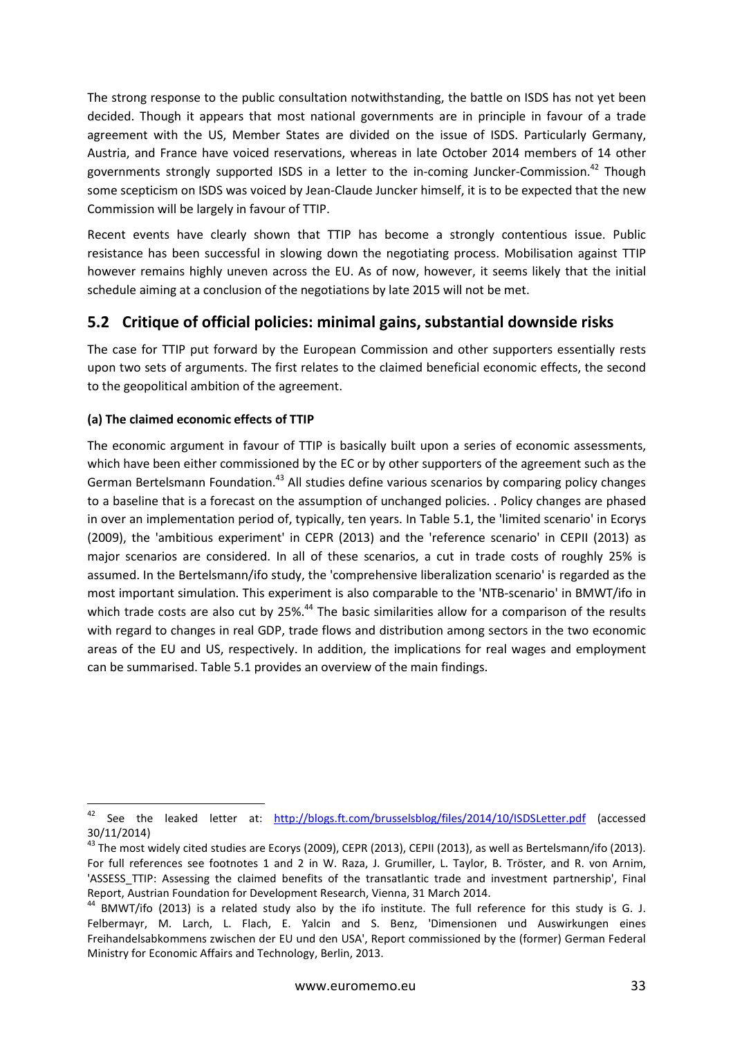The strong response to the public consultation notwithstanding, the battle on ISDS has not yet been decided. Though it appears that most national governments are in principle in favour of a trade agreement with the US, Member States are divided on the issue of ISDS. Particularly Germany, Austria, and France have voiced reservations, whereas in late October 2014 members of 14 other governments strongly supported ISDS in a letter to the in-coming Juncker-Commission.[42] Though some scepticism on ISDS was voiced by Jean-Claude Juncker himself, it is to be expected that the new Commission will be largely in favour of TTIP.

Recent events have clearly shown that TTIP has become a strongly contentious issue. Public resistance has been successful in slowing down the negotiating process. Mobilisation against TTIP however remains highly uneven across the EU. As of now, however, it seems likely that the initial schedule aiming at a conclusion of the negotiations by late 2015 will not be met.

## 5.2 Critique of official policies: minimal gains, substantial downside risks

The case for TTIP put forward by the European Commission and other supporters essentially rests upon two sets of arguments. The first relates to the claimed beneficial economic effects, the second to the geopolitical ambition of the agreement.

**(a) The claimed economic effects of TTIP**

The economic argument in favour of TTIP is basically built upon a series of economic assessments, which have been either commissioned by the EC or by other supporters of the agreement such as the German Bertelsmann Foundation.[43] All studies define various scenarios by comparing policy changes to a baseline that is a forecast on the assumption of unchanged policies. . Policy changes are phased in over an implementation period of, typically, ten years. In Table 5.1, the 'limited scenario' in Ecorys (2009), the 'ambitious experiment' in CEPR (2013) and the 'reference scenario' in CEPII (2013) as major scenarios are considered. In all of these scenarios, a cut in trade costs of roughly 25% is assumed. In the Bertelsmann/ifo study, the 'comprehensive liberalization scenario' is regarded as the most important simulation. This experiment is also comparable to the 'NTB-scenario' in BMWT/ifo in which trade costs are also cut by 25%.[44] The basic similarities allow for a comparison of the results with regard to changes in real GDP, trade flows and distribution among sectors in the two economic areas of the EU and US, respectively. In addition, the implications for real wages and employment can be summarised. Table 5.1 provides an overview of the main findings.

---

[42] See the leaked letter at: http://blogs.ft.com/brusselsblog/files/2014/10/ISDSLetter.pdf (accessed 30/11/2014)

[43] The most widely cited studies are Ecorys (2009), CEPR (2013), CEPII (2013), as well as Bertelsmann/ifo (2013). For full references see footnotes 1 and 2 in W. Raza, J. Grumiller, L. Taylor, B. Tröster, and R. von Arnim, 'ASSESS_TTIP: Assessing the claimed benefits of the transatlantic trade and investment partnership', Final Report, Austrian Foundation for Development Research, Vienna, 31 March 2014.

[44] BMWT/ifo (2013) is a related study also by the ifo institute. The full reference for this study is G. J. Felbermayr, M. Larch, L. Flach, E. Yalcin and S. Benz, 'Dimensionen und Auswirkungen eines Freihandelsabkommens zwischen der EU und den USA', Report commissioned by the (former) German Federal Ministry for Economic Affairs and Technology, Berlin, 2013.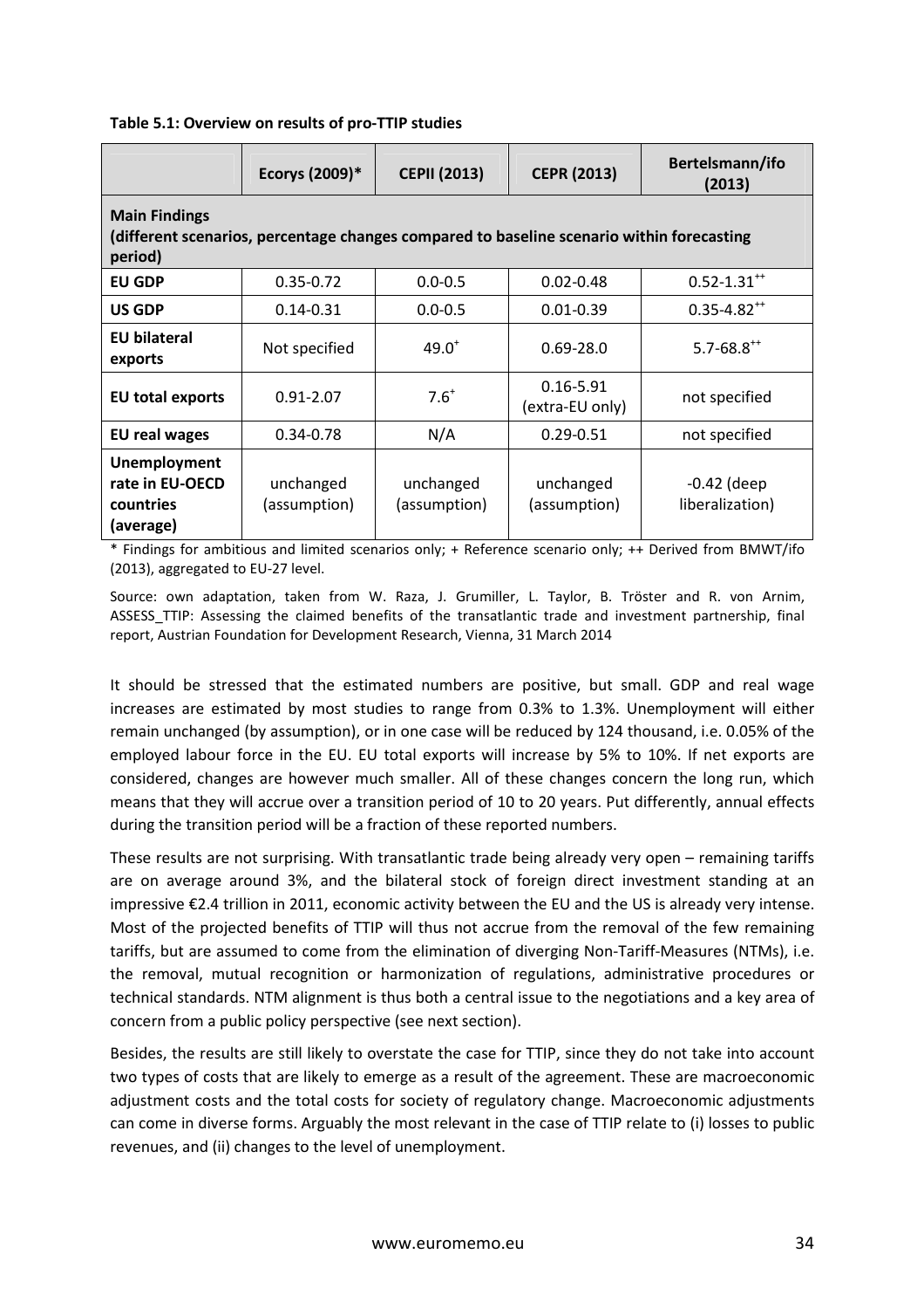**Table 5.1: Overview on results of pro-TTIP studies**

| | Ecorys (2009)* | CEPII (2013) | CEPR (2013) | Bertelsmann/ifo (2013) |
|---|---|---|---|---|
| **Main Findings (different scenarios, percentage changes compared to baseline scenario within forecasting period)** | | | | |
| **EU GDP** | 0.35-0.72 | 0.0-0.5 | 0.02-0.48 | 0.52-1.31++ |
| **US GDP** | 0.14-0.31 | 0.0-0.5 | 0.01-0.39 | 0.35-4.82++ |
| **EU bilateral exports** | Not specified | 49.0+ | 0.69-28.0 | 5.7-68.8++ |
| **EU total exports** | 0.91-2.07 | 7.6+ | 0.16-5.91 (extra-EU only) | not specified |
| **EU real wages** | 0.34-0.78 | N/A | 0.29-0.51 | not specified |
| **Unemployment rate in EU-OECD countries (average)** | unchanged (assumption) | unchanged (assumption) | unchanged (assumption) | -0.42 (deep liberalization) |

* Findings for ambitious and limited scenarios only; + Reference scenario only; ++ Derived from BMWT/ifo (2013), aggregated to EU-27 level.

Source: own adaptation, taken from W. Raza, J. Grumiller, L. Taylor, B. Tröster and R. von Arnim, ASSESS_TTIP: Assessing the claimed benefits of the transatlantic trade and investment partnership, final report, Austrian Foundation for Development Research, Vienna, 31 March 2014

It should be stressed that the estimated numbers are positive, but small. GDP and real wage increases are estimated by most studies to range from 0.3% to 1.3%. Unemployment will either remain unchanged (by assumption), or in one case will be reduced by 124 thousand, i.e. 0.05% of the employed labour force in the EU. EU total exports will increase by 5% to 10%. If net exports are considered, changes are however much smaller. All of these changes concern the long run, which means that they will accrue over a transition period of 10 to 20 years. Put differently, annual effects during the transition period will be a fraction of these reported numbers.

These results are not surprising. With transatlantic trade being already very open – remaining tariffs are on average around 3%, and the bilateral stock of foreign direct investment standing at an impressive €2.4 trillion in 2011, economic activity between the EU and the US is already very intense. Most of the projected benefits of TTIP will thus not accrue from the removal of the few remaining tariffs, but are assumed to come from the elimination of diverging Non-Tariff-Measures (NTMs), i.e. the removal, mutual recognition or harmonization of regulations, administrative procedures or technical standards. NTM alignment is thus both a central issue to the negotiations and a key area of concern from a public policy perspective (see next section).

Besides, the results are still likely to overstate the case for TTIP, since they do not take into account two types of costs that are likely to emerge as a result of the agreement. These are macroeconomic adjustment costs and the total costs for society of regulatory change. Macroeconomic adjustments can come in diverse forms. Arguably the most relevant in the case of TTIP relate to (i) losses to public revenues, and (ii) changes to the level of unemployment.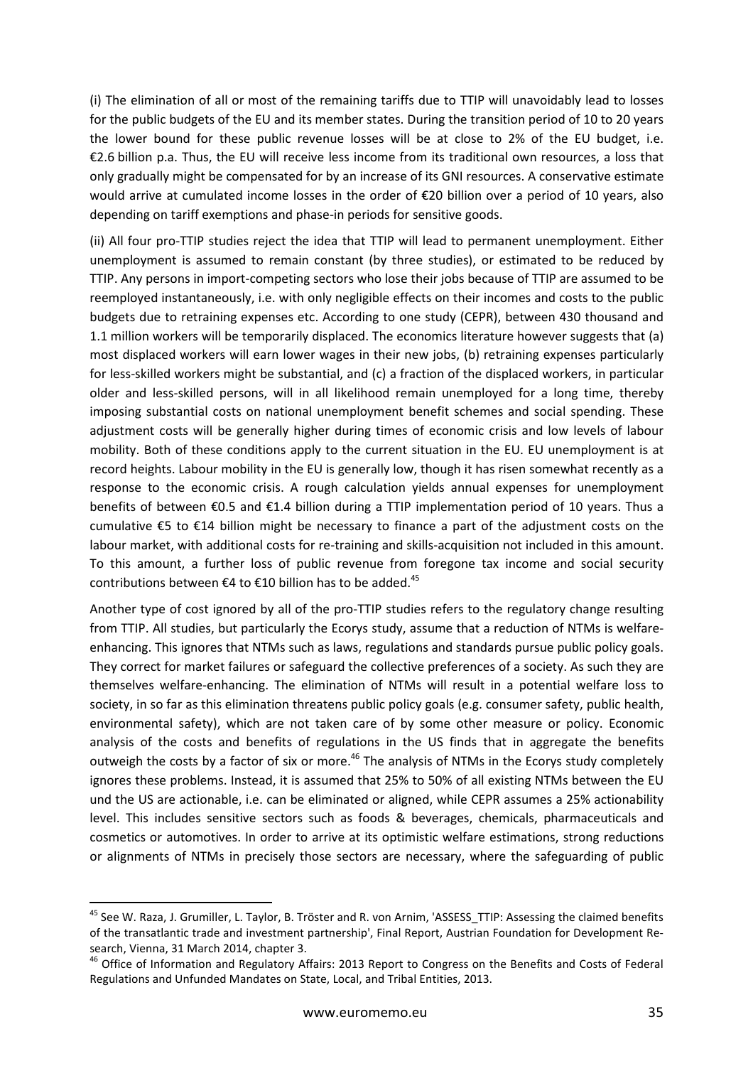(i) The elimination of all or most of the remaining tariffs due to TTIP will unavoidably lead to losses for the public budgets of the EU and its member states. During the transition period of 10 to 20 years the lower bound for these public revenue losses will be at close to 2% of the EU budget, i.e. €2.6 billion p.a. Thus, the EU will receive less income from its traditional own resources, a loss that only gradually might be compensated for by an increase of its GNI resources. A conservative estimate would arrive at cumulated income losses in the order of €20 billion over a period of 10 years, also depending on tariff exemptions and phase-in periods for sensitive goods.

(ii) All four pro-TTIP studies reject the idea that TTIP will lead to permanent unemployment. Either unemployment is assumed to remain constant (by three studies), or estimated to be reduced by TTIP. Any persons in import-competing sectors who lose their jobs because of TTIP are assumed to be reemployed instantaneously, i.e. with only negligible effects on their incomes and costs to the public budgets due to retraining expenses etc. According to one study (CEPR), between 430 thousand and 1.1 million workers will be temporarily displaced. The economics literature however suggests that (a) most displaced workers will earn lower wages in their new jobs, (b) retraining expenses particularly for less-skilled workers might be substantial, and (c) a fraction of the displaced workers, in particular older and less-skilled persons, will in all likelihood remain unemployed for a long time, thereby imposing substantial costs on national unemployment benefit schemes and social spending. These adjustment costs will be generally higher during times of economic crisis and low levels of labour mobility. Both of these conditions apply to the current situation in the EU. EU unemployment is at record heights. Labour mobility in the EU is generally low, though it has risen somewhat recently as a response to the economic crisis. A rough calculation yields annual expenses for unemployment benefits of between €0.5 and €1.4 billion during a TTIP implementation period of 10 years. Thus a cumulative €5 to €14 billion might be necessary to finance a part of the adjustment costs on the labour market, with additional costs for re-training and skills-acquisition not included in this amount. To this amount, a further loss of public revenue from foregone tax income and social security contributions between €4 to €10 billion has to be added.[45]

Another type of cost ignored by all of the pro-TTIP studies refers to the regulatory change resulting from TTIP. All studies, but particularly the Ecorys study, assume that a reduction of NTMs is welfare-enhancing. This ignores that NTMs such as laws, regulations and standards pursue public policy goals. They correct for market failures or safeguard the collective preferences of a society. As such they are themselves welfare-enhancing. The elimination of NTMs will result in a potential welfare loss to society, in so far as this elimination threatens public policy goals (e.g. consumer safety, public health, environmental safety), which are not taken care of by some other measure or policy. Economic analysis of the costs and benefits of regulations in the US finds that in aggregate the benefits outweigh the costs by a factor of six or more.[46] The analysis of NTMs in the Ecorys study completely ignores these problems. Instead, it is assumed that 25% to 50% of all existing NTMs between the EU und the US are actionable, i.e. can be eliminated or aligned, while CEPR assumes a 25% actionability level. This includes sensitive sectors such as foods & beverages, chemicals, pharmaceuticals and cosmetics or automotives. In order to arrive at its optimistic welfare estimations, strong reductions or alignments of NTMs in precisely those sectors are necessary, where the safeguarding of public

---

[45] See W. Raza, J. Grumiller, L. Taylor, B. Tröster and R. von Arnim, 'ASSESS_TTIP: Assessing the claimed benefits of the transatlantic trade and investment partnership', Final Report, Austrian Foundation for Development Research, Vienna, 31 March 2014, chapter 3.

[46] Office of Information and Regulatory Affairs: 2013 Report to Congress on the Benefits and Costs of Federal Regulations and Unfunded Mandates on State, Local, and Tribal Entities, 2013.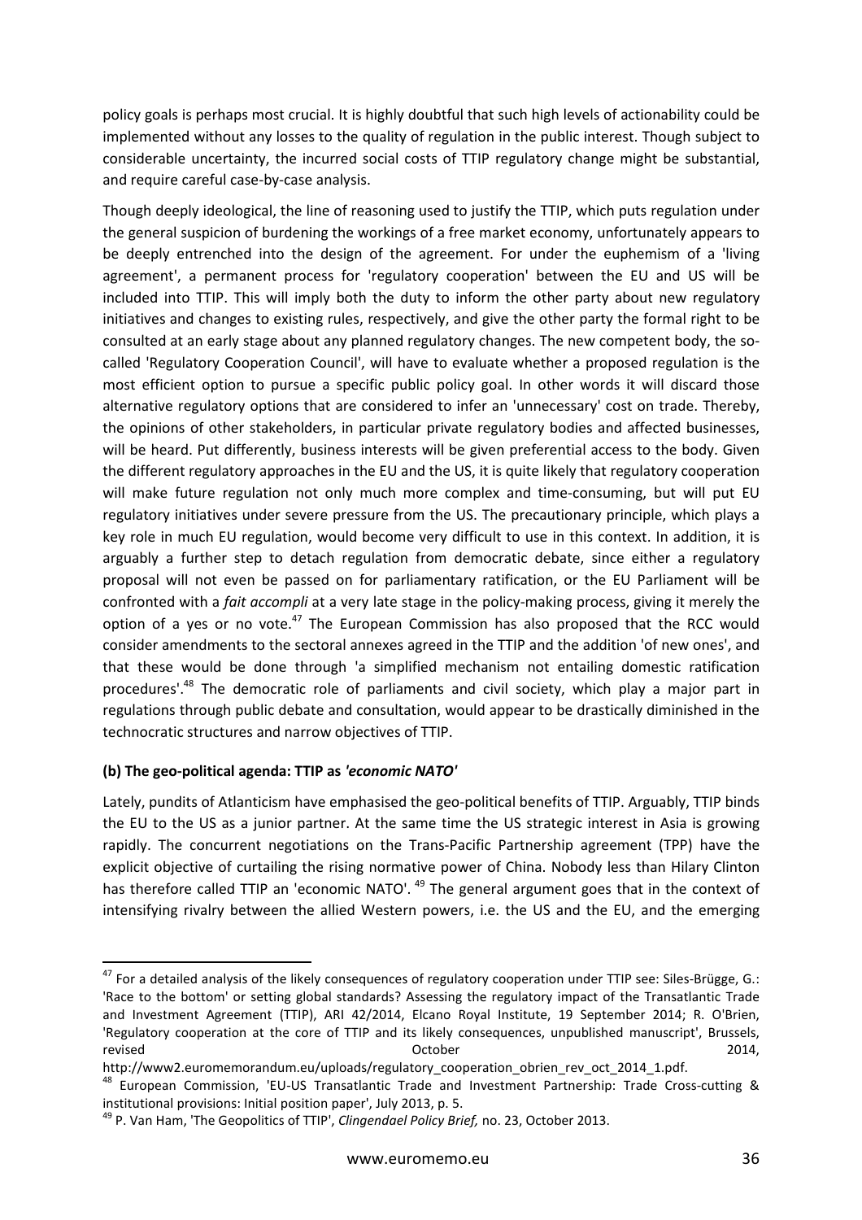policy goals is perhaps most crucial. It is highly doubtful that such high levels of actionability could be implemented without any losses to the quality of regulation in the public interest. Though subject to considerable uncertainty, the incurred social costs of TTIP regulatory change might be substantial, and require careful case-by-case analysis.

Though deeply ideological, the line of reasoning used to justify the TTIP, which puts regulation under the general suspicion of burdening the workings of a free market economy, unfortunately appears to be deeply entrenched into the design of the agreement. For under the euphemism of a 'living agreement', a permanent process for 'regulatory cooperation' between the EU and US will be included into TTIP. This will imply both the duty to inform the other party about new regulatory initiatives and changes to existing rules, respectively, and give the other party the formal right to be consulted at an early stage about any planned regulatory changes. The new competent body, the so-called 'Regulatory Cooperation Council', will have to evaluate whether a proposed regulation is the most efficient option to pursue a specific public policy goal. In other words it will discard those alternative regulatory options that are considered to infer an 'unnecessary' cost on trade. Thereby, the opinions of other stakeholders, in particular private regulatory bodies and affected businesses, will be heard. Put differently, business interests will be given preferential access to the body. Given the different regulatory approaches in the EU and the US, it is quite likely that regulatory cooperation will make future regulation not only much more complex and time-consuming, but will put EU regulatory initiatives under severe pressure from the US. The precautionary principle, which plays a key role in much EU regulation, would become very difficult to use in this context. In addition, it is arguably a further step to detach regulation from democratic debate, since either a regulatory proposal will not even be passed on for parliamentary ratification, or the EU Parliament will be confronted with a *fait accompli* at a very late stage in the policy-making process, giving it merely the option of a yes or no vote.[47] The European Commission has also proposed that the RCC would consider amendments to the sectoral annexes agreed in the TTIP and the addition 'of new ones', and that these would be done through 'a simplified mechanism not entailing domestic ratification procedures'.[48] The democratic role of parliaments and civil society, which play a major part in regulations through public debate and consultation, would appear to be drastically diminished in the technocratic structures and narrow objectives of TTIP.

**(b) The geo-political agenda: TTIP as *'economic NATO'***

Lately, pundits of Atlanticism have emphasised the geo-political benefits of TTIP. Arguably, TTIP binds the EU to the US as a junior partner. At the same time the US strategic interest in Asia is growing rapidly. The concurrent negotiations on the Trans-Pacific Partnership agreement (TPP) have the explicit objective of curtailing the rising normative power of China. Nobody less than Hilary Clinton has therefore called TTIP an 'economic NATO'.[49] The general argument goes that in the context of intensifying rivalry between the allied Western powers, i.e. the US and the EU, and the emerging

---

[47] For a detailed analysis of the likely consequences of regulatory cooperation under TTIP see: Siles-Brügge, G.: 'Race to the bottom' or setting global standards? Assessing the regulatory impact of the Transatlantic Trade and Investment Agreement (TTIP), ARI 42/2014, Elcano Royal Institute, 19 September 2014; R. O'Brien, 'Regulatory cooperation at the core of TTIP and its likely consequences, unpublished manuscript', Brussels, revised October 2014, http://www2.euromemorandum.eu/uploads/regulatory_cooperation_obrien_rev_oct_2014_1.pdf.

[48] European Commission, 'EU-US Transatlantic Trade and Investment Partnership: Trade Cross-cutting & institutional provisions: Initial position paper', July 2013, p. 5.

[49] P. Van Ham, 'The Geopolitics of TTIP', *Clingendael Policy Brief,* no. 23, October 2013.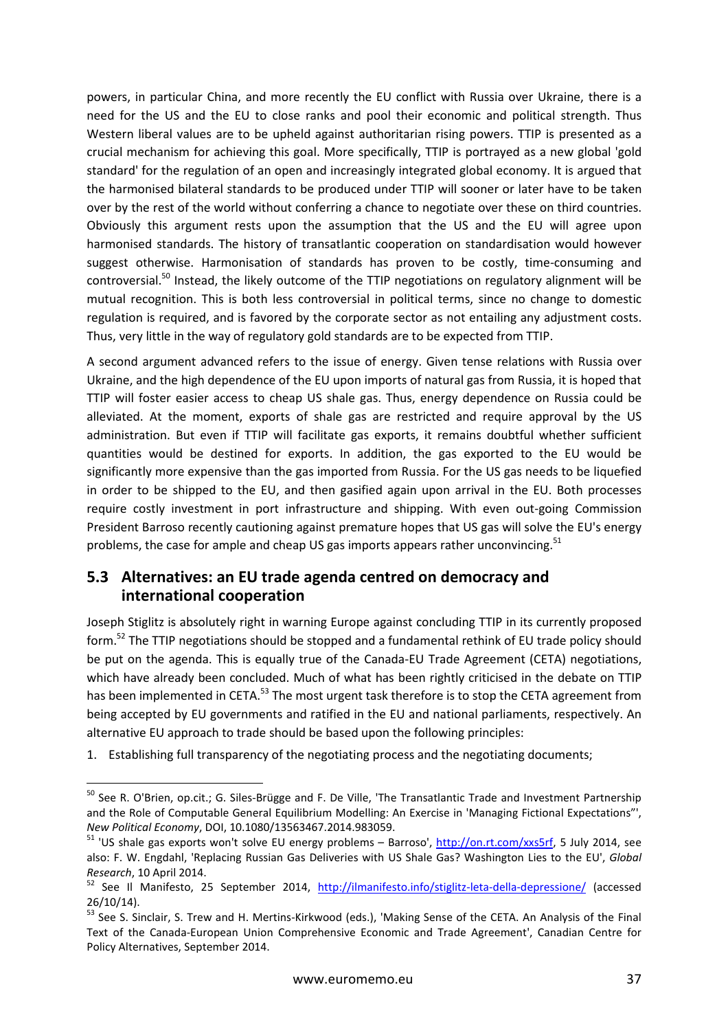powers, in particular China, and more recently the EU conflict with Russia over Ukraine, there is a need for the US and the EU to close ranks and pool their economic and political strength. Thus Western liberal values are to be upheld against authoritarian rising powers. TTIP is presented as a crucial mechanism for achieving this goal. More specifically, TTIP is portrayed as a new global 'gold standard' for the regulation of an open and increasingly integrated global economy. It is argued that the harmonised bilateral standards to be produced under TTIP will sooner or later have to be taken over by the rest of the world without conferring a chance to negotiate over these on third countries. Obviously this argument rests upon the assumption that the US and the EU will agree upon harmonised standards. The history of transatlantic cooperation on standardisation would however suggest otherwise. Harmonisation of standards has proven to be costly, time-consuming and controversial.[50] Instead, the likely outcome of the TTIP negotiations on regulatory alignment will be mutual recognition. This is both less controversial in political terms, since no change to domestic regulation is required, and is favored by the corporate sector as not entailing any adjustment costs. Thus, very little in the way of regulatory gold standards are to be expected from TTIP.

A second argument advanced refers to the issue of energy. Given tense relations with Russia over Ukraine, and the high dependence of the EU upon imports of natural gas from Russia, it is hoped that TTIP will foster easier access to cheap US shale gas. Thus, energy dependence on Russia could be alleviated. At the moment, exports of shale gas are restricted and require approval by the US administration. But even if TTIP will facilitate gas exports, it remains doubtful whether sufficient quantities would be destined for exports. In addition, the gas exported to the EU would be significantly more expensive than the gas imported from Russia. For the US gas needs to be liquefied in order to be shipped to the EU, and then gasified again upon arrival in the EU. Both processes require costly investment in port infrastructure and shipping. With even out-going Commission President Barroso recently cautioning against premature hopes that US gas will solve the EU's energy problems, the case for ample and cheap US gas imports appears rather unconvincing.[51]

## 5.3 Alternatives: an EU trade agenda centred on democracy and international cooperation

Joseph Stiglitz is absolutely right in warning Europe against concluding TTIP in its currently proposed form.[52] The TTIP negotiations should be stopped and a fundamental rethink of EU trade policy should be put on the agenda. This is equally true of the Canada-EU Trade Agreement (CETA) negotiations, which have already been concluded. Much of what has been rightly criticised in the debate on TTIP has been implemented in CETA.[53] The most urgent task therefore is to stop the CETA agreement from being accepted by EU governments and ratified in the EU and national parliaments, respectively. An alternative EU approach to trade should be based upon the following principles:

1. Establishing full transparency of the negotiating process and the negotiating documents;

---

[50] See R. O'Brien, op.cit.; G. Siles-Brügge and F. De Ville, 'The Transatlantic Trade and Investment Partnership and the Role of Computable General Equilibrium Modelling: An Exercise in 'Managing Fictional Expectations"', *New Political Economy*, DOI, 10.1080/13563467.2014.983059.

[51] 'US shale gas exports won't solve EU energy problems – Barroso', http://on.rt.com/xxs5rf, 5 July 2014, see also: F. W. Engdahl, 'Replacing Russian Gas Deliveries with US Shale Gas? Washington Lies to the EU', *Global Research*, 10 April 2014.

[52] See Il Manifesto, 25 September 2014, http://ilmanifesto.info/stiglitz-leta-della-depressione/ (accessed 26/10/14).

[53] See S. Sinclair, S. Trew and H. Mertins-Kirkwood (eds.), 'Making Sense of the CETA. An Analysis of the Final Text of the Canada-European Union Comprehensive Economic and Trade Agreement', Canadian Centre for Policy Alternatives, September 2014.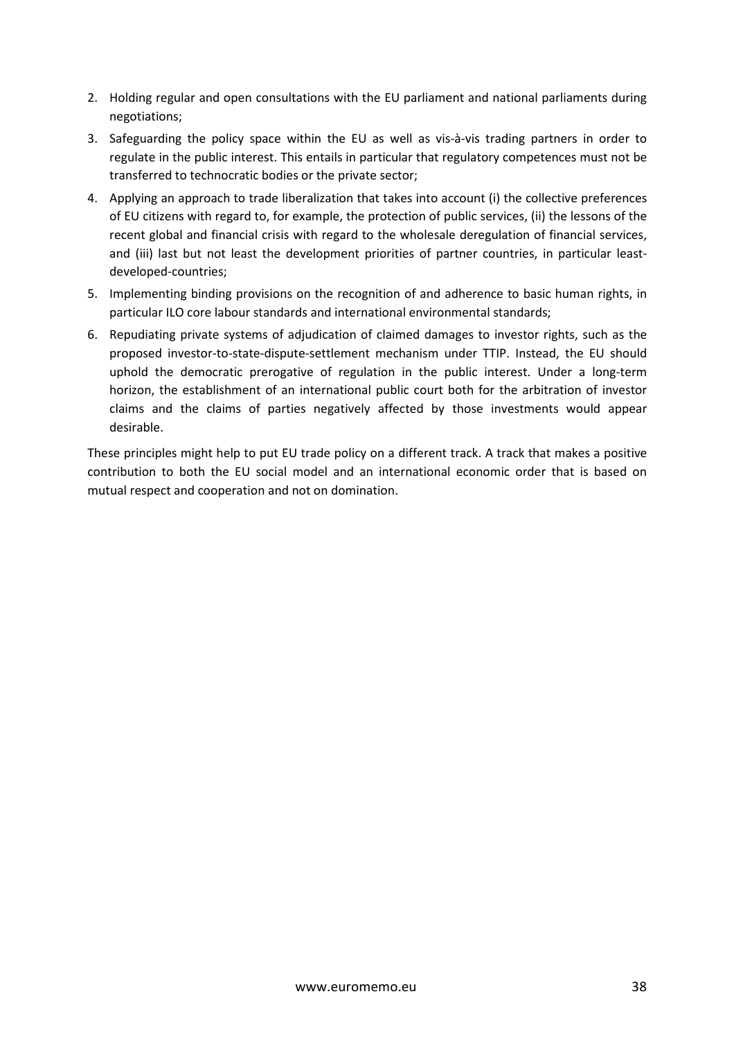2. Holding regular and open consultations with the EU parliament and national parliaments during negotiations;
3. Safeguarding the policy space within the EU as well as vis-à-vis trading partners in order to regulate in the public interest. This entails in particular that regulatory competences must not be transferred to technocratic bodies or the private sector;
4. Applying an approach to trade liberalization that takes into account (i) the collective preferences of EU citizens with regard to, for example, the protection of public services, (ii) the lessons of the recent global and financial crisis with regard to the wholesale deregulation of financial services, and (iii) last but not least the development priorities of partner countries, in particular least-developed-countries;
5. Implementing binding provisions on the recognition of and adherence to basic human rights, in particular ILO core labour standards and international environmental standards;
6. Repudiating private systems of adjudication of claimed damages to investor rights, such as the proposed investor-to-state-dispute-settlement mechanism under TTIP. Instead, the EU should uphold the democratic prerogative of regulation in the public interest. Under a long-term horizon, the establishment of an international public court both for the arbitration of investor claims and the claims of parties negatively affected by those investments would appear desirable.

These principles might help to put EU trade policy on a different track. A track that makes a positive contribution to both the EU social model and an international economic order that is based on mutual respect and cooperation and not on domination.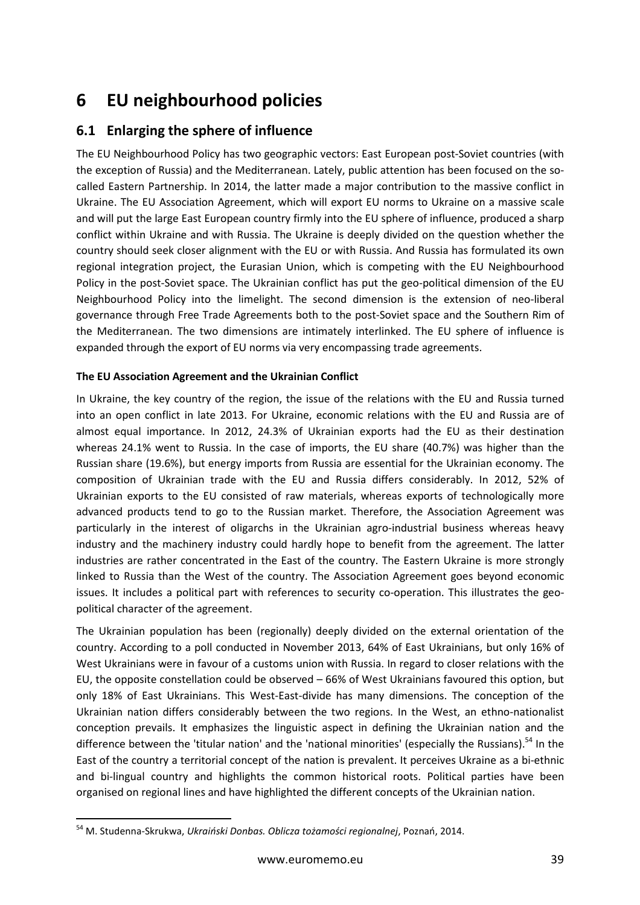# 6 EU neighbourhood policies

## 6.1 Enlarging the sphere of influence

The EU Neighbourhood Policy has two geographic vectors: East European post-Soviet countries (with the exception of Russia) and the Mediterranean. Lately, public attention has been focused on the so-called Eastern Partnership. In 2014, the latter made a major contribution to the massive conflict in Ukraine. The EU Association Agreement, which will export EU norms to Ukraine on a massive scale and will put the large East European country firmly into the EU sphere of influence, produced a sharp conflict within Ukraine and with Russia. The Ukraine is deeply divided on the question whether the country should seek closer alignment with the EU or with Russia. And Russia has formulated its own regional integration project, the Eurasian Union, which is competing with the EU Neighbourhood Policy in the post-Soviet space. The Ukrainian conflict has put the geo-political dimension of the EU Neighbourhood Policy into the limelight. The second dimension is the extension of neo-liberal governance through Free Trade Agreements both to the post-Soviet space and the Southern Rim of the Mediterranean. The two dimensions are intimately interlinked. The EU sphere of influence is expanded through the export of EU norms via very encompassing trade agreements.

**The EU Association Agreement and the Ukrainian Conflict**

In Ukraine, the key country of the region, the issue of the relations with the EU and Russia turned into an open conflict in late 2013. For Ukraine, economic relations with the EU and Russia are of almost equal importance. In 2012, 24.3% of Ukrainian exports had the EU as their destination whereas 24.1% went to Russia. In the case of imports, the EU share (40.7%) was higher than the Russian share (19.6%), but energy imports from Russia are essential for the Ukrainian economy. The composition of Ukrainian trade with the EU and Russia differs considerably. In 2012, 52% of Ukrainian exports to the EU consisted of raw materials, whereas exports of technologically more advanced products tend to go to the Russian market. Therefore, the Association Agreement was particularly in the interest of oligarchs in the Ukrainian agro-industrial business whereas heavy industry and the machinery industry could hardly hope to benefit from the agreement. The latter industries are rather concentrated in the East of the country. The Eastern Ukraine is more strongly linked to Russia than the West of the country. The Association Agreement goes beyond economic issues. It includes a political part with references to security co-operation. This illustrates the geo-political character of the agreement.

The Ukrainian population has been (regionally) deeply divided on the external orientation of the country. According to a poll conducted in November 2013, 64% of East Ukrainians, but only 16% of West Ukrainians were in favour of a customs union with Russia. In regard to closer relations with the EU, the opposite constellation could be observed – 66% of West Ukrainians favoured this option, but only 18% of East Ukrainians. This West-East-divide has many dimensions. The conception of the Ukrainian nation differs considerably between the two regions. In the West, an ethno-nationalist conception prevails. It emphasizes the linguistic aspect in defining the Ukrainian nation and the difference between the 'titular nation' and the 'national minorities' (especially the Russians).[54] In the East of the country a territorial concept of the nation is prevalent. It perceives Ukraine as a bi-ethnic and bi-lingual country and highlights the common historical roots. Political parties have been organised on regional lines and have highlighted the different concepts of the Ukrainian nation.

[54] M. Studenna-Skrukwa, *Ukraiński Donbas. Oblicza tożamości regionalnej*, Poznań, 2014.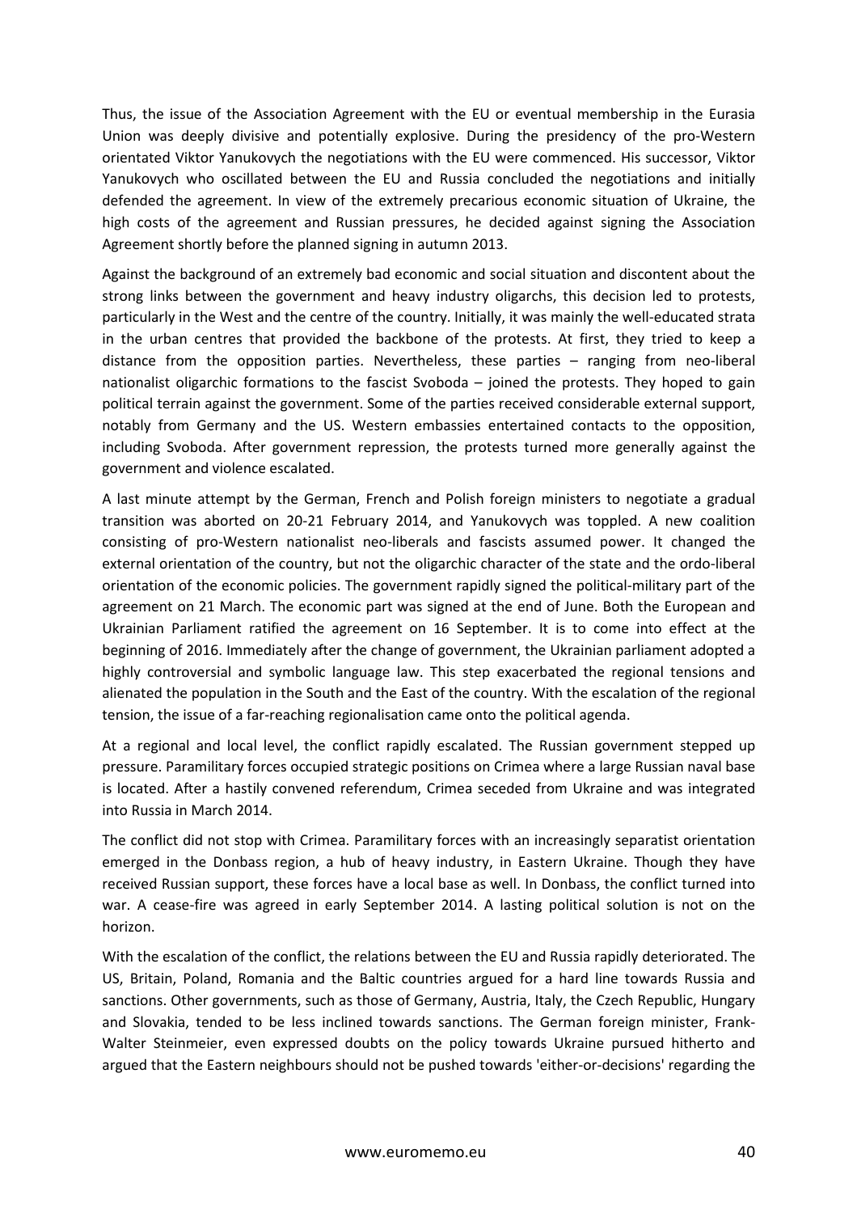Thus, the issue of the Association Agreement with the EU or eventual membership in the Eurasia Union was deeply divisive and potentially explosive. During the presidency of the pro-Western orientated Viktor Yanukovych the negotiations with the EU were commenced. His successor, Viktor Yanukovych who oscillated between the EU and Russia concluded the negotiations and initially defended the agreement. In view of the extremely precarious economic situation of Ukraine, the high costs of the agreement and Russian pressures, he decided against signing the Association Agreement shortly before the planned signing in autumn 2013.

Against the background of an extremely bad economic and social situation and discontent about the strong links between the government and heavy industry oligarchs, this decision led to protests, particularly in the West and the centre of the country. Initially, it was mainly the well-educated strata in the urban centres that provided the backbone of the protests. At first, they tried to keep a distance from the opposition parties. Nevertheless, these parties – ranging from neo-liberal nationalist oligarchic formations to the fascist Svoboda – joined the protests. They hoped to gain political terrain against the government. Some of the parties received considerable external support, notably from Germany and the US. Western embassies entertained contacts to the opposition, including Svoboda. After government repression, the protests turned more generally against the government and violence escalated.

A last minute attempt by the German, French and Polish foreign ministers to negotiate a gradual transition was aborted on 20-21 February 2014, and Yanukovych was toppled. A new coalition consisting of pro-Western nationalist neo-liberals and fascists assumed power. It changed the external orientation of the country, but not the oligarchic character of the state and the ordo-liberal orientation of the economic policies. The government rapidly signed the political-military part of the agreement on 21 March. The economic part was signed at the end of June. Both the European and Ukrainian Parliament ratified the agreement on 16 September. It is to come into effect at the beginning of 2016. Immediately after the change of government, the Ukrainian parliament adopted a highly controversial and symbolic language law. This step exacerbated the regional tensions and alienated the population in the South and the East of the country. With the escalation of the regional tension, the issue of a far-reaching regionalisation came onto the political agenda.

At a regional and local level, the conflict rapidly escalated. The Russian government stepped up pressure. Paramilitary forces occupied strategic positions on Crimea where a large Russian naval base is located. After a hastily convened referendum, Crimea seceded from Ukraine and was integrated into Russia in March 2014.

The conflict did not stop with Crimea. Paramilitary forces with an increasingly separatist orientation emerged in the Donbass region, a hub of heavy industry, in Eastern Ukraine. Though they have received Russian support, these forces have a local base as well. In Donbass, the conflict turned into war. A cease-fire was agreed in early September 2014. A lasting political solution is not on the horizon.

With the escalation of the conflict, the relations between the EU and Russia rapidly deteriorated. The US, Britain, Poland, Romania and the Baltic countries argued for a hard line towards Russia and sanctions. Other governments, such as those of Germany, Austria, Italy, the Czech Republic, Hungary and Slovakia, tended to be less inclined towards sanctions. The German foreign minister, Frank-Walter Steinmeier, even expressed doubts on the policy towards Ukraine pursued hitherto and argued that the Eastern neighbours should not be pushed towards 'either-or-decisions' regarding the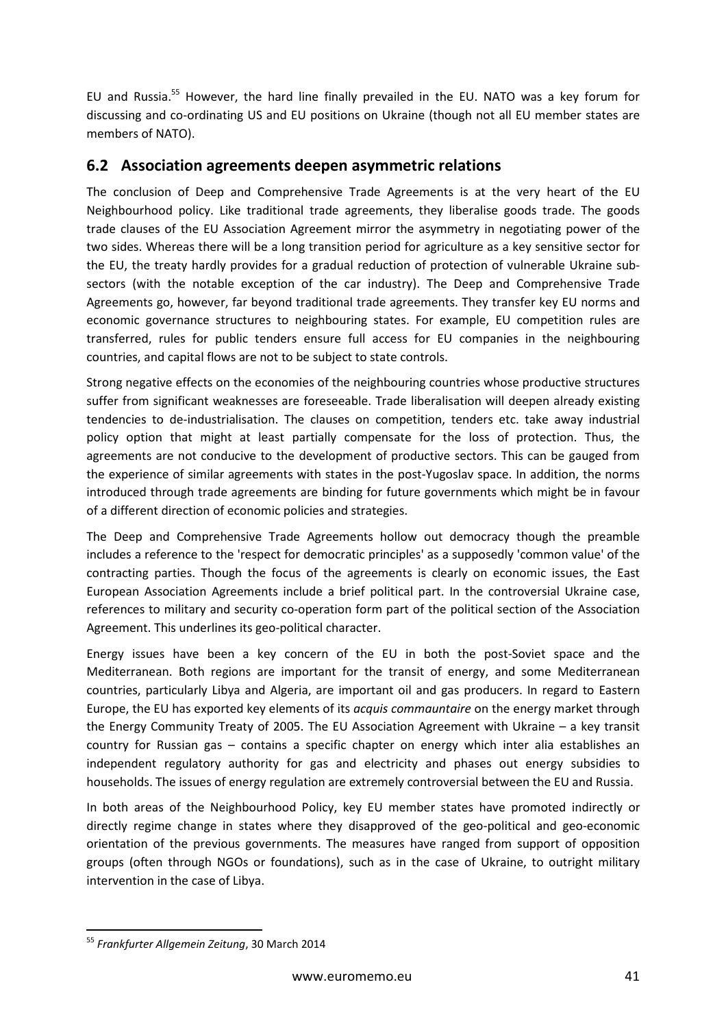EU and Russia.[55] However, the hard line finally prevailed in the EU. NATO was a key forum for discussing and co-ordinating US and EU positions on Ukraine (though not all EU member states are members of NATO).

## 6.2 Association agreements deepen asymmetric relations

The conclusion of Deep and Comprehensive Trade Agreements is at the very heart of the EU Neighbourhood policy. Like traditional trade agreements, they liberalise goods trade. The goods trade clauses of the EU Association Agreement mirror the asymmetry in negotiating power of the two sides. Whereas there will be a long transition period for agriculture as a key sensitive sector for the EU, the treaty hardly provides for a gradual reduction of protection of vulnerable Ukraine sub-sectors (with the notable exception of the car industry). The Deep and Comprehensive Trade Agreements go, however, far beyond traditional trade agreements. They transfer key EU norms and economic governance structures to neighbouring states. For example, EU competition rules are transferred, rules for public tenders ensure full access for EU companies in the neighbouring countries, and capital flows are not to be subject to state controls.

Strong negative effects on the economies of the neighbouring countries whose productive structures suffer from significant weaknesses are foreseeable. Trade liberalisation will deepen already existing tendencies to de-industrialisation. The clauses on competition, tenders etc. take away industrial policy option that might at least partially compensate for the loss of protection. Thus, the agreements are not conducive to the development of productive sectors. This can be gauged from the experience of similar agreements with states in the post-Yugoslav space. In addition, the norms introduced through trade agreements are binding for future governments which might be in favour of a different direction of economic policies and strategies.

The Deep and Comprehensive Trade Agreements hollow out democracy though the preamble includes a reference to the 'respect for democratic principles' as a supposedly 'common value' of the contracting parties. Though the focus of the agreements is clearly on economic issues, the East European Association Agreements include a brief political part. In the controversial Ukraine case, references to military and security co-operation form part of the political section of the Association Agreement. This underlines its geo-political character.

Energy issues have been a key concern of the EU in both the post-Soviet space and the Mediterranean. Both regions are important for the transit of energy, and some Mediterranean countries, particularly Libya and Algeria, are important oil and gas producers. In regard to Eastern Europe, the EU has exported key elements of its *acquis commauntaire* on the energy market through the Energy Community Treaty of 2005. The EU Association Agreement with Ukraine – a key transit country for Russian gas – contains a specific chapter on energy which inter alia establishes an independent regulatory authority for gas and electricity and phases out energy subsidies to households. The issues of energy regulation are extremely controversial between the EU and Russia.

In both areas of the Neighbourhood Policy, key EU member states have promoted indirectly or directly regime change in states where they disapproved of the geo-political and geo-economic orientation of the previous governments. The measures have ranged from support of opposition groups (often through NGOs or foundations), such as in the case of Ukraine, to outright military intervention in the case of Libya.

[55] *Frankfurter Allgemein Zeitung*, 30 March 2014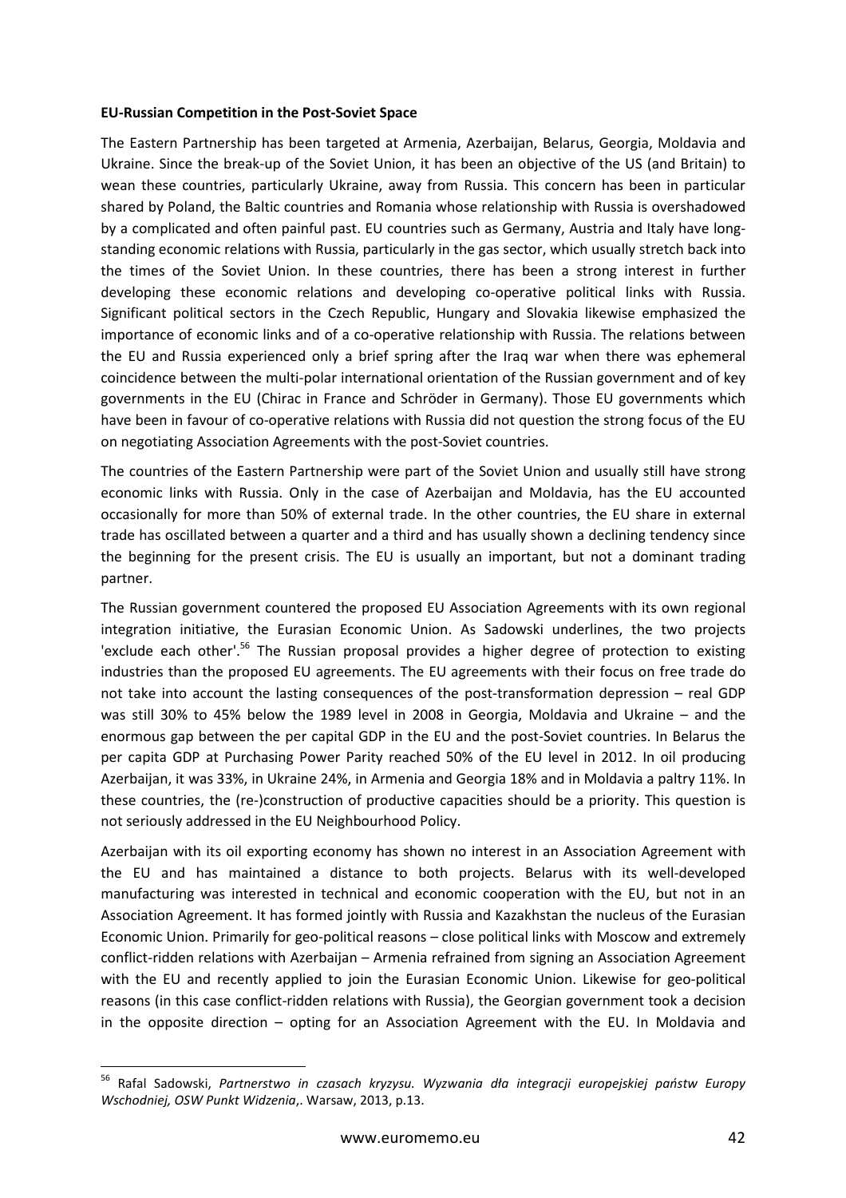**EU-Russian Competition in the Post-Soviet Space**

The Eastern Partnership has been targeted at Armenia, Azerbaijan, Belarus, Georgia, Moldavia and Ukraine. Since the break-up of the Soviet Union, it has been an objective of the US (and Britain) to wean these countries, particularly Ukraine, away from Russia. This concern has been in particular shared by Poland, the Baltic countries and Romania whose relationship with Russia is overshadowed by a complicated and often painful past. EU countries such as Germany, Austria and Italy have long-standing economic relations with Russia, particularly in the gas sector, which usually stretch back into the times of the Soviet Union. In these countries, there has been a strong interest in further developing these economic relations and developing co-operative political links with Russia. Significant political sectors in the Czech Republic, Hungary and Slovakia likewise emphasized the importance of economic links and of a co-operative relationship with Russia. The relations between the EU and Russia experienced only a brief spring after the Iraq war when there was ephemeral coincidence between the multi-polar international orientation of the Russian government and of key governments in the EU (Chirac in France and Schröder in Germany). Those EU governments which have been in favour of co-operative relations with Russia did not question the strong focus of the EU on negotiating Association Agreements with the post-Soviet countries.

The countries of the Eastern Partnership were part of the Soviet Union and usually still have strong economic links with Russia. Only in the case of Azerbaijan and Moldavia, has the EU accounted occasionally for more than 50% of external trade. In the other countries, the EU share in external trade has oscillated between a quarter and a third and has usually shown a declining tendency since the beginning for the present crisis. The EU is usually an important, but not a dominant trading partner.

The Russian government countered the proposed EU Association Agreements with its own regional integration initiative, the Eurasian Economic Union. As Sadowski underlines, the two projects 'exclude each other'.[56] The Russian proposal provides a higher degree of protection to existing industries than the proposed EU agreements. The EU agreements with their focus on free trade do not take into account the lasting consequences of the post-transformation depression – real GDP was still 30% to 45% below the 1989 level in 2008 in Georgia, Moldavia and Ukraine – and the enormous gap between the per capital GDP in the EU and the post-Soviet countries. In Belarus the per capita GDP at Purchasing Power Parity reached 50% of the EU level in 2012. In oil producing Azerbaijan, it was 33%, in Ukraine 24%, in Armenia and Georgia 18% and in Moldavia a paltry 11%. In these countries, the (re-)construction of productive capacities should be a priority. This question is not seriously addressed in the EU Neighbourhood Policy.

Azerbaijan with its oil exporting economy has shown no interest in an Association Agreement with the EU and has maintained a distance to both projects. Belarus with its well-developed manufacturing was interested in technical and economic cooperation with the EU, but not in an Association Agreement. It has formed jointly with Russia and Kazakhstan the nucleus of the Eurasian Economic Union. Primarily for geo-political reasons – close political links with Moscow and extremely conflict-ridden relations with Azerbaijan – Armenia refrained from signing an Association Agreement with the EU and recently applied to join the Eurasian Economic Union. Likewise for geo-political reasons (in this case conflict-ridden relations with Russia), the Georgian government took a decision in the opposite direction – opting for an Association Agreement with the EU. In Moldavia and

---

[56] Rafal Sadowski, *Partnerstwo in czasach kryzysu. Wyzwania dla integracji europejskiej państw Europy Wschodniej, OSW Punkt Widzenia*,. Warsaw, 2013, p.13.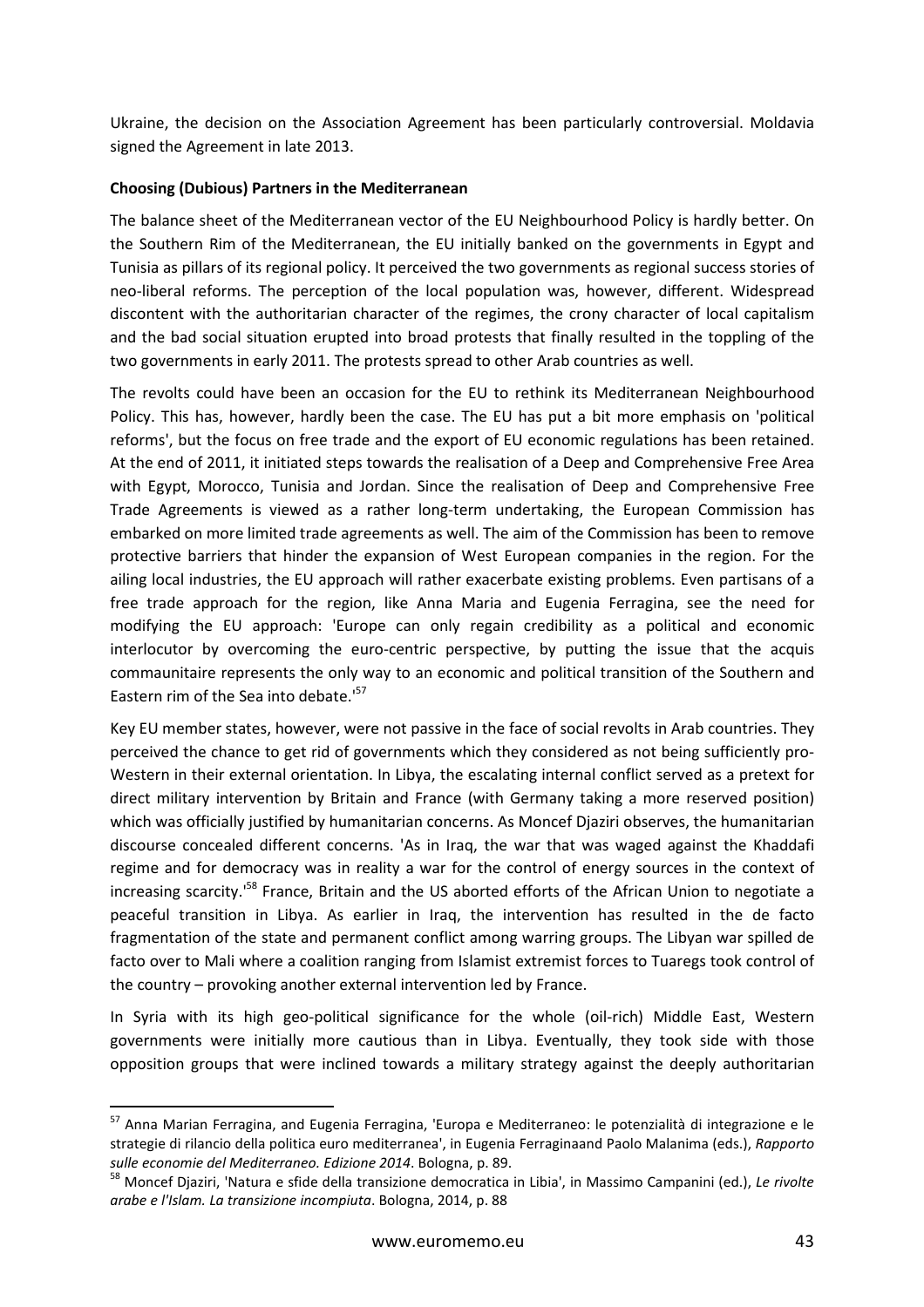Ukraine, the decision on the Association Agreement has been particularly controversial. Moldavia signed the Agreement in late 2013.

**Choosing (Dubious) Partners in the Mediterranean**

The balance sheet of the Mediterranean vector of the EU Neighbourhood Policy is hardly better. On the Southern Rim of the Mediterranean, the EU initially banked on the governments in Egypt and Tunisia as pillars of its regional policy. It perceived the two governments as regional success stories of neo-liberal reforms. The perception of the local population was, however, different. Widespread discontent with the authoritarian character of the regimes, the crony character of local capitalism and the bad social situation erupted into broad protests that finally resulted in the toppling of the two governments in early 2011. The protests spread to other Arab countries as well.

The revolts could have been an occasion for the EU to rethink its Mediterranean Neighbourhood Policy. This has, however, hardly been the case. The EU has put a bit more emphasis on 'political reforms', but the focus on free trade and the export of EU economic regulations has been retained. At the end of 2011, it initiated steps towards the realisation of a Deep and Comprehensive Free Area with Egypt, Morocco, Tunisia and Jordan. Since the realisation of Deep and Comprehensive Free Trade Agreements is viewed as a rather long-term undertaking, the European Commission has embarked on more limited trade agreements as well. The aim of the Commission has been to remove protective barriers that hinder the expansion of West European companies in the region. For the ailing local industries, the EU approach will rather exacerbate existing problems. Even partisans of a free trade approach for the region, like Anna Maria and Eugenia Ferragina, see the need for modifying the EU approach: 'Europe can only regain credibility as a political and economic interlocutor by overcoming the euro-centric perspective, by putting the issue that the acquis commaunitaire represents the only way to an economic and political transition of the Southern and Eastern rim of the Sea into debate.'[57]

Key EU member states, however, were not passive in the face of social revolts in Arab countries. They perceived the chance to get rid of governments which they considered as not being sufficiently pro-Western in their external orientation. In Libya, the escalating internal conflict served as a pretext for direct military intervention by Britain and France (with Germany taking a more reserved position) which was officially justified by humanitarian concerns. As Moncef Djaziri observes, the humanitarian discourse concealed different concerns. 'As in Iraq, the war that was waged against the Khaddafi regime and for democracy was in reality a war for the control of energy sources in the context of increasing scarcity.'[58] France, Britain and the US aborted efforts of the African Union to negotiate a peaceful transition in Libya. As earlier in Iraq, the intervention has resulted in the de facto fragmentation of the state and permanent conflict among warring groups. The Libyan war spilled de facto over to Mali where a coalition ranging from Islamist extremist forces to Tuaregs took control of the country – provoking another external intervention led by France.

In Syria with its high geo-political significance for the whole (oil-rich) Middle East, Western governments were initially more cautious than in Libya. Eventually, they took side with those opposition groups that were inclined towards a military strategy against the deeply authoritarian

---

[57] Anna Marian Ferragina, and Eugenia Ferragina, 'Europa e Mediterraneo: le potenzialità di integrazione e le strategie di rilancio della politica euro mediterranea', in Eugenia Ferraginaand Paolo Malanima (eds.), *Rapporto sulle economie del Mediterraneo. Edizione 2014*. Bologna, p. 89.

[58] Moncef Djaziri, 'Natura e sfide della transizione democratica in Libia', in Massimo Campanini (ed.), *Le rivolte arabe e l'Islam. La transizione incompiuta*. Bologna, 2014, p. 88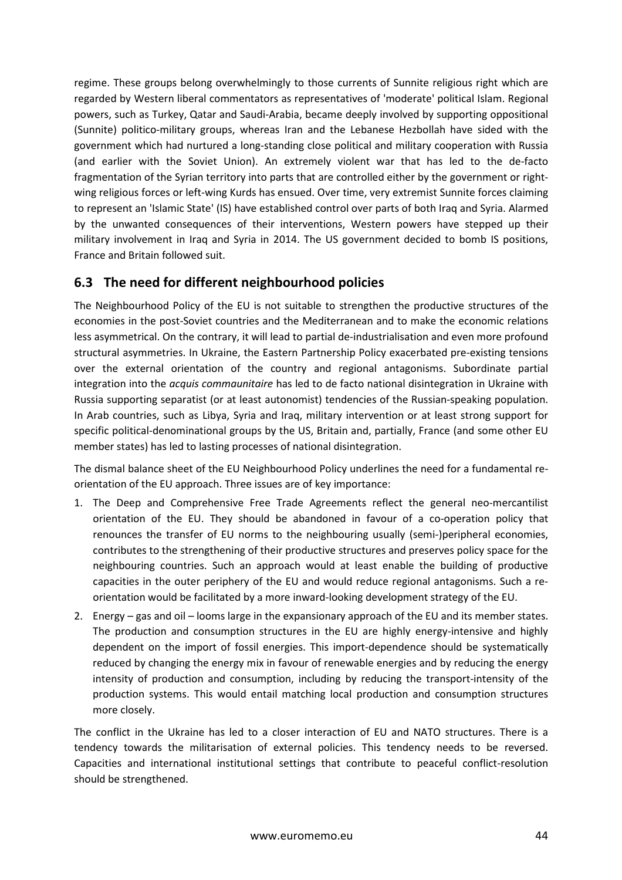regime. These groups belong overwhelmingly to those currents of Sunnite religious right which are regarded by Western liberal commentators as representatives of 'moderate' political Islam. Regional powers, such as Turkey, Qatar and Saudi-Arabia, became deeply involved by supporting oppositional (Sunnite) politico-military groups, whereas Iran and the Lebanese Hezbollah have sided with the government which had nurtured a long-standing close political and military cooperation with Russia (and earlier with the Soviet Union). An extremely violent war that has led to the de-facto fragmentation of the Syrian territory into parts that are controlled either by the government or right-wing religious forces or left-wing Kurds has ensued. Over time, very extremist Sunnite forces claiming to represent an 'Islamic State' (IS) have established control over parts of both Iraq and Syria. Alarmed by the unwanted consequences of their interventions, Western powers have stepped up their military involvement in Iraq and Syria in 2014. The US government decided to bomb IS positions, France and Britain followed suit.

## 6.3 The need for different neighbourhood policies

The Neighbourhood Policy of the EU is not suitable to strengthen the productive structures of the economies in the post-Soviet countries and the Mediterranean and to make the economic relations less asymmetrical. On the contrary, it will lead to partial de-industrialisation and even more profound structural asymmetries. In Ukraine, the Eastern Partnership Policy exacerbated pre-existing tensions over the external orientation of the country and regional antagonisms. Subordinate partial integration into the *acquis commaunitaire* has led to de facto national disintegration in Ukraine with Russia supporting separatist (or at least autonomist) tendencies of the Russian-speaking population. In Arab countries, such as Libya, Syria and Iraq, military intervention or at least strong support for specific political-denominational groups by the US, Britain and, partially, France (and some other EU member states) has led to lasting processes of national disintegration.

The dismal balance sheet of the EU Neighbourhood Policy underlines the need for a fundamental re-orientation of the EU approach. Three issues are of key importance:

1. The Deep and Comprehensive Free Trade Agreements reflect the general neo-mercantilist orientation of the EU. They should be abandoned in favour of a co-operation policy that renounces the transfer of EU norms to the neighbouring usually (semi-)peripheral economies, contributes to the strengthening of their productive structures and preserves policy space for the neighbouring countries. Such an approach would at least enable the building of productive capacities in the outer periphery of the EU and would reduce regional antagonisms. Such a re-orientation would be facilitated by a more inward-looking development strategy of the EU.
2. Energy – gas and oil – looms large in the expansionary approach of the EU and its member states. The production and consumption structures in the EU are highly energy-intensive and highly dependent on the import of fossil energies. This import-dependence should be systematically reduced by changing the energy mix in favour of renewable energies and by reducing the energy intensity of production and consumption, including by reducing the transport-intensity of the production systems. This would entail matching local production and consumption structures more closely.

The conflict in the Ukraine has led to a closer interaction of EU and NATO structures. There is a tendency towards the militarisation of external policies. This tendency needs to be reversed. Capacities and international institutional settings that contribute to peaceful conflict-resolution should be strengthened.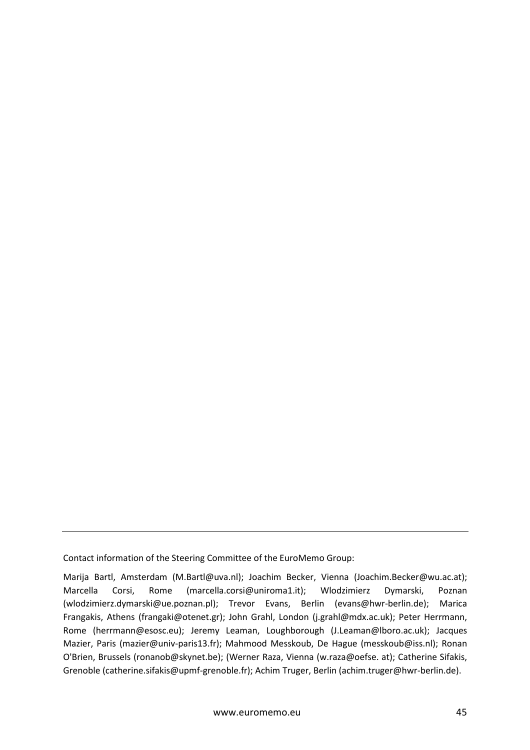---

Contact information of the Steering Committee of the EuroMemo Group:

Marija Bartl, Amsterdam (M.Bartl@uva.nl); Joachim Becker, Vienna (Joachim.Becker@wu.ac.at); Marcella Corsi, Rome (marcella.corsi@uniroma1.it); Wlodzimierz Dymarski, Poznan (wlodzimierz.dymarski@ue.poznan.pl); Trevor Evans, Berlin (evans@hwr-berlin.de); Marica Frangakis, Athens (frangaki@otenet.gr); John Grahl, London (j.grahl@mdx.ac.uk); Peter Herrmann, Rome (herrmann@esosc.eu); Jeremy Leaman, Loughborough (J.Leaman@lboro.ac.uk); Jacques Mazier, Paris (mazier@univ-paris13.fr); Mahmood Messkoub, De Hague (messkoub@iss.nl); Ronan O'Brien, Brussels (ronanob@skynet.be); (Werner Raza, Vienna (w.raza@oefse. at); Catherine Sifakis, Grenoble (catherine.sifakis@upmf-grenoble.fr); Achim Truger, Berlin (achim.truger@hwr-berlin.de).

www.euromemo.eu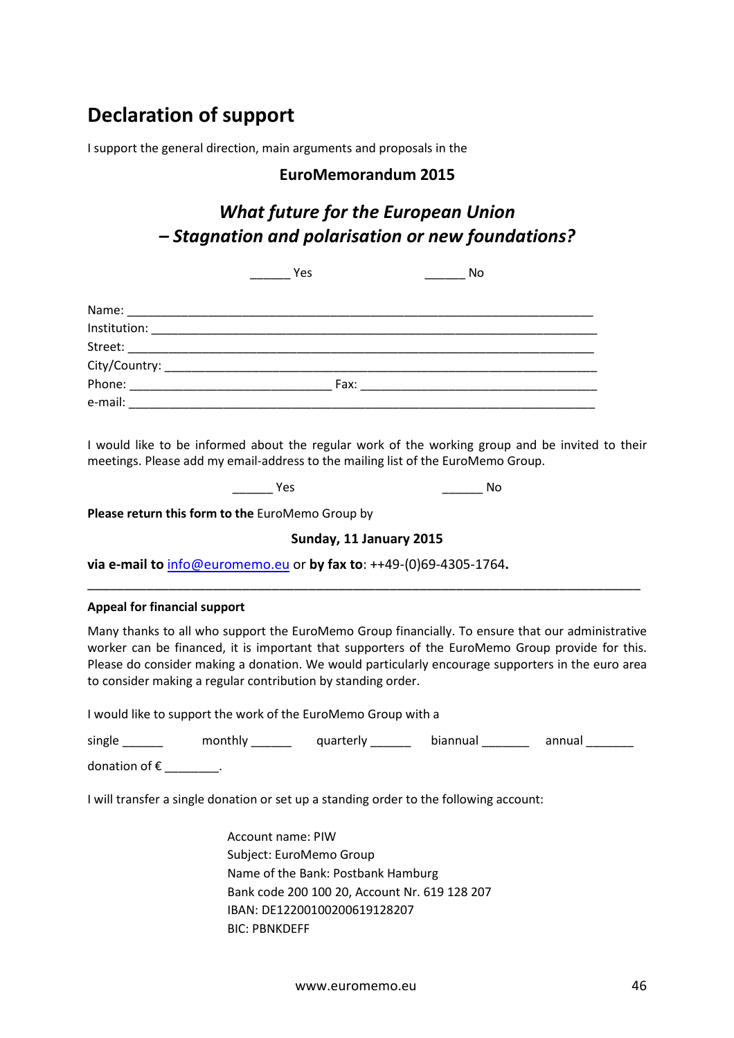# Declaration of support

I support the general direction, main arguments and proposals in the

**EuroMemorandum 2015**

## *What future for the European Union – Stagnation and polarisation or new foundations?*

______ Yes ______ No

Name: ______________________________________________________________________

Institution: ___________________________________________________________________

Street: ______________________________________________________________________

City/Country: _________________________________________________________________

Phone: ____________________________ Fax: ________________________________

e-mail: ______________________________________________________________________

I would like to be informed about the regular work of the working group and be invited to their meetings. Please add my email-address to the mailing list of the EuroMemo Group.

______ Yes ______ No

**Please return this form to the** EuroMemo Group by

**Sunday, 11 January 2015**

**via e-mail to** info@euromemo.eu or **by fax to**: ++49-(0)69-4305-1764**.**

---

**Appeal for financial support**

Many thanks to all who support the EuroMemo Group financially. To ensure that our administrative worker can be financed, it is important that supporters of the EuroMemo Group provide for this. Please do consider making a donation. We would particularly encourage supporters in the euro area to consider making a regular contribution by standing order.

I would like to support the work of the EuroMemo Group with a

single ______ monthly ______ quarterly ______ biannual _______ annual _______

donation of € ________.

I will transfer a single donation or set up a standing order to the following account:

Account name: PIW
Subject: EuroMemo Group
Name of the Bank: Postbank Hamburg
Bank code 200 100 20, Account Nr. 619 128 207
IBAN: DE12200100200619128207
BIC: PBNKDEFF

www.euromemo.eu